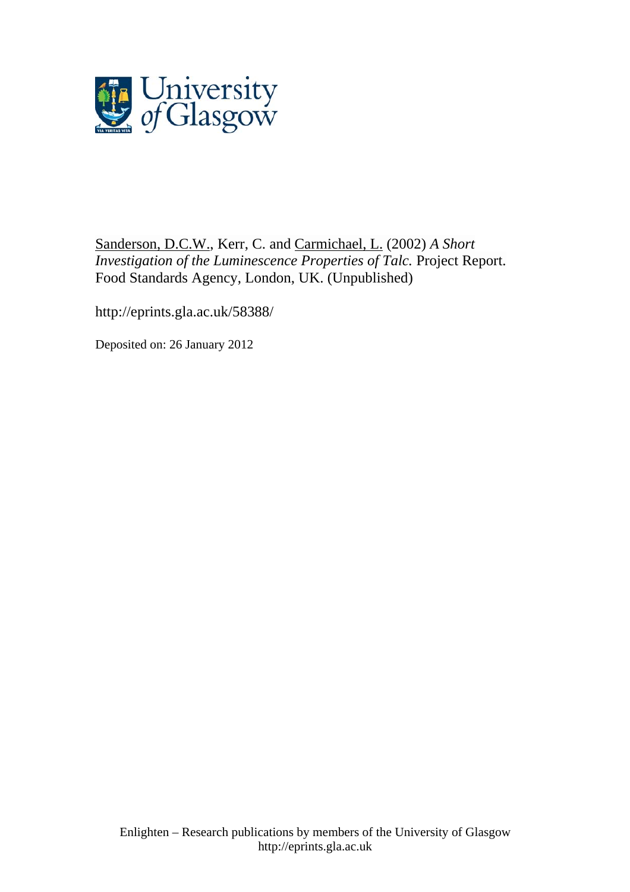University of Glasgow

Sanderson, D.C.W., Kerr, C. and Carmichael, L. (2002) *A Short Investigation of the Luminescence Properties of Talc.* Project Report. Food Standards Agency, London, UK. (Unpublished)

http://eprints.gla.ac.uk/58388/

Deposited on: 26 January 2012

Enlighten – Research publications by members of the University of Glasgow
http://eprints.gla.ac.uk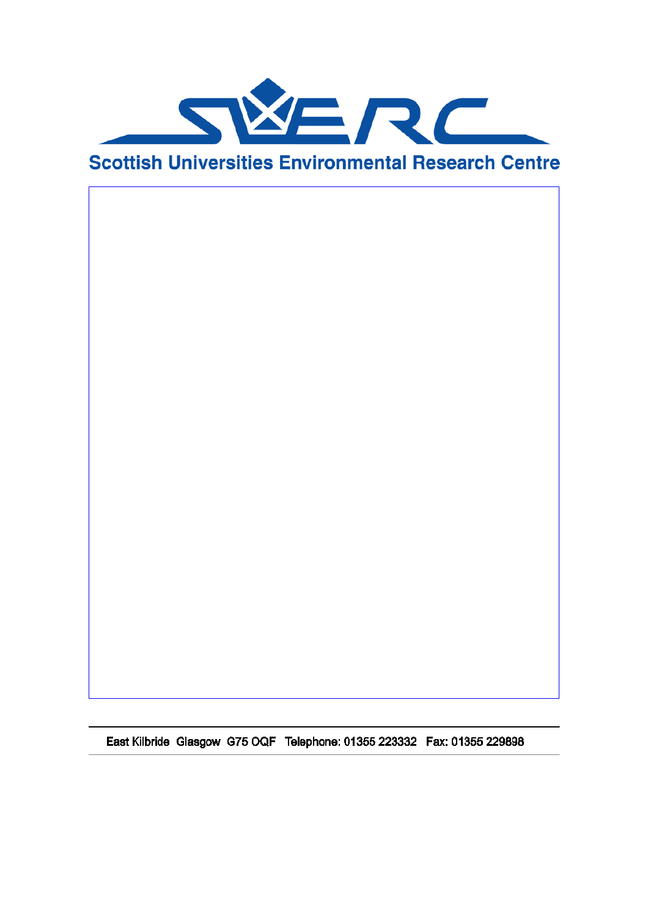# Scottish Universities Environmental Research Centre

East Kilbride Glasgow G75 OQF Telephone: 01355 223332 Fax: 01355 229898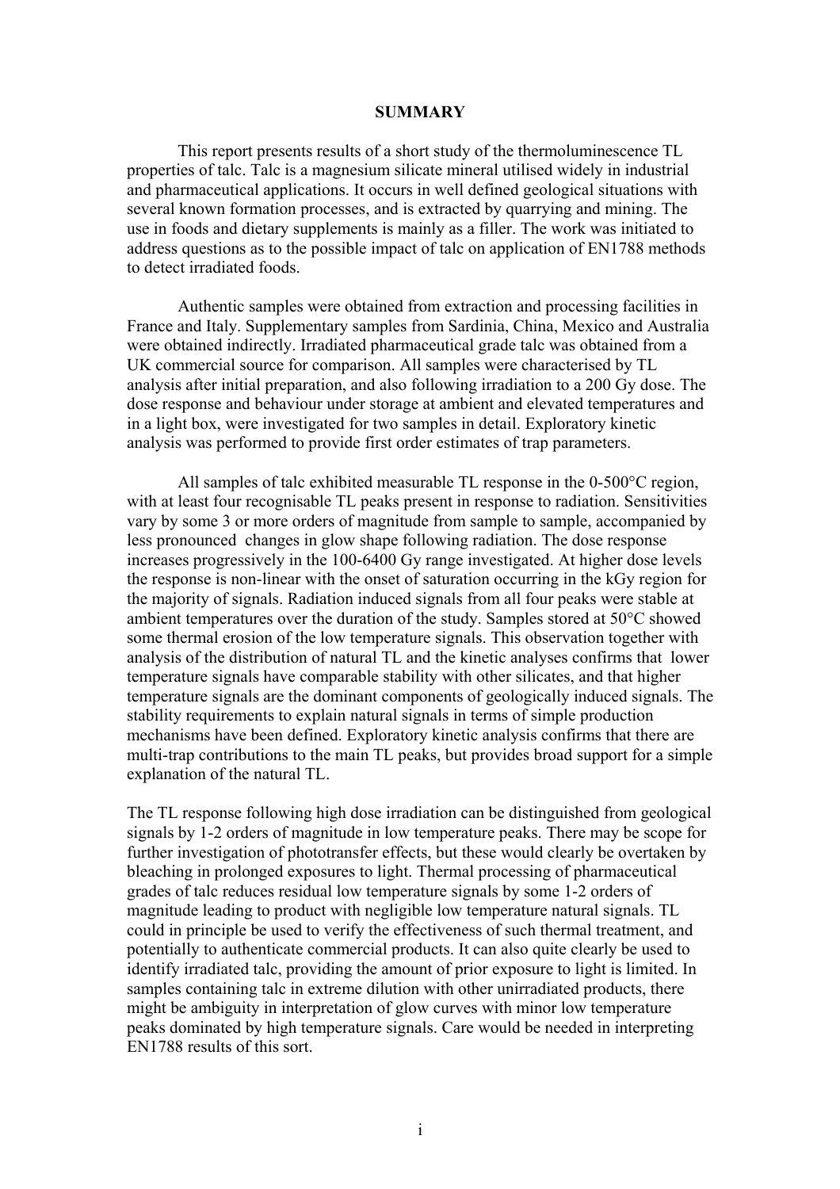## SUMMARY

This report presents results of a short study of the thermoluminescence TL properties of talc. Talc is a magnesium silicate mineral utilised widely in industrial and pharmaceutical applications. It occurs in well defined geological situations with several known formation processes, and is extracted by quarrying and mining. The use in foods and dietary supplements is mainly as a filler. The work was initiated to address questions as to the possible impact of talc on application of EN1788 methods to detect irradiated foods.

Authentic samples were obtained from extraction and processing facilities in France and Italy. Supplementary samples from Sardinia, China, Mexico and Australia were obtained indirectly. Irradiated pharmaceutical grade talc was obtained from a UK commercial source for comparison. All samples were characterised by TL analysis after initial preparation, and also following irradiation to a 200 Gy dose. The dose response and behaviour under storage at ambient and elevated temperatures and in a light box, were investigated for two samples in detail. Exploratory kinetic analysis was performed to provide first order estimates of trap parameters.

All samples of talc exhibited measurable TL response in the 0-500°C region, with at least four recognisable TL peaks present in response to radiation. Sensitivities vary by some 3 or more orders of magnitude from sample to sample, accompanied by less pronounced changes in glow shape following radiation. The dose response increases progressively in the 100-6400 Gy range investigated. At higher dose levels the response is non-linear with the onset of saturation occurring in the kGy region for the majority of signals. Radiation induced signals from all four peaks were stable at ambient temperatures over the duration of the study. Samples stored at 50°C showed some thermal erosion of the low temperature signals. This observation together with analysis of the distribution of natural TL and the kinetic analyses confirms that lower temperature signals have comparable stability with other silicates, and that higher temperature signals are the dominant components of geologically induced signals. The stability requirements to explain natural signals in terms of simple production mechanisms have been defined. Exploratory kinetic analysis confirms that there are multi-trap contributions to the main TL peaks, but provides broad support for a simple explanation of the natural TL.

The TL response following high dose irradiation can be distinguished from geological signals by 1-2 orders of magnitude in low temperature peaks. There may be scope for further investigation of phototransfer effects, but these would clearly be overtaken by bleaching in prolonged exposures to light. Thermal processing of pharmaceutical grades of talc reduces residual low temperature signals by some 1-2 orders of magnitude leading to product with negligible low temperature natural signals. TL could in principle be used to verify the effectiveness of such thermal treatment, and potentially to authenticate commercial products. It can also quite clearly be used to identify irradiated talc, providing the amount of prior exposure to light is limited. In samples containing talc in extreme dilution with other unirradiated products, there might be ambiguity in interpretation of glow curves with minor low temperature peaks dominated by high temperature signals. Care would be needed in interpreting EN1788 results of this sort.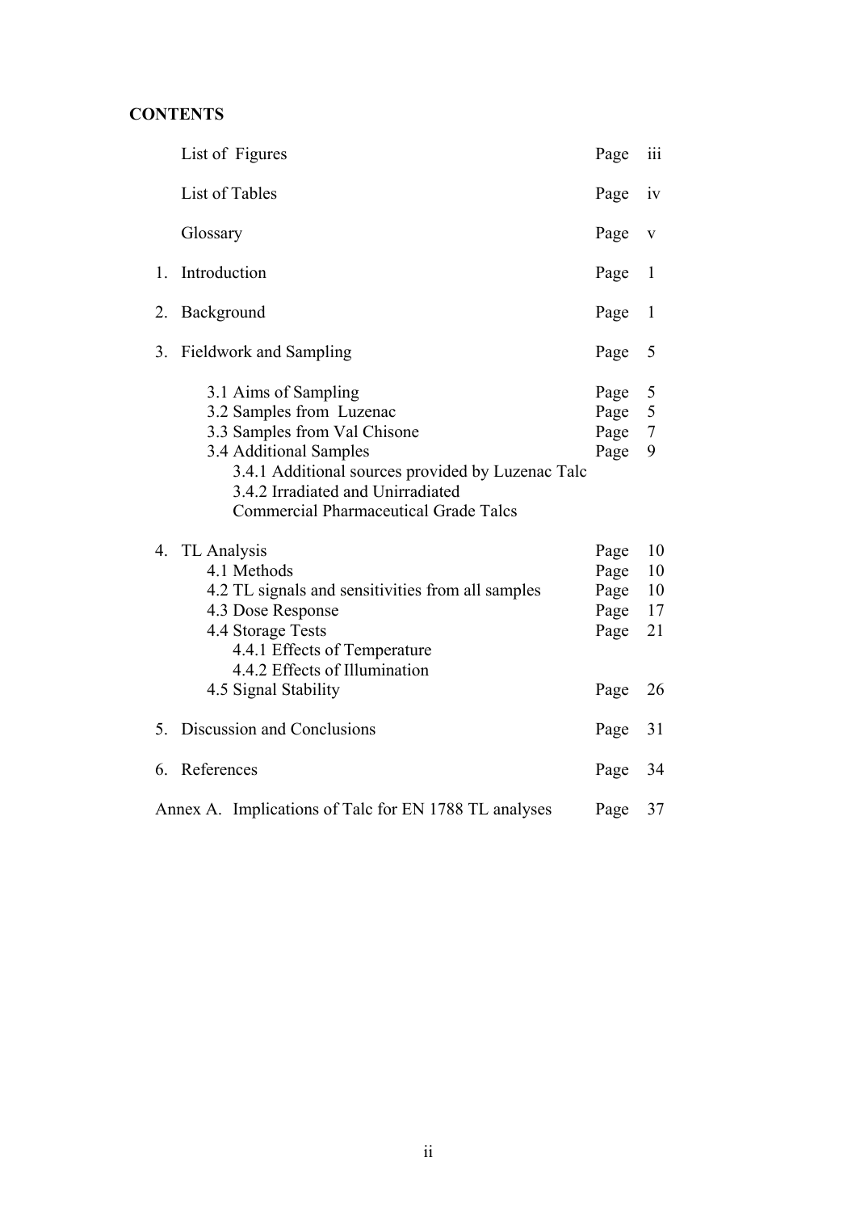**CONTENTS**

| | | |
|---|---|---|
| List of Figures | Page | iii |
| List of Tables | Page | iv |
| Glossary | Page | v |
| 1. Introduction | Page | 1 |
| 2. Background | Page | 1 |
| 3. Fieldwork and Sampling | Page | 5 |
| 3.1 Aims of Sampling | Page | 5 |
| 3.2 Samples from Luzenac | Page | 5 |
| 3.3 Samples from Val Chisone | Page | 7 |
| 3.4 Additional Samples | Page | 9 |
| 3.4.1 Additional sources provided by Luzenac Talc | | |
| 3.4.2 Irradiated and Unirradiated Commercial Pharmaceutical Grade Talcs | | |
| 4. TL Analysis | Page | 10 |
| 4.1 Methods | Page | 10 |
| 4.2 TL signals and sensitivities from all samples | Page | 10 |
| 4.3 Dose Response | Page | 17 |
| 4.4 Storage Tests | Page | 21 |
| 4.4.1 Effects of Temperature | | |
| 4.4.2 Effects of Illumination | | |
| 4.5 Signal Stability | Page | 26 |
| 5. Discussion and Conclusions | Page | 31 |
| 6. References | Page | 34 |
| Annex A. Implications of Talc for EN 1788 TL analyses | Page | 37 |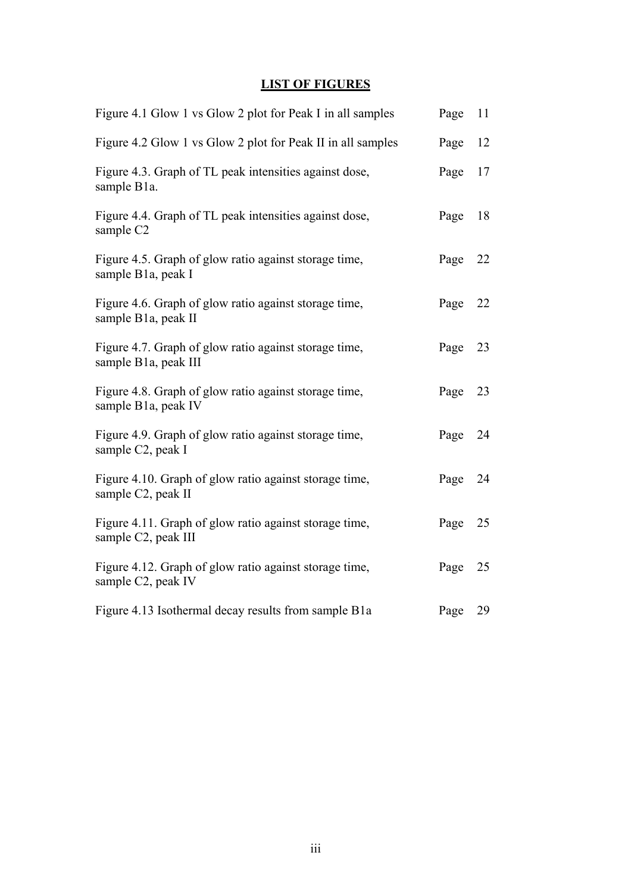# LIST OF FIGURES

Figure 4.1 Glow 1 vs Glow 2 plot for Peak I in all samples — Page 11

Figure 4.2 Glow 1 vs Glow 2 plot for Peak II in all samples — Page 12

Figure 4.3. Graph of TL peak intensities against dose, sample B1a. — Page 17

Figure 4.4. Graph of TL peak intensities against dose, sample C2 — Page 18

Figure 4.5. Graph of glow ratio against storage time, sample B1a, peak I — Page 22

Figure 4.6. Graph of glow ratio against storage time, sample B1a, peak II — Page 22

Figure 4.7. Graph of glow ratio against storage time, sample B1a, peak III — Page 23

Figure 4.8. Graph of glow ratio against storage time, sample B1a, peak IV — Page 23

Figure 4.9. Graph of glow ratio against storage time, sample C2, peak I — Page 24

Figure 4.10. Graph of glow ratio against storage time, sample C2, peak II — Page 24

Figure 4.11. Graph of glow ratio against storage time, sample C2, peak III — Page 25

Figure 4.12. Graph of glow ratio against storage time, sample C2, peak IV — Page 25

Figure 4.13 Isothermal decay results from sample B1a — Page 29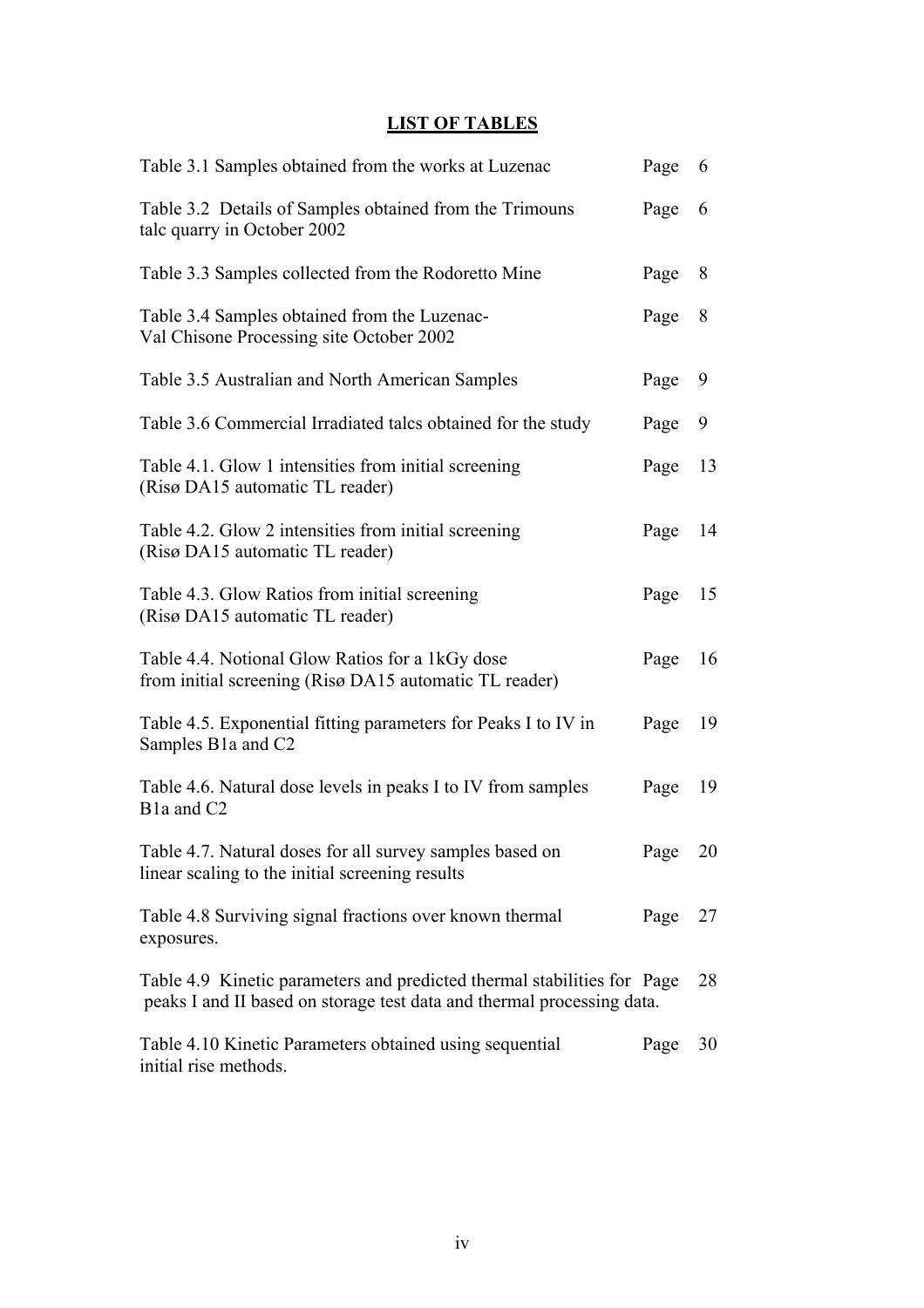# LIST OF TABLES

| | | |
|---|---|---|
| Table 3.1 Samples obtained from the works at Luzenac | Page | 6 |
| Table 3.2 Details of Samples obtained from the Trimouns talc quarry in October 2002 | Page | 6 |
| Table 3.3 Samples collected from the Rodoretto Mine | Page | 8 |
| Table 3.4 Samples obtained from the Luzenac-Val Chisone Processing site October 2002 | Page | 8 |
| Table 3.5 Australian and North American Samples | Page | 9 |
| Table 3.6 Commercial Irradiated talcs obtained for the study | Page | 9 |
| Table 4.1. Glow 1 intensities from initial screening (Risø DA15 automatic TL reader) | Page | 13 |
| Table 4.2. Glow 2 intensities from initial screening (Risø DA15 automatic TL reader) | Page | 14 |
| Table 4.3. Glow Ratios from initial screening (Risø DA15 automatic TL reader) | Page | 15 |
| Table 4.4. Notional Glow Ratios for a 1kGy dose from initial screening (Risø DA15 automatic TL reader) | Page | 16 |
| Table 4.5. Exponential fitting parameters for Peaks I to IV in Samples B1a and C2 | Page | 19 |
| Table 4.6. Natural dose levels in peaks I to IV from samples B1a and C2 | Page | 19 |
| Table 4.7. Natural doses for all survey samples based on linear scaling to the initial screening results | Page | 20 |
| Table 4.8 Surviving signal fractions over known thermal exposures. | Page | 27 |
| Table 4.9 Kinetic parameters and predicted thermal stabilities for peaks I and II based on storage test data and thermal processing data. | Page | 28 |
| Table 4.10 Kinetic Parameters obtained using sequential initial rise methods. | Page | 30 |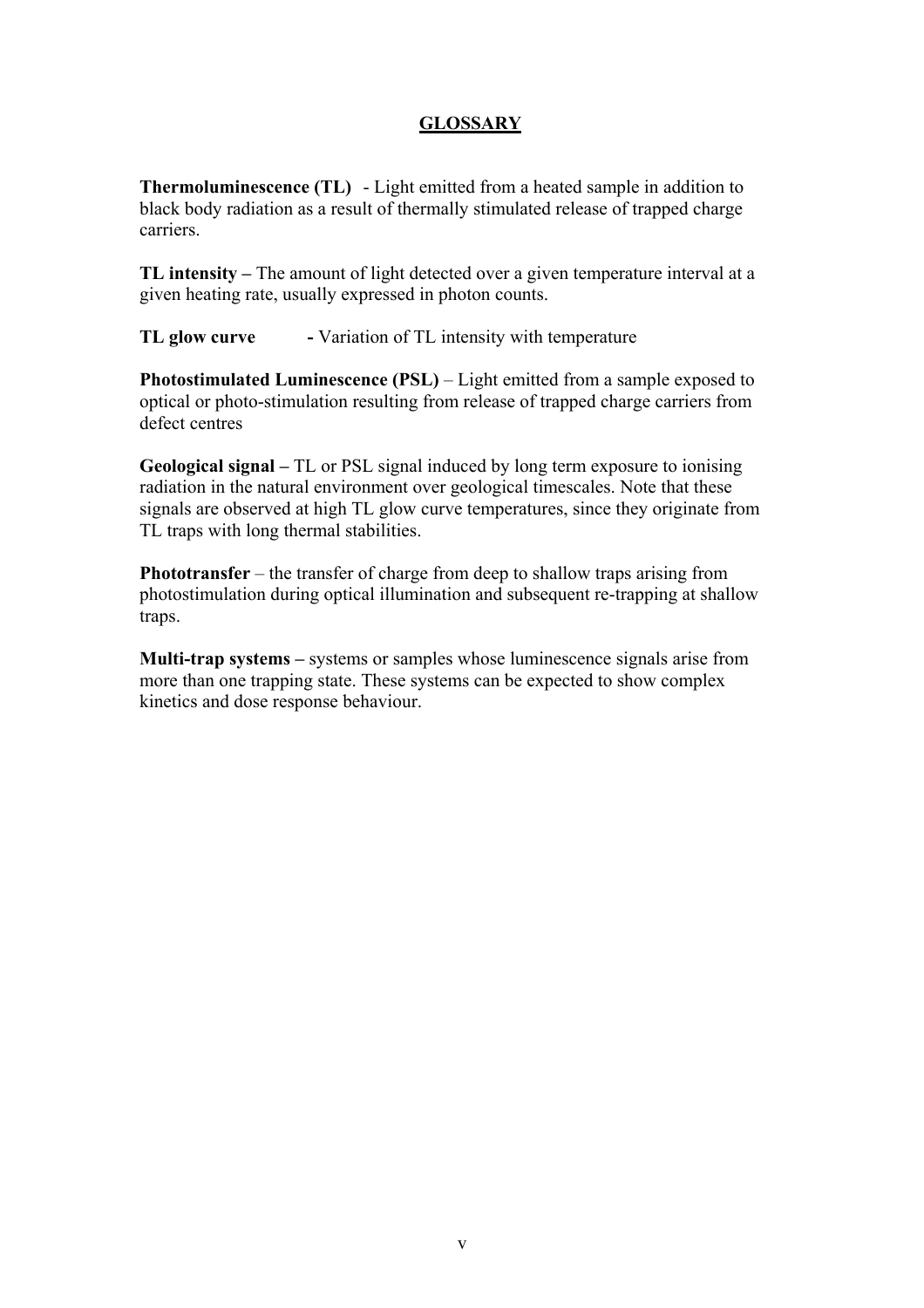# GLOSSARY

**Thermoluminescence (TL)** - Light emitted from a heated sample in addition to black body radiation as a result of thermally stimulated release of trapped charge carriers.

**TL intensity –** The amount of light detected over a given temperature interval at a given heating rate, usually expressed in photon counts.

**TL glow curve** **-** Variation of TL intensity with temperature

**Photostimulated Luminescence (PSL)** – Light emitted from a sample exposed to optical or photo-stimulation resulting from release of trapped charge carriers from defect centres

**Geological signal –** TL or PSL signal induced by long term exposure to ionising radiation in the natural environment over geological timescales. Note that these signals are observed at high TL glow curve temperatures, since they originate from TL traps with long thermal stabilities.

**Phototransfer** – the transfer of charge from deep to shallow traps arising from photostimulation during optical illumination and subsequent re-trapping at shallow traps.

**Multi-trap systems –** systems or samples whose luminescence signals arise from more than one trapping state. These systems can be expected to show complex kinetics and dose response behaviour.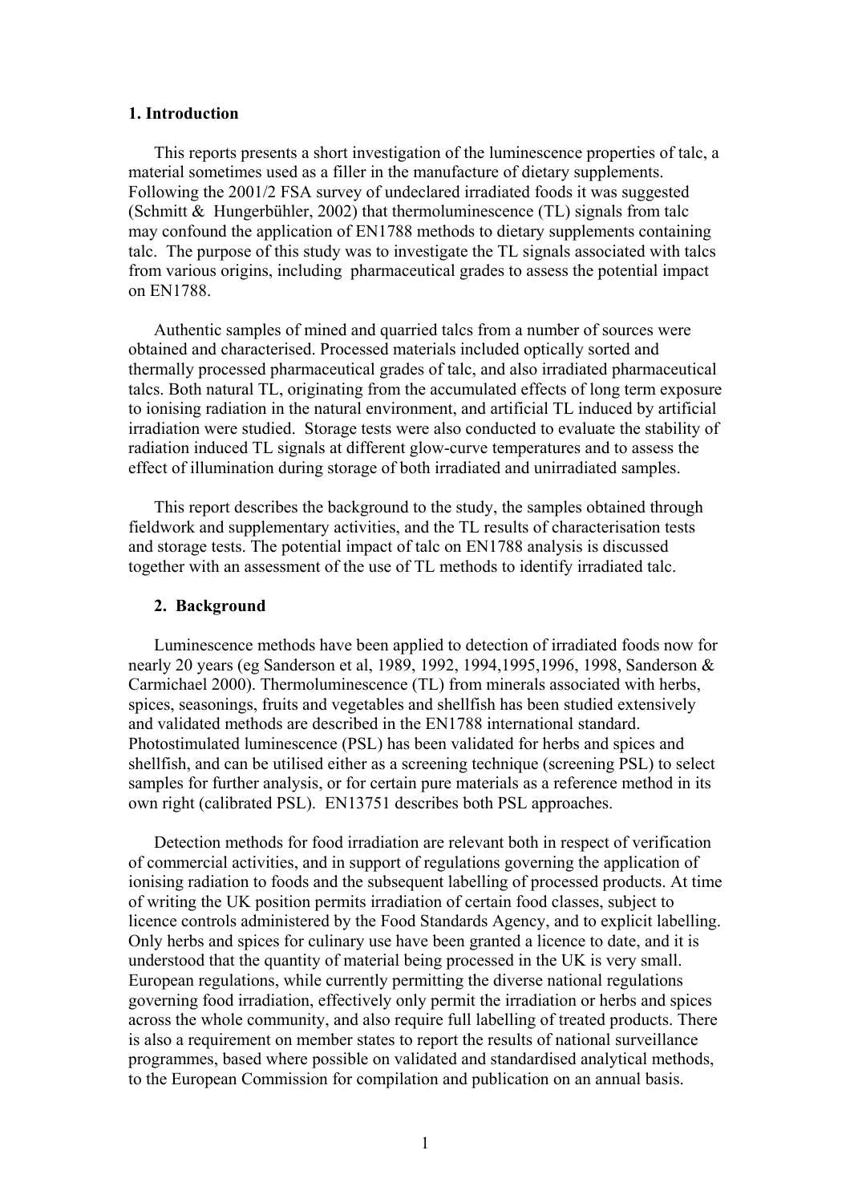## 1. Introduction

This reports presents a short investigation of the luminescence properties of talc, a material sometimes used as a filler in the manufacture of dietary supplements. Following the 2001/2 FSA survey of undeclared irradiated foods it was suggested (Schmitt & Hungerbühler, 2002) that thermoluminescence (TL) signals from talc may confound the application of EN1788 methods to dietary supplements containing talc. The purpose of this study was to investigate the TL signals associated with talcs from various origins, including pharmaceutical grades to assess the potential impact on EN1788.

Authentic samples of mined and quarried talcs from a number of sources were obtained and characterised. Processed materials included optically sorted and thermally processed pharmaceutical grades of talc, and also irradiated pharmaceutical talcs. Both natural TL, originating from the accumulated effects of long term exposure to ionising radiation in the natural environment, and artificial TL induced by artificial irradiation were studied. Storage tests were also conducted to evaluate the stability of radiation induced TL signals at different glow-curve temperatures and to assess the effect of illumination during storage of both irradiated and unirradiated samples.

This report describes the background to the study, the samples obtained through fieldwork and supplementary activities, and the TL results of characterisation tests and storage tests. The potential impact of talc on EN1788 analysis is discussed together with an assessment of the use of TL methods to identify irradiated talc.

## 2. Background

Luminescence methods have been applied to detection of irradiated foods now for nearly 20 years (eg Sanderson et al, 1989, 1992, 1994,1995,1996, 1998, Sanderson & Carmichael 2000). Thermoluminescence (TL) from minerals associated with herbs, spices, seasonings, fruits and vegetables and shellfish has been studied extensively and validated methods are described in the EN1788 international standard. Photostimulated luminescence (PSL) has been validated for herbs and spices and shellfish, and can be utilised either as a screening technique (screening PSL) to select samples for further analysis, or for certain pure materials as a reference method in its own right (calibrated PSL). EN13751 describes both PSL approaches.

Detection methods for food irradiation are relevant both in respect of verification of commercial activities, and in support of regulations governing the application of ionising radiation to foods and the subsequent labelling of processed products. At time of writing the UK position permits irradiation of certain food classes, subject to licence controls administered by the Food Standards Agency, and to explicit labelling. Only herbs and spices for culinary use have been granted a licence to date, and it is understood that the quantity of material being processed in the UK is very small. European regulations, while currently permitting the diverse national regulations governing food irradiation, effectively only permit the irradiation or herbs and spices across the whole community, and also require full labelling of treated products. There is also a requirement on member states to report the results of national surveillance programmes, based where possible on validated and standardised analytical methods, to the European Commission for compilation and publication on an annual basis.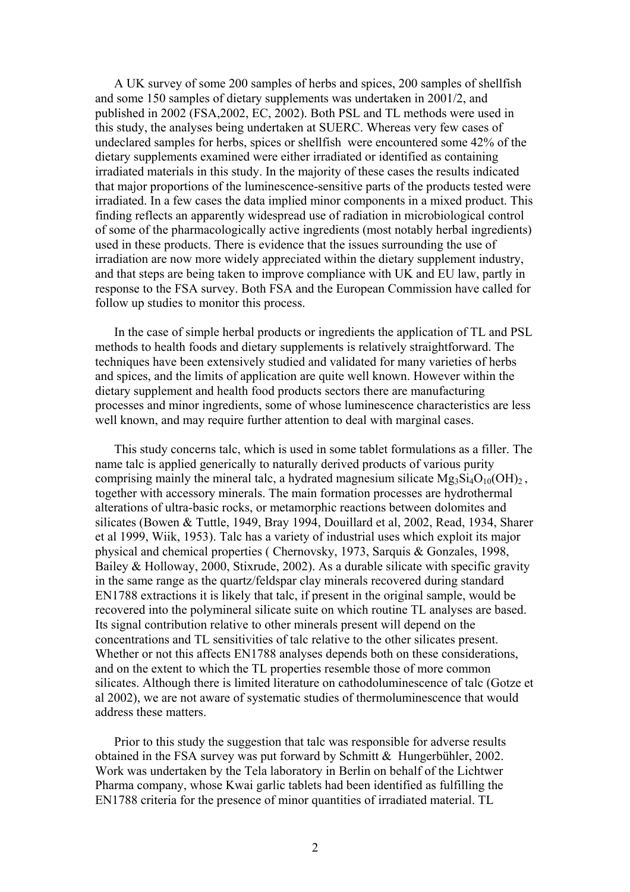A UK survey of some 200 samples of herbs and spices, 200 samples of shellfish and some 150 samples of dietary supplements was undertaken in 2001/2, and published in 2002 (FSA,2002, EC, 2002). Both PSL and TL methods were used in this study, the analyses being undertaken at SUERC. Whereas very few cases of undeclared samples for herbs, spices or shellfish were encountered some 42% of the dietary supplements examined were either irradiated or identified as containing irradiated materials in this study. In the majority of these cases the results indicated that major proportions of the luminescence-sensitive parts of the products tested were irradiated. In a few cases the data implied minor components in a mixed product. This finding reflects an apparently widespread use of radiation in microbiological control of some of the pharmacologically active ingredients (most notably herbal ingredients) used in these products. There is evidence that the issues surrounding the use of irradiation are now more widely appreciated within the dietary supplement industry, and that steps are being taken to improve compliance with UK and EU law, partly in response to the FSA survey. Both FSA and the European Commission have called for follow up studies to monitor this process.

In the case of simple herbal products or ingredients the application of TL and PSL methods to health foods and dietary supplements is relatively straightforward. The techniques have been extensively studied and validated for many varieties of herbs and spices, and the limits of application are quite well known. However within the dietary supplement and health food products sectors there are manufacturing processes and minor ingredients, some of whose luminescence characteristics are less well known, and may require further attention to deal with marginal cases.

This study concerns talc, which is used in some tablet formulations as a filler. The name talc is applied generically to naturally derived products of various purity comprising mainly the mineral talc, a hydrated magnesium silicate $Mg_3Si_4O_{10}(OH)_2$, together with accessory minerals. The main formation processes are hydrothermal alterations of ultra-basic rocks, or metamorphic reactions between dolomites and silicates (Bowen & Tuttle, 1949, Bray 1994, Douillard et al, 2002, Read, 1934, Sharer et al 1999, Wiik, 1953). Talc has a variety of industrial uses which exploit its major physical and chemical properties ( Chernovsky, 1973, Sarquis & Gonzales, 1998, Bailey & Holloway, 2000, Stixrude, 2002). As a durable silicate with specific gravity in the same range as the quartz/feldspar clay minerals recovered during standard EN1788 extractions it is likely that talc, if present in the original sample, would be recovered into the polymineral silicate suite on which routine TL analyses are based. Its signal contribution relative to other minerals present will depend on the concentrations and TL sensitivities of talc relative to the other silicates present. Whether or not this affects EN1788 analyses depends both on these considerations, and on the extent to which the TL properties resemble those of more common silicates. Although there is limited literature on cathodoluminescence of talc (Gotze et al 2002), we are not aware of systematic studies of thermoluminescence that would address these matters.

Prior to this study the suggestion that talc was responsible for adverse results obtained in the FSA survey was put forward by Schmitt & Hungerbühler, 2002. Work was undertaken by the Tela laboratory in Berlin on behalf of the Lichtwer Pharma company, whose Kwai garlic tablets had been identified as fulfilling the EN1788 criteria for the presence of minor quantities of irradiated material. TL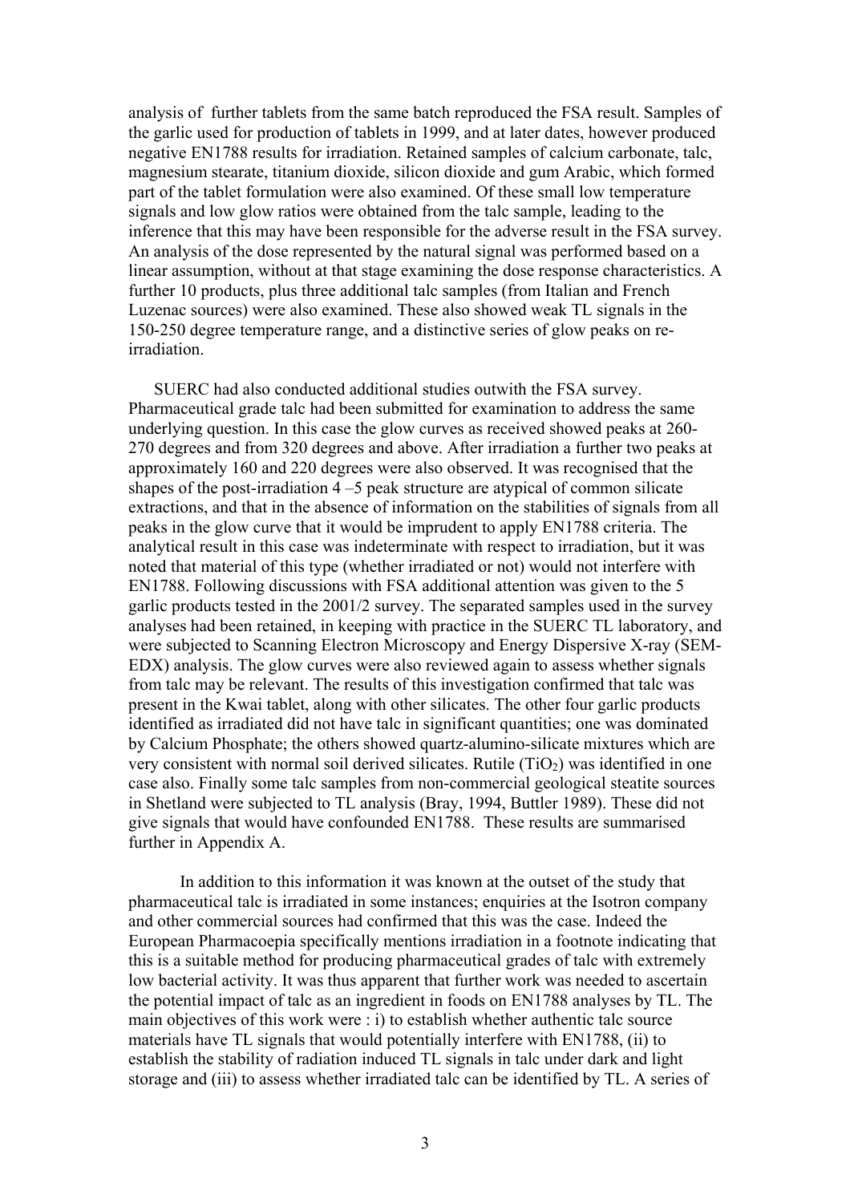analysis of further tablets from the same batch reproduced the FSA result. Samples of the garlic used for production of tablets in 1999, and at later dates, however produced negative EN1788 results for irradiation. Retained samples of calcium carbonate, talc, magnesium stearate, titanium dioxide, silicon dioxide and gum Arabic, which formed part of the tablet formulation were also examined. Of these small low temperature signals and low glow ratios were obtained from the talc sample, leading to the inference that this may have been responsible for the adverse result in the FSA survey. An analysis of the dose represented by the natural signal was performed based on a linear assumption, without at that stage examining the dose response characteristics. A further 10 products, plus three additional talc samples (from Italian and French Luzenac sources) were also examined. These also showed weak TL signals in the 150-250 degree temperature range, and a distinctive series of glow peaks on re-irradiation.

SUERC had also conducted additional studies outwith the FSA survey. Pharmaceutical grade talc had been submitted for examination to address the same underlying question. In this case the glow curves as received showed peaks at 260-270 degrees and from 320 degrees and above. After irradiation a further two peaks at approximately 160 and 220 degrees were also observed. It was recognised that the shapes of the post-irradiation 4 –5 peak structure are atypical of common silicate extractions, and that in the absence of information on the stabilities of signals from all peaks in the glow curve that it would be imprudent to apply EN1788 criteria. The analytical result in this case was indeterminate with respect to irradiation, but it was noted that material of this type (whether irradiated or not) would not interfere with EN1788. Following discussions with FSA additional attention was given to the 5 garlic products tested in the 2001/2 survey. The separated samples used in the survey analyses had been retained, in keeping with practice in the SUERC TL laboratory, and were subjected to Scanning Electron Microscopy and Energy Dispersive X-ray (SEM-EDX) analysis. The glow curves were also reviewed again to assess whether signals from talc may be relevant. The results of this investigation confirmed that talc was present in the Kwai tablet, along with other silicates. The other four garlic products identified as irradiated did not have talc in significant quantities; one was dominated by Calcium Phosphate; the others showed quartz-alumino-silicate mixtures which are very consistent with normal soil derived silicates. Rutile ($TiO_2$) was identified in one case also. Finally some talc samples from non-commercial geological steatite sources in Shetland were subjected to TL analysis (Bray, 1994, Buttler 1989). These did not give signals that would have confounded EN1788. These results are summarised further in Appendix A.

In addition to this information it was known at the outset of the study that pharmaceutical talc is irradiated in some instances; enquiries at the Isotron company and other commercial sources had confirmed that this was the case. Indeed the European Pharmacoepia specifically mentions irradiation in a footnote indicating that this is a suitable method for producing pharmaceutical grades of talc with extremely low bacterial activity. It was thus apparent that further work was needed to ascertain the potential impact of talc as an ingredient in foods on EN1788 analyses by TL. The main objectives of this work were : i) to establish whether authentic talc source materials have TL signals that would potentially interfere with EN1788, (ii) to establish the stability of radiation induced TL signals in talc under dark and light storage and (iii) to assess whether irradiated talc can be identified by TL. A series of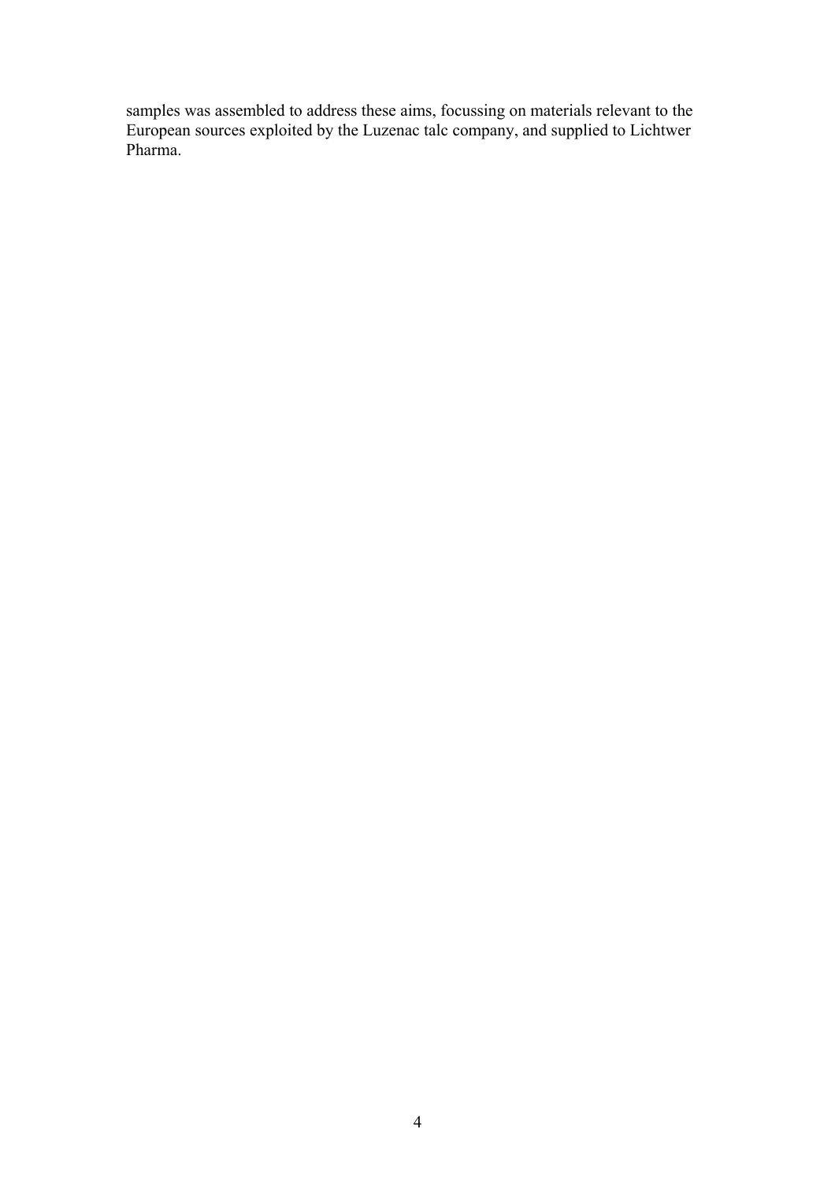samples was assembled to address these aims, focussing on materials relevant to the European sources exploited by the Luzenac talc company, and supplied to Lichtwer Pharma.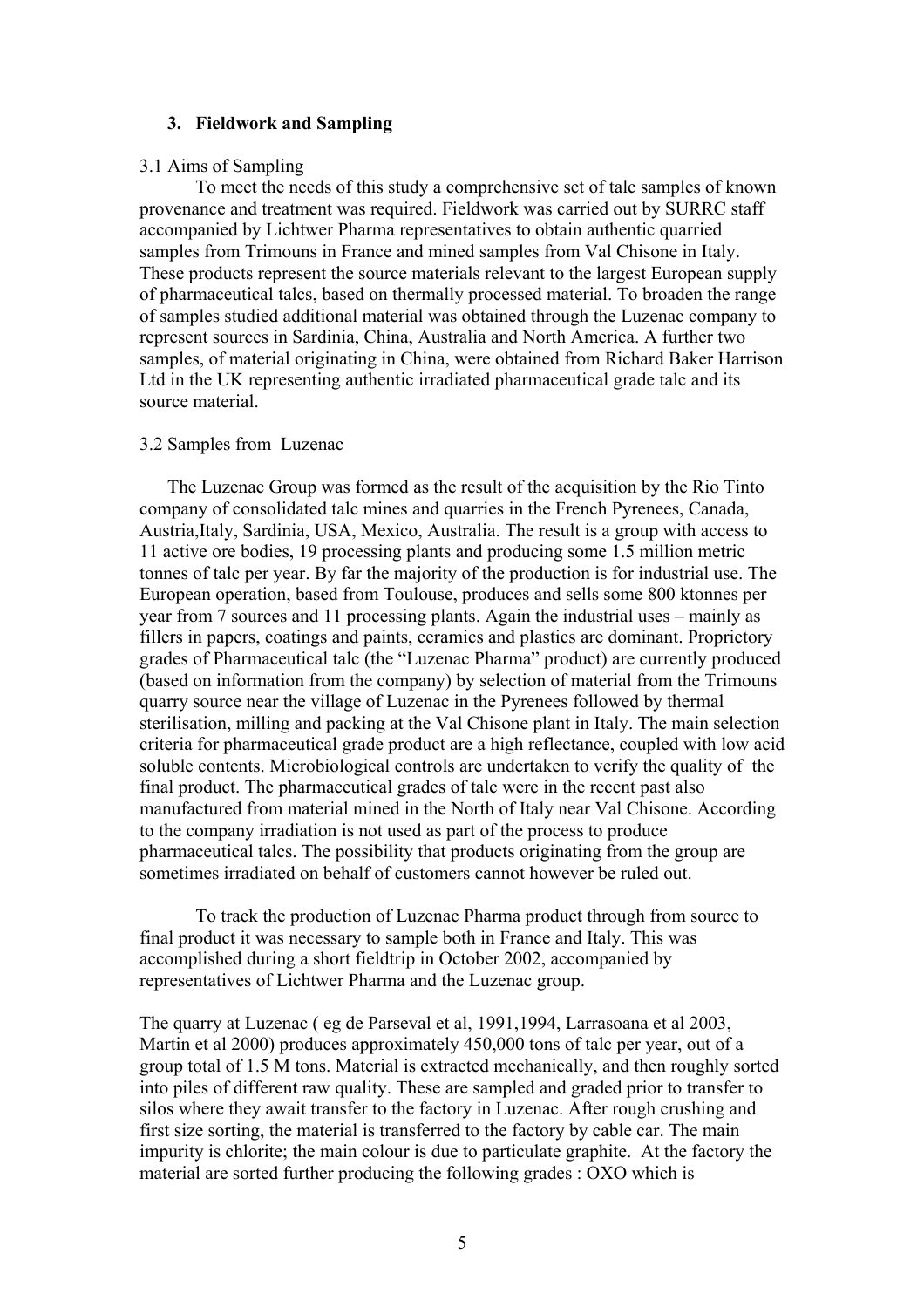### 3. Fieldwork and Sampling

3.1 Aims of Sampling

To meet the needs of this study a comprehensive set of talc samples of known provenance and treatment was required. Fieldwork was carried out by SURRC staff accompanied by Lichtwer Pharma representatives to obtain authentic quarried samples from Trimouns in France and mined samples from Val Chisone in Italy. These products represent the source materials relevant to the largest European supply of pharmaceutical talcs, based on thermally processed material. To broaden the range of samples studied additional material was obtained through the Luzenac company to represent sources in Sardinia, China, Australia and North America. A further two samples, of material originating in China, were obtained from Richard Baker Harrison Ltd in the UK representing authentic irradiated pharmaceutical grade talc and its source material.

3.2 Samples from Luzenac

The Luzenac Group was formed as the result of the acquisition by the Rio Tinto company of consolidated talc mines and quarries in the French Pyrenees, Canada, Austria,Italy, Sardinia, USA, Mexico, Australia. The result is a group with access to 11 active ore bodies, 19 processing plants and producing some 1.5 million metric tonnes of talc per year. By far the majority of the production is for industrial use. The European operation, based from Toulouse, produces and sells some 800 ktonnes per year from 7 sources and 11 processing plants. Again the industrial uses – mainly as fillers in papers, coatings and paints, ceramics and plastics are dominant. Proprietory grades of Pharmaceutical talc (the "Luzenac Pharma" product) are currently produced (based on information from the company) by selection of material from the Trimouns quarry source near the village of Luzenac in the Pyrenees followed by thermal sterilisation, milling and packing at the Val Chisone plant in Italy. The main selection criteria for pharmaceutical grade product are a high reflectance, coupled with low acid soluble contents. Microbiological controls are undertaken to verify the quality of the final product. The pharmaceutical grades of talc were in the recent past also manufactured from material mined in the North of Italy near Val Chisone. According to the company irradiation is not used as part of the process to produce pharmaceutical talcs. The possibility that products originating from the group are sometimes irradiated on behalf of customers cannot however be ruled out.

To track the production of Luzenac Pharma product through from source to final product it was necessary to sample both in France and Italy. This was accomplished during a short fieldtrip in October 2002, accompanied by representatives of Lichtwer Pharma and the Luzenac group.

The quarry at Luzenac ( eg de Parseval et al, 1991,1994, Larrasoana et al 2003, Martin et al 2000) produces approximately 450,000 tons of talc per year, out of a group total of 1.5 M tons. Material is extracted mechanically, and then roughly sorted into piles of different raw quality. These are sampled and graded prior to transfer to silos where they await transfer to the factory in Luzenac. After rough crushing and first size sorting, the material is transferred to the factory by cable car. The main impurity is chlorite; the main colour is due to particulate graphite. At the factory the material are sorted further producing the following grades : OXO which is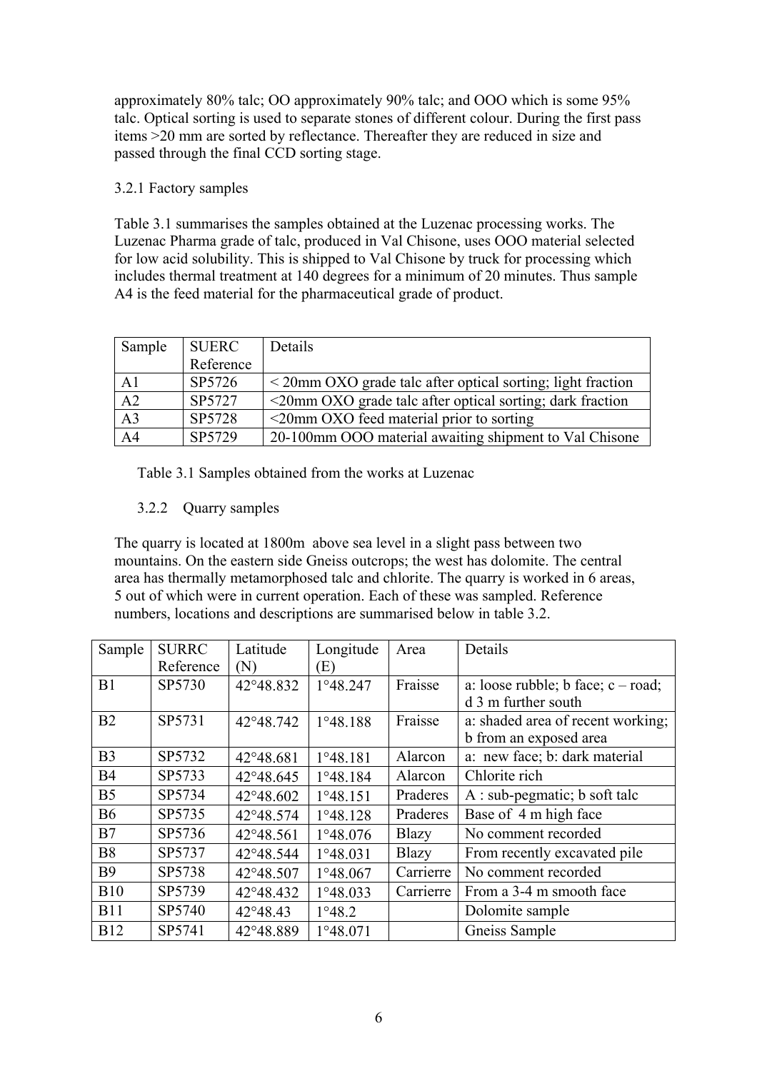approximately 80% talc; OO approximately 90% talc; and OOO which is some 95% talc. Optical sorting is used to separate stones of different colour. During the first pass items >20 mm are sorted by reflectance. Thereafter they are reduced in size and passed through the final CCD sorting stage.

### 3.2.1 Factory samples

Table 3.1 summarises the samples obtained at the Luzenac processing works. The Luzenac Pharma grade of talc, produced in Val Chisone, uses OOO material selected for low acid solubility. This is shipped to Val Chisone by truck for processing which includes thermal treatment at 140 degrees for a minimum of 20 minutes. Thus sample A4 is the feed material for the pharmaceutical grade of product.

| Sample | SUERC Reference | Details |
|---|---|---|
| A1 | SP5726 | < 20mm OXO grade talc after optical sorting; light fraction |
| A2 | SP5727 | <20mm OXO grade talc after optical sorting; dark fraction |
| A3 | SP5728 | <20mm OXO feed material prior to sorting |
| A4 | SP5729 | 20-100mm OOO material awaiting shipment to Val Chisone |

Table 3.1 Samples obtained from the works at Luzenac

### 3.2.2 Quarry samples

The quarry is located at 1800m above sea level in a slight pass between two mountains. On the eastern side Gneiss outcrops; the west has dolomite. The central area has thermally metamorphosed talc and chlorite. The quarry is worked in 6 areas, 5 out of which were in current operation. Each of these was sampled. Reference numbers, locations and descriptions are summarised below in table 3.2.

| Sample | SURRC Reference | Latitude (N) | Longitude (E) | Area | Details |
|---|---|---|---|---|---|
| B1 | SP5730 | 42°48.832 | 1°48.247 | Fraisse | a: loose rubble; b face; c – road; d 3 m further south |
| B2 | SP5731 | 42°48.742 | 1°48.188 | Fraisse | a: shaded area of recent working; b from an exposed area |
| B3 | SP5732 | 42°48.681 | 1°48.181 | Alarcon | a: new face; b: dark material |
| B4 | SP5733 | 42°48.645 | 1°48.184 | Alarcon | Chlorite rich |
| B5 | SP5734 | 42°48.602 | 1°48.151 | Praderes | A : sub-pegmatic; b soft talc |
| B6 | SP5735 | 42°48.574 | 1°48.128 | Praderes | Base of 4 m high face |
| B7 | SP5736 | 42°48.561 | 1°48.076 | Blazy | No comment recorded |
| B8 | SP5737 | 42°48.544 | 1°48.031 | Blazy | From recently excavated pile |
| B9 | SP5738 | 42°48.507 | 1°48.067 | Carrierre | No comment recorded |
| B10 | SP5739 | 42°48.432 | 1°48.033 | Carrierre | From a 3-4 m smooth face |
| B11 | SP5740 | 42°48.43 | 1°48.2 | | Dolomite sample |
| B12 | SP5741 | 42°48.889 | 1°48.071 | | Gneiss Sample |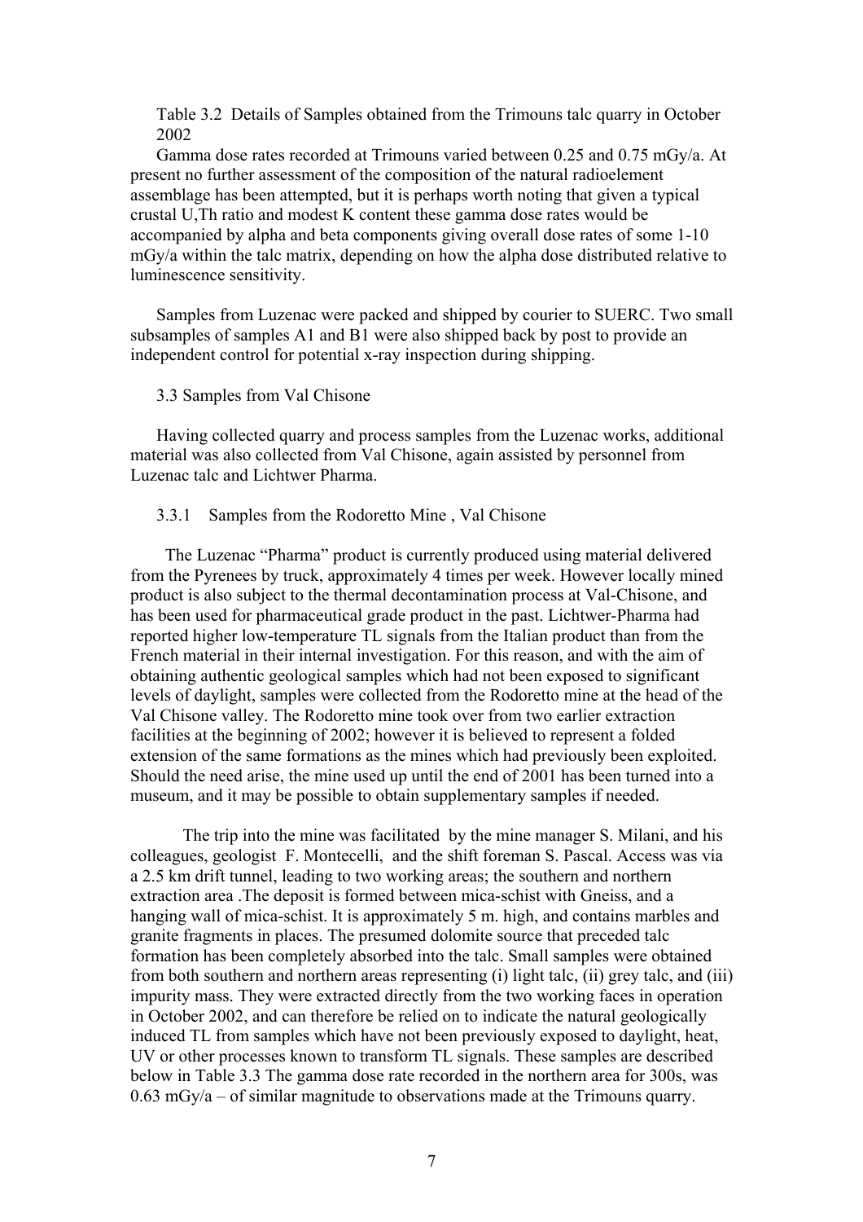Table 3.2 Details of Samples obtained from the Trimouns talc quarry in October 2002

Gamma dose rates recorded at Trimouns varied between 0.25 and 0.75 mGy/a. At present no further assessment of the composition of the natural radioelement assemblage has been attempted, but it is perhaps worth noting that given a typical crustal U,Th ratio and modest K content these gamma dose rates would be accompanied by alpha and beta components giving overall dose rates of some 1-10 mGy/a within the talc matrix, depending on how the alpha dose distributed relative to luminescence sensitivity.

Samples from Luzenac were packed and shipped by courier to SUERC. Two small subsamples of samples A1 and B1 were also shipped back by post to provide an independent control for potential x-ray inspection during shipping.

### 3.3 Samples from Val Chisone

Having collected quarry and process samples from the Luzenac works, additional material was also collected from Val Chisone, again assisted by personnel from Luzenac talc and Lichtwer Pharma.

#### 3.3.1 Samples from the Rodoretto Mine , Val Chisone

The Luzenac “Pharma” product is currently produced using material delivered from the Pyrenees by truck, approximately 4 times per week. However locally mined product is also subject to the thermal decontamination process at Val-Chisone, and has been used for pharmaceutical grade product in the past. Lichtwer-Pharma had reported higher low-temperature TL signals from the Italian product than from the French material in their internal investigation. For this reason, and with the aim of obtaining authentic geological samples which had not been exposed to significant levels of daylight, samples were collected from the Rodoretto mine at the head of the Val Chisone valley. The Rodoretto mine took over from two earlier extraction facilities at the beginning of 2002; however it is believed to represent a folded extension of the same formations as the mines which had previously been exploited. Should the need arise, the mine used up until the end of 2001 has been turned into a museum, and it may be possible to obtain supplementary samples if needed.

The trip into the mine was facilitated by the mine manager S. Milani, and his colleagues, geologist F. Montecelli, and the shift foreman S. Pascal. Access was via a 2.5 km drift tunnel, leading to two working areas; the southern and northern extraction area .The deposit is formed between mica-schist with Gneiss, and a hanging wall of mica-schist. It is approximately 5 m. high, and contains marbles and granite fragments in places. The presumed dolomite source that preceded talc formation has been completely absorbed into the talc. Small samples were obtained from both southern and northern areas representing (i) light talc, (ii) grey talc, and (iii) impurity mass. They were extracted directly from the two working faces in operation in October 2002, and can therefore be relied on to indicate the natural geologically induced TL from samples which have not been previously exposed to daylight, heat, UV or other processes known to transform TL signals. These samples are described below in Table 3.3 The gamma dose rate recorded in the northern area for 300s, was 0.63 mGy/a – of similar magnitude to observations made at the Trimouns quarry.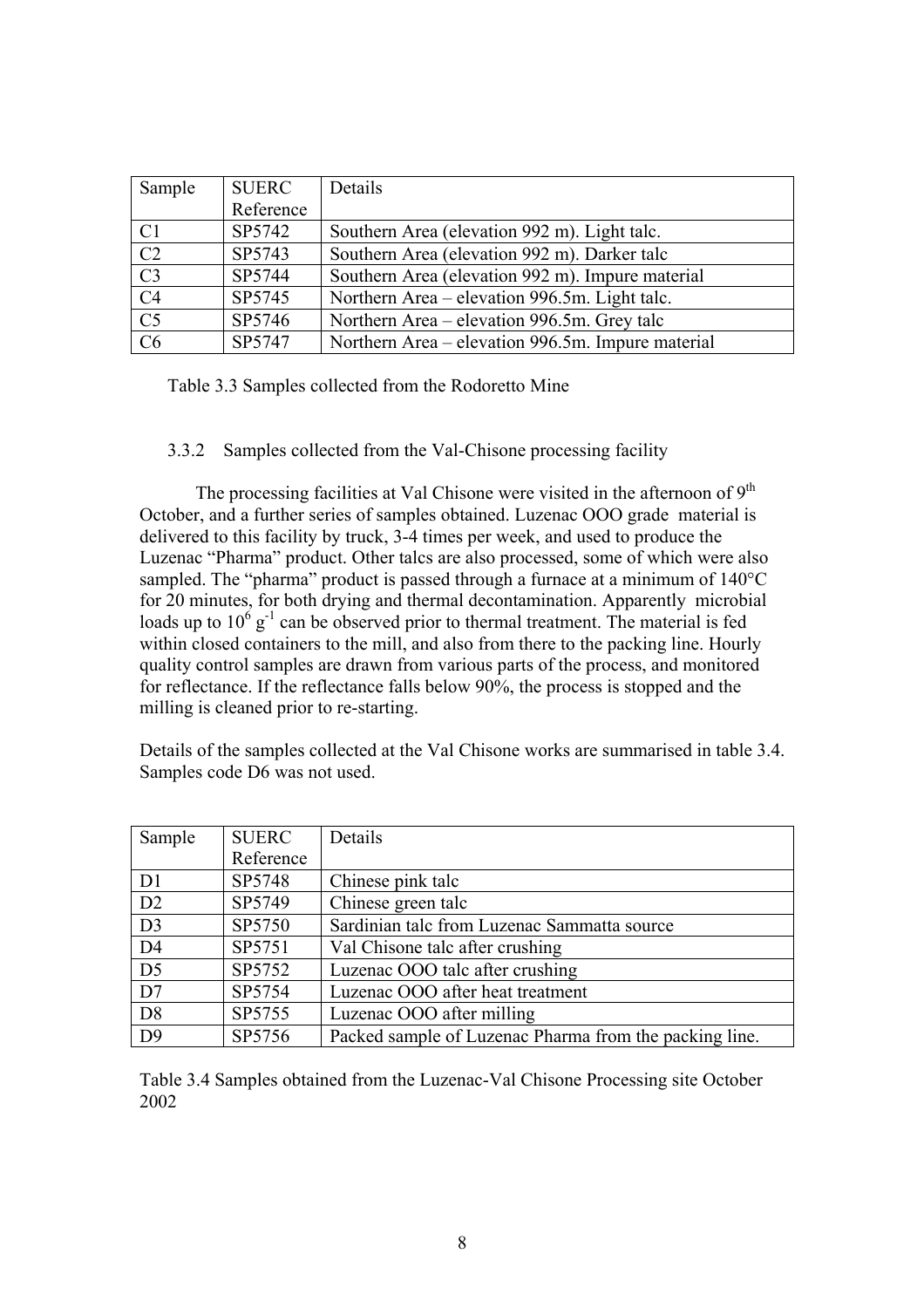| Sample | SUERC Reference | Details |
|---|---|---|
| C1 | SP5742 | Southern Area (elevation 992 m). Light talc. |
| C2 | SP5743 | Southern Area (elevation 992 m). Darker talc |
| C3 | SP5744 | Southern Area (elevation 992 m). Impure material |
| C4 | SP5745 | Northern Area – elevation 996.5m. Light talc. |
| C5 | SP5746 | Northern Area – elevation 996.5m. Grey talc |
| C6 | SP5747 | Northern Area – elevation 996.5m. Impure material |

Table 3.3 Samples collected from the Rodoretto Mine

### 3.3.2 Samples collected from the Val-Chisone processing facility

The processing facilities at Val Chisone were visited in the afternoon of 9th October, and a further series of samples obtained. Luzenac OOO grade material is delivered to this facility by truck, 3-4 times per week, and used to produce the Luzenac "Pharma" product. Other talcs are also processed, some of which were also sampled. The "pharma" product is passed through a furnace at a minimum of 140°C for 20 minutes, for both drying and thermal decontamination. Apparently microbial loads up to $10^6$ $g^{-1}$ can be observed prior to thermal treatment. The material is fed within closed containers to the mill, and also from there to the packing line. Hourly quality control samples are drawn from various parts of the process, and monitored for reflectance. If the reflectance falls below 90%, the process is stopped and the milling is cleaned prior to re-starting.

Details of the samples collected at the Val Chisone works are summarised in table 3.4. Samples code D6 was not used.

| Sample | SUERC Reference | Details |
|---|---|---|
| D1 | SP5748 | Chinese pink talc |
| D2 | SP5749 | Chinese green talc |
| D3 | SP5750 | Sardinian talc from Luzenac Sammatta source |
| D4 | SP5751 | Val Chisone talc after crushing |
| D5 | SP5752 | Luzenac OOO talc after crushing |
| D7 | SP5754 | Luzenac OOO after heat treatment |
| D8 | SP5755 | Luzenac OOO after milling |
| D9 | SP5756 | Packed sample of Luzenac Pharma from the packing line. |

Table 3.4 Samples obtained from the Luzenac-Val Chisone Processing site October 2002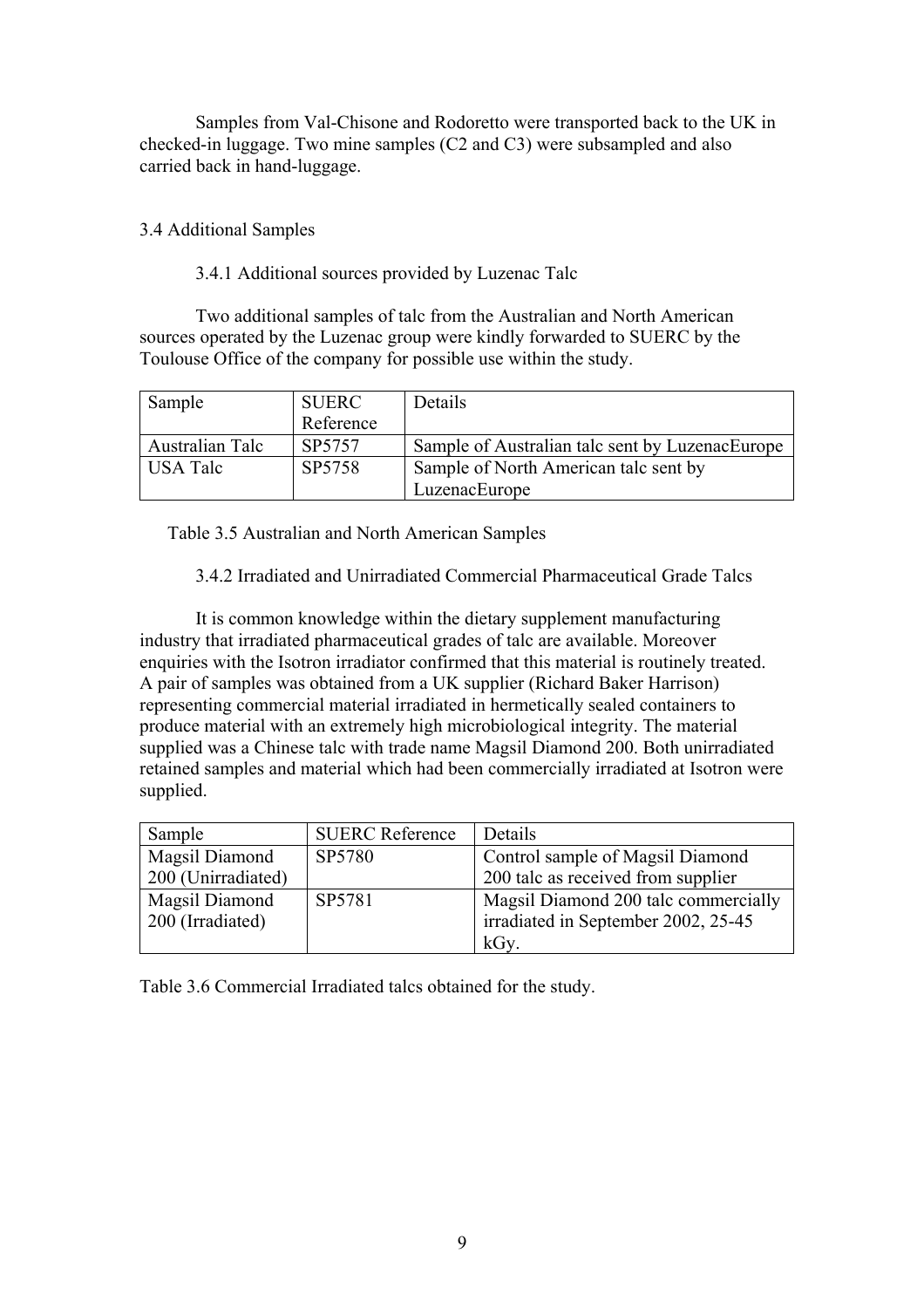Samples from Val-Chisone and Rodoretto were transported back to the UK in checked-in luggage. Two mine samples (C2 and C3) were subsampled and also carried back in hand-luggage.

## 3.4 Additional Samples

### 3.4.1 Additional sources provided by Luzenac Talc

Two additional samples of talc from the Australian and North American sources operated by the Luzenac group were kindly forwarded to SUERC by the Toulouse Office of the company for possible use within the study.

| Sample | SUERC Reference | Details |
|---|---|---|
| Australian Talc | SP5757 | Sample of Australian talc sent by LuzenacEurope |
| USA Talc | SP5758 | Sample of North American talc sent by LuzenacEurope |

Table 3.5 Australian and North American Samples

### 3.4.2 Irradiated and Unirradiated Commercial Pharmaceutical Grade Talcs

It is common knowledge within the dietary supplement manufacturing industry that irradiated pharmaceutical grades of talc are available. Moreover enquiries with the Isotron irradiator confirmed that this material is routinely treated. A pair of samples was obtained from a UK supplier (Richard Baker Harrison) representing commercial material irradiated in hermetically sealed containers to produce material with an extremely high microbiological integrity. The material supplied was a Chinese talc with trade name Magsil Diamond 200. Both unirradiated retained samples and material which had been commercially irradiated at Isotron were supplied.

| Sample | SUERC Reference | Details |
|---|---|---|
| Magsil Diamond 200 (Unirradiated) | SP5780 | Control sample of Magsil Diamond 200 talc as received from supplier |
| Magsil Diamond 200 (Irradiated) | SP5781 | Magsil Diamond 200 talc commercially irradiated in September 2002, 25-45 kGy. |

Table 3.6 Commercial Irradiated talcs obtained for the study.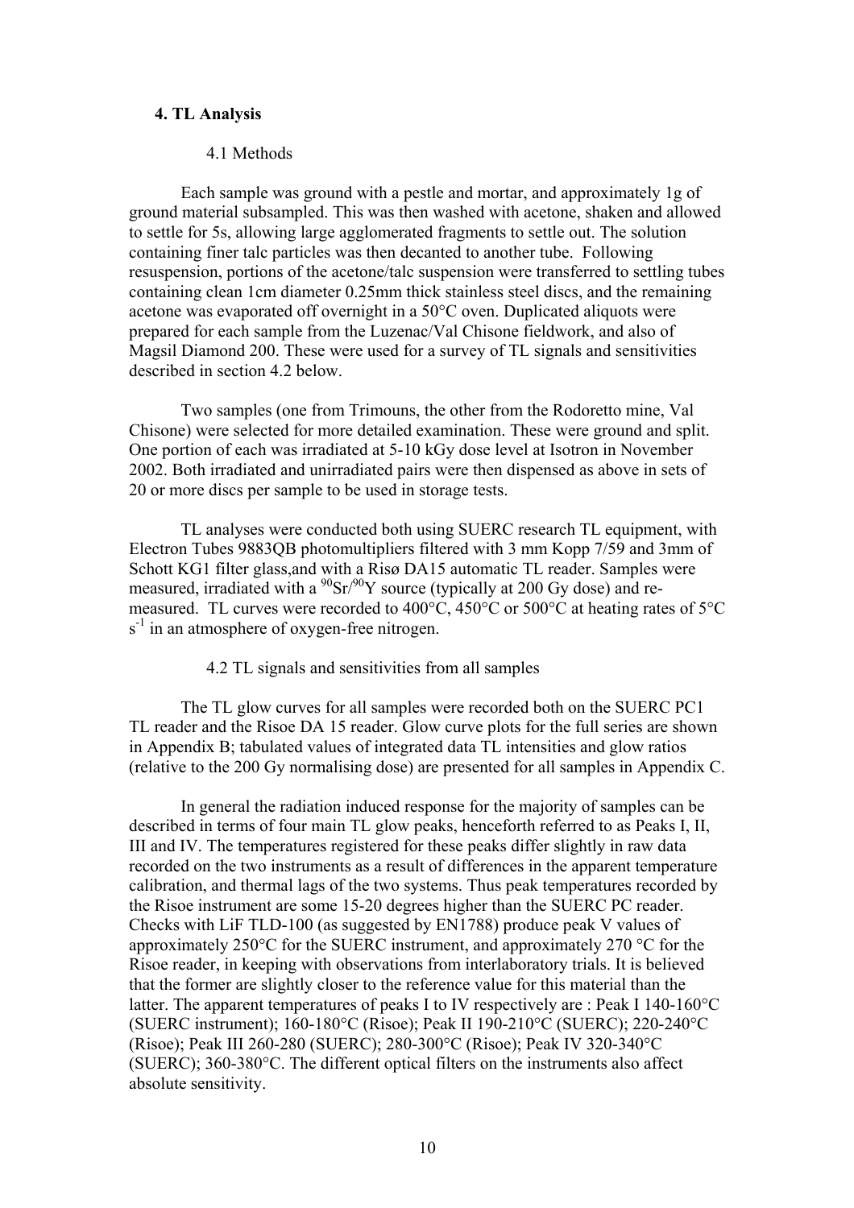## 4. TL Analysis

### 4.1 Methods

Each sample was ground with a pestle and mortar, and approximately 1g of ground material subsampled. This was then washed with acetone, shaken and allowed to settle for 5s, allowing large agglomerated fragments to settle out. The solution containing finer talc particles was then decanted to another tube. Following resuspension, portions of the acetone/talc suspension were transferred to settling tubes containing clean 1cm diameter 0.25mm thick stainless steel discs, and the remaining acetone was evaporated off overnight in a 50°C oven. Duplicated aliquots were prepared for each sample from the Luzenac/Val Chisone fieldwork, and also of Magsil Diamond 200. These were used for a survey of TL signals and sensitivities described in section 4.2 below.

Two samples (one from Trimouns, the other from the Rodoretto mine, Val Chisone) were selected for more detailed examination. These were ground and split. One portion of each was irradiated at 5-10 kGy dose level at Isotron in November 2002. Both irradiated and unirradiated pairs were then dispensed as above in sets of 20 or more discs per sample to be used in storage tests.

TL analyses were conducted both using SUERC research TL equipment, with Electron Tubes 9883QB photomultipliers filtered with 3 mm Kopp 7/59 and 3mm of Schott KG1 filter glass,and with a Risø DA15 automatic TL reader. Samples were measured, irradiated with a $^{90}Sr/^{90}Y$ source (typically at 200 Gy dose) and re-measured. TL curves were recorded to 400°C, 450°C or 500°C at heating rates of 5°C $s^{-1}$ in an atmosphere of oxygen-free nitrogen.

### 4.2 TL signals and sensitivities from all samples

The TL glow curves for all samples were recorded both on the SUERC PC1 TL reader and the Risoe DA 15 reader. Glow curve plots for the full series are shown in Appendix B; tabulated values of integrated data TL intensities and glow ratios (relative to the 200 Gy normalising dose) are presented for all samples in Appendix C.

In general the radiation induced response for the majority of samples can be described in terms of four main TL glow peaks, henceforth referred to as Peaks I, II, III and IV. The temperatures registered for these peaks differ slightly in raw data recorded on the two instruments as a result of differences in the apparent temperature calibration, and thermal lags of the two systems. Thus peak temperatures recorded by the Risoe instrument are some 15-20 degrees higher than the SUERC PC reader. Checks with LiF TLD-100 (as suggested by EN1788) produce peak V values of approximately 250°C for the SUERC instrument, and approximately 270 °C for the Risoe reader, in keeping with observations from interlaboratory trials. It is believed that the former are slightly closer to the reference value for this material than the latter. The apparent temperatures of peaks I to IV respectively are : Peak I 140-160°C (SUERC instrument); 160-180°C (Risoe); Peak II 190-210°C (SUERC); 220-240°C (Risoe); Peak III 260-280 (SUERC); 280-300°C (Risoe); Peak IV 320-340°C (SUERC); 360-380°C. The different optical filters on the instruments also affect absolute sensitivity.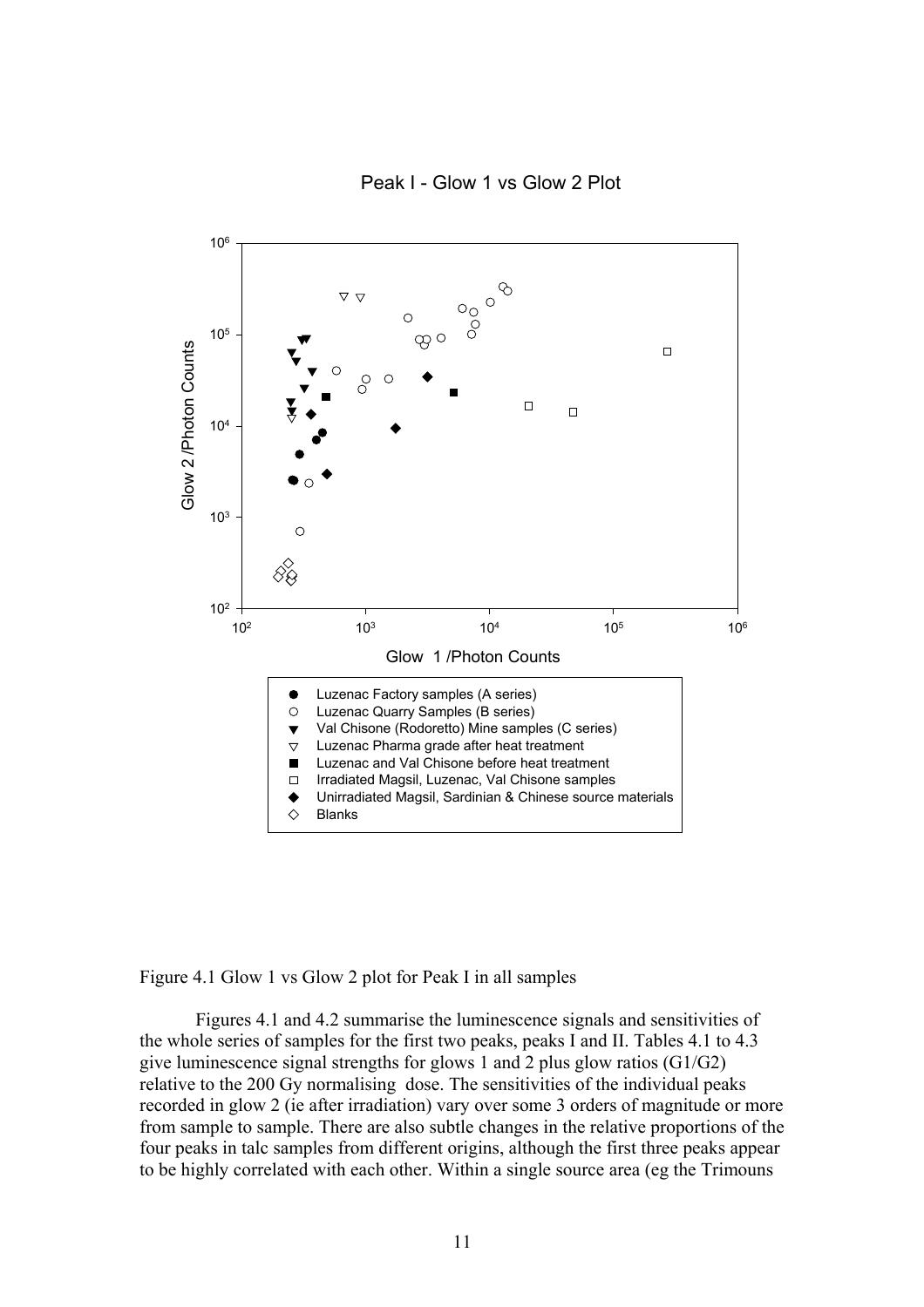Figure 4.1 Glow 1 vs Glow 2 plot for Peak I in all samples

Figures 4.1 and 4.2 summarise the luminescence signals and sensitivities of the whole series of samples for the first two peaks, peaks I and II. Tables 4.1 to 4.3 give luminescence signal strengths for glows 1 and 2 plus glow ratios (G1/G2) relative to the 200 Gy normalising dose. The sensitivities of the individual peaks recorded in glow 2 (ie after irradiation) vary over some 3 orders of magnitude or more from sample to sample. There are also subtle changes in the relative proportions of the four peaks in talc samples from different origins, although the first three peaks appear to be highly correlated with each other. Within a single source area (eg the Trimouns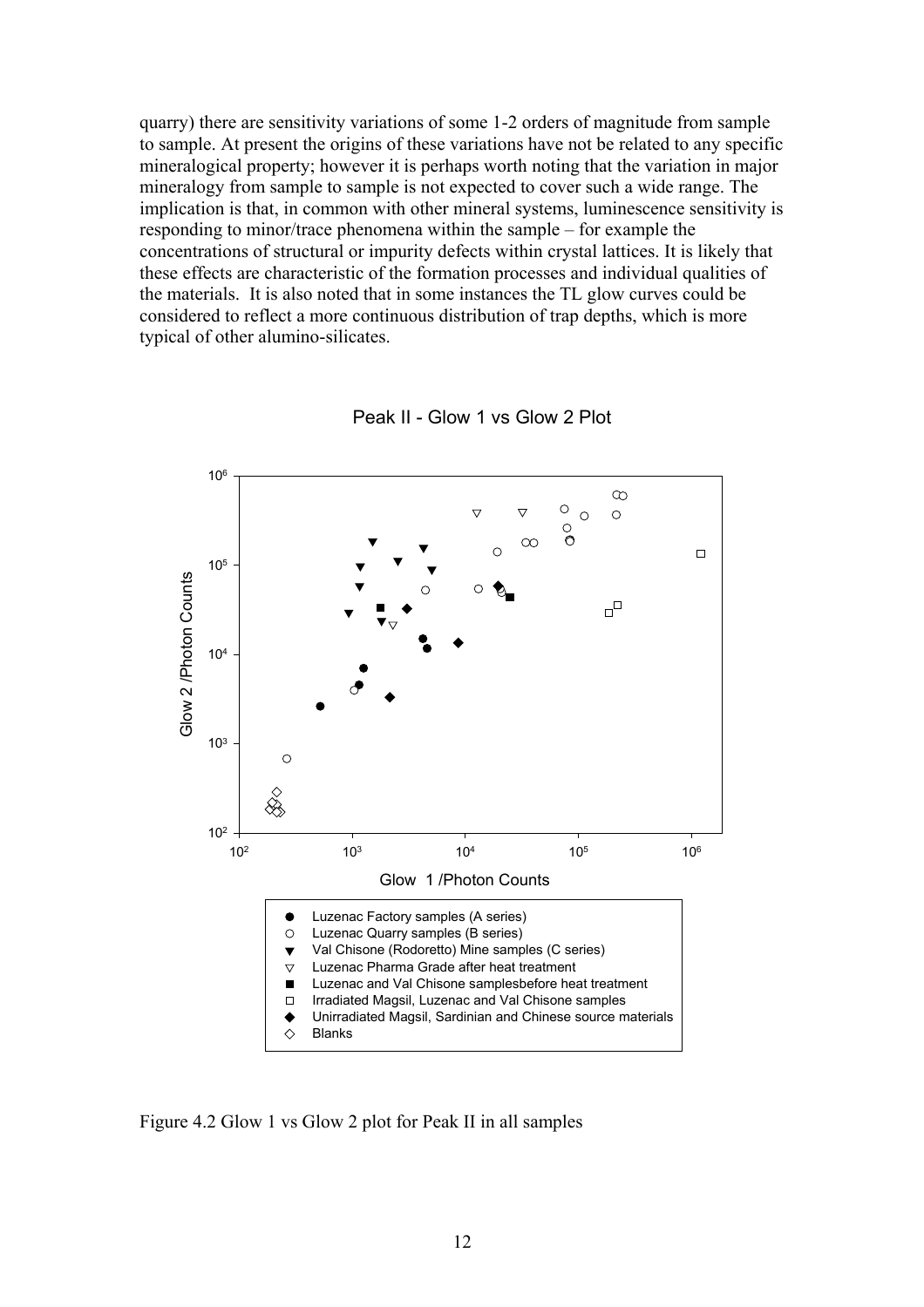quarry) there are sensitivity variations of some 1-2 orders of magnitude from sample to sample. At present the origins of these variations have not be related to any specific mineralogical property; however it is perhaps worth noting that the variation in major mineralogy from sample to sample is not expected to cover such a wide range. The implication is that, in common with other mineral systems, luminescence sensitivity is responding to minor/trace phenomena within the sample – for example the concentrations of structural or impurity defects within crystal lattices. It is likely that these effects are characteristic of the formation processes and individual qualities of the materials. It is also noted that in some instances the TL glow curves could be considered to reflect a more continuous distribution of trap depths, which is more typical of other alumino-silicates.

Peak II - Glow 1 vs Glow 2 Plot

Glow 2 /Photon Counts

$10^2$ $10^3$ $10^4$ $10^5$ $10^6$

Glow 1 /Photon Counts

$10^2$ $10^3$ $10^4$ $10^5$ $10^6$

- Luzenac Factory samples (A series)
- Luzenac Quarry samples (B series)
- Val Chisone (Rodoretto) Mine samples (C series)
- Luzenac Pharma Grade after heat treatment
- Luzenac and Val Chisone samplesbefore heat treatment
- Irradiated Magsil, Luzenac and Val Chisone samples
- Unirradiated Magsil, Sardinian and Chinese source materials
- Blanks

Figure 4.2 Glow 1 vs Glow 2 plot for Peak II in all samples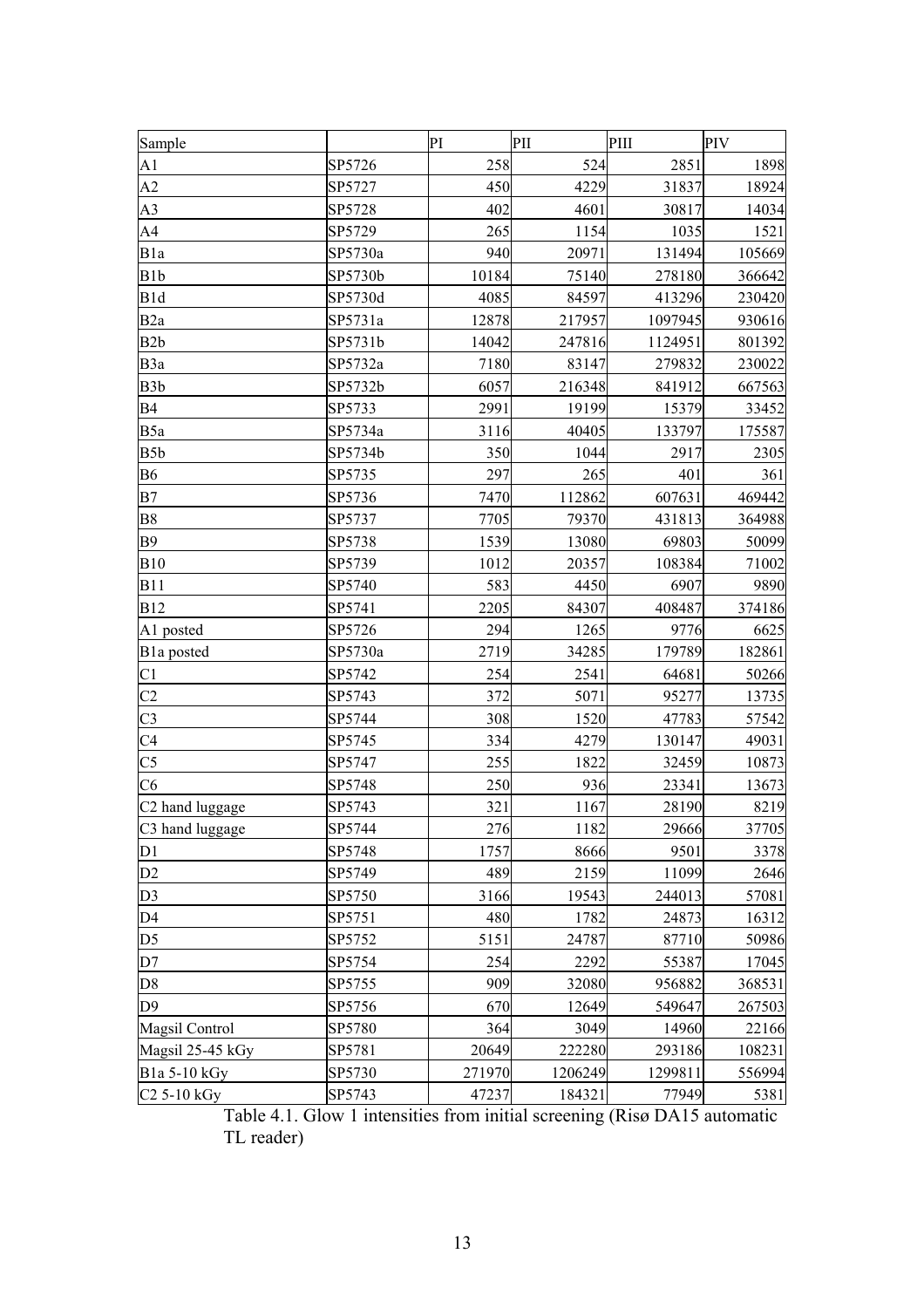| Sample | | PI | PII | PIII | PIV |
|---|---|---|---|---|---|
| A1 | SP5726 | 258 | 524 | 2851 | 1898 |
| A2 | SP5727 | 450 | 4229 | 31837 | 18924 |
| A3 | SP5728 | 402 | 4601 | 30817 | 14034 |
| A4 | SP5729 | 265 | 1154 | 1035 | 1521 |
| B1a | SP5730a | 940 | 20971 | 131494 | 105669 |
| B1b | SP5730b | 10184 | 75140 | 278180 | 366642 |
| B1d | SP5730d | 4085 | 84597 | 413296 | 230420 |
| B2a | SP5731a | 12878 | 217957 | 1097945 | 930616 |
| B2b | SP5731b | 14042 | 247816 | 1124951 | 801392 |
| B3a | SP5732a | 7180 | 83147 | 279832 | 230022 |
| B3b | SP5732b | 6057 | 216348 | 841912 | 667563 |
| B4 | SP5733 | 2991 | 19199 | 15379 | 33452 |
| B5a | SP5734a | 3116 | 40405 | 133797 | 175587 |
| B5b | SP5734b | 350 | 1044 | 2917 | 2305 |
| B6 | SP5735 | 297 | 265 | 401 | 361 |
| B7 | SP5736 | 7470 | 112862 | 607631 | 469442 |
| B8 | SP5737 | 7705 | 79370 | 431813 | 364988 |
| B9 | SP5738 | 1539 | 13080 | 69803 | 50099 |
| B10 | SP5739 | 1012 | 20357 | 108384 | 71002 |
| B11 | SP5740 | 583 | 4450 | 6907 | 9890 |
| B12 | SP5741 | 2205 | 84307 | 408487 | 374186 |
| A1 posted | SP5726 | 294 | 1265 | 9776 | 6625 |
| B1a posted | SP5730a | 2719 | 34285 | 179789 | 182861 |
| C1 | SP5742 | 254 | 2541 | 64681 | 50266 |
| C2 | SP5743 | 372 | 5071 | 95277 | 13735 |
| C3 | SP5744 | 308 | 1520 | 47783 | 57542 |
| C4 | SP5745 | 334 | 4279 | 130147 | 49031 |
| C5 | SP5747 | 255 | 1822 | 32459 | 10873 |
| C6 | SP5748 | 250 | 936 | 23341 | 13673 |
| C2 hand luggage | SP5743 | 321 | 1167 | 28190 | 8219 |
| C3 hand luggage | SP5744 | 276 | 1182 | 29666 | 37705 |
| D1 | SP5748 | 1757 | 8666 | 9501 | 3378 |
| D2 | SP5749 | 489 | 2159 | 11099 | 2646 |
| D3 | SP5750 | 3166 | 19543 | 244013 | 57081 |
| D4 | SP5751 | 480 | 1782 | 24873 | 16312 |
| D5 | SP5752 | 5151 | 24787 | 87710 | 50986 |
| D7 | SP5754 | 254 | 2292 | 55387 | 17045 |
| D8 | SP5755 | 909 | 32080 | 956882 | 368531 |
| D9 | SP5756 | 670 | 12649 | 549647 | 267503 |
| Magsil Control | SP5780 | 364 | 3049 | 14960 | 22166 |
| Magsil 25-45 kGy | SP5781 | 20649 | 222280 | 293186 | 108231 |
| B1a 5-10 kGy | SP5730 | 271970 | 1206249 | 1299811 | 556994 |
| C2 5-10 kGy | SP5743 | 47237 | 184321 | 77949 | 5381 |

Table 4.1. Glow 1 intensities from initial screening (Risø DA15 automatic TL reader)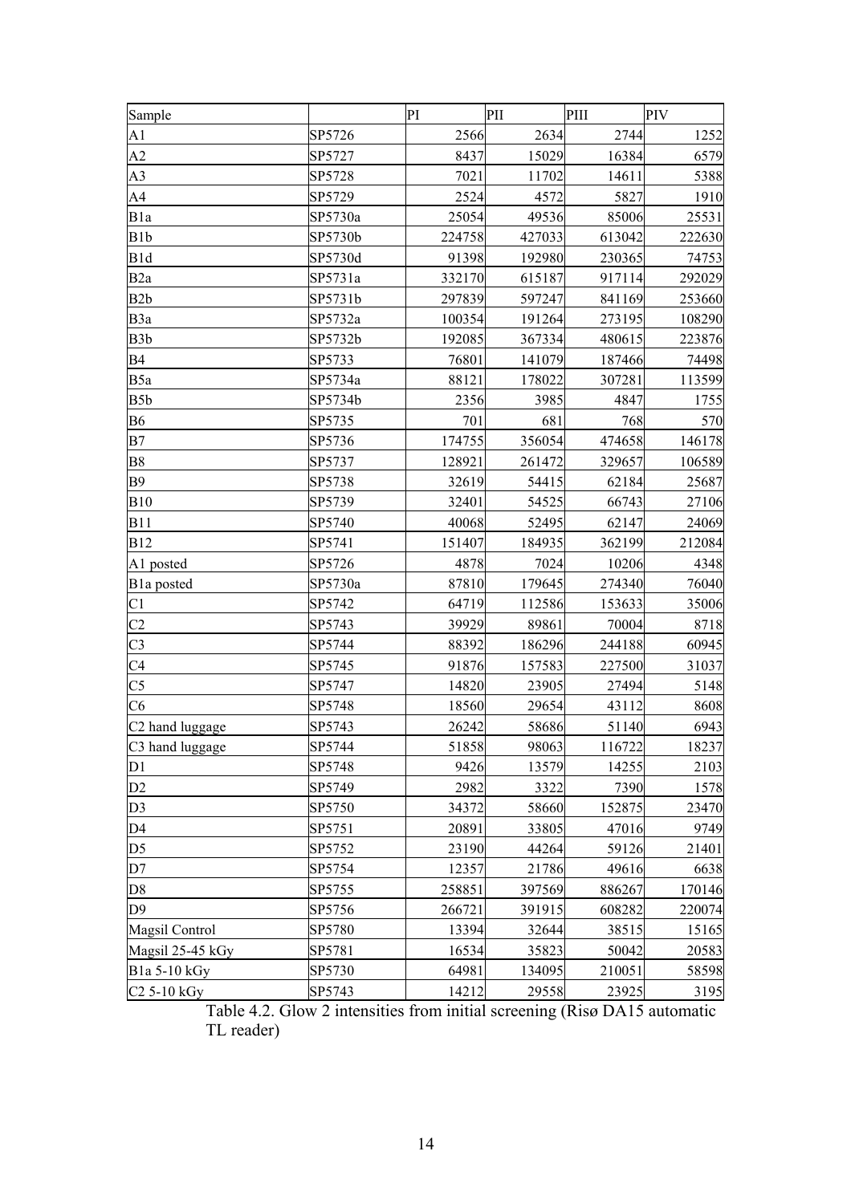| Sample | | PI | PII | PIII | PIV |
|---|---|---|---|---|---|
| A1 | SP5726 | 2566 | 2634 | 2744 | 1252 |
| A2 | SP5727 | 8437 | 15029 | 16384 | 6579 |
| A3 | SP5728 | 7021 | 11702 | 14611 | 5388 |
| A4 | SP5729 | 2524 | 4572 | 5827 | 1910 |
| B1a | SP5730a | 25054 | 49536 | 85006 | 25531 |
| B1b | SP5730b | 224758 | 427033 | 613042 | 222630 |
| B1d | SP5730d | 91398 | 192980 | 230365 | 74753 |
| B2a | SP5731a | 332170 | 615187 | 917114 | 292029 |
| B2b | SP5731b | 297839 | 597247 | 841169 | 253660 |
| B3a | SP5732a | 100354 | 191264 | 273195 | 108290 |
| B3b | SP5732b | 192085 | 367334 | 480615 | 223876 |
| B4 | SP5733 | 76801 | 141079 | 187466 | 74498 |
| B5a | SP5734a | 88121 | 178022 | 307281 | 113599 |
| B5b | SP5734b | 2356 | 3985 | 4847 | 1755 |
| B6 | SP5735 | 701 | 681 | 768 | 570 |
| B7 | SP5736 | 174755 | 356054 | 474658 | 146178 |
| B8 | SP5737 | 128921 | 261472 | 329657 | 106589 |
| B9 | SP5738 | 32619 | 54415 | 62184 | 25687 |
| B10 | SP5739 | 32401 | 54525 | 66743 | 27106 |
| B11 | SP5740 | 40068 | 52495 | 62147 | 24069 |
| B12 | SP5741 | 151407 | 184935 | 362199 | 212084 |
| A1 posted | SP5726 | 4878 | 7024 | 10206 | 4348 |
| B1a posted | SP5730a | 87810 | 179645 | 274340 | 76040 |
| C1 | SP5742 | 64719 | 112586 | 153633 | 35006 |
| C2 | SP5743 | 39929 | 89861 | 70004 | 8718 |
| C3 | SP5744 | 88392 | 186296 | 244188 | 60945 |
| C4 | SP5745 | 91876 | 157583 | 227500 | 31037 |
| C5 | SP5747 | 14820 | 23905 | 27494 | 5148 |
| C6 | SP5748 | 18560 | 29654 | 43112 | 8608 |
| C2 hand luggage | SP5743 | 26242 | 58686 | 51140 | 6943 |
| C3 hand luggage | SP5744 | 51858 | 98063 | 116722 | 18237 |
| D1 | SP5748 | 9426 | 13579 | 14255 | 2103 |
| D2 | SP5749 | 2982 | 3322 | 7390 | 1578 |
| D3 | SP5750 | 34372 | 58660 | 152875 | 23470 |
| D4 | SP5751 | 20891 | 33805 | 47016 | 9749 |
| D5 | SP5752 | 23190 | 44264 | 59126 | 21401 |
| D7 | SP5754 | 12357 | 21786 | 49616 | 6638 |
| D8 | SP5755 | 258851 | 397569 | 886267 | 170146 |
| D9 | SP5756 | 266721 | 391915 | 608282 | 220074 |
| Magsil Control | SP5780 | 13394 | 32644 | 38515 | 15165 |
| Magsil 25-45 kGy | SP5781 | 16534 | 35823 | 50042 | 20583 |
| B1a 5-10 kGy | SP5730 | 64981 | 134095 | 210051 | 58598 |
| C2 5-10 kGy | SP5743 | 14212 | 29558 | 23925 | 3195 |

Table 4.2. Glow 2 intensities from initial screening (Risø DA15 automatic TL reader)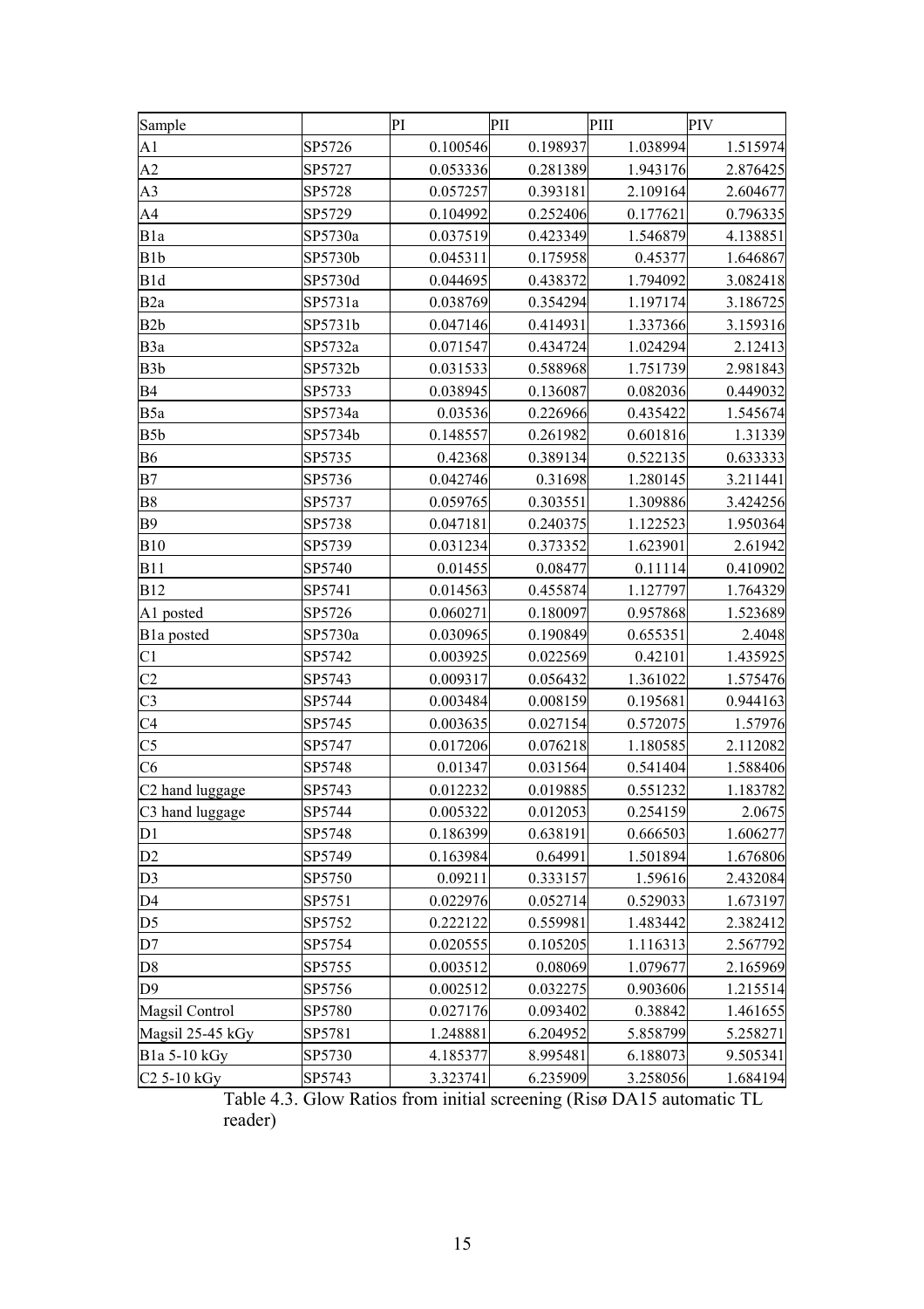| Sample | | PI | PII | PIII | PIV |
|---|---|---|---|---|---|
| A1 | SP5726 | 0.100546 | 0.198937 | 1.038994 | 1.515974 |
| A2 | SP5727 | 0.053336 | 0.281389 | 1.943176 | 2.876425 |
| A3 | SP5728 | 0.057257 | 0.393181 | 2.109164 | 2.604677 |
| A4 | SP5729 | 0.104992 | 0.252406 | 0.177621 | 0.796335 |
| B1a | SP5730a | 0.037519 | 0.423349 | 1.546879 | 4.138851 |
| B1b | SP5730b | 0.045311 | 0.175958 | 0.45377 | 1.646867 |
| B1d | SP5730d | 0.044695 | 0.438372 | 1.794092 | 3.082418 |
| B2a | SP5731a | 0.038769 | 0.354294 | 1.197174 | 3.186725 |
| B2b | SP5731b | 0.047146 | 0.414931 | 1.337366 | 3.159316 |
| B3a | SP5732a | 0.071547 | 0.434724 | 1.024294 | 2.12413 |
| B3b | SP5732b | 0.031533 | 0.588968 | 1.751739 | 2.981843 |
| B4 | SP5733 | 0.038945 | 0.136087 | 0.082036 | 0.449032 |
| B5a | SP5734a | 0.03536 | 0.226966 | 0.435422 | 1.545674 |
| B5b | SP5734b | 0.148557 | 0.261982 | 0.601816 | 1.31339 |
| B6 | SP5735 | 0.42368 | 0.389134 | 0.522135 | 0.633333 |
| B7 | SP5736 | 0.042746 | 0.31698 | 1.280145 | 3.211441 |
| B8 | SP5737 | 0.059765 | 0.303551 | 1.309886 | 3.424256 |
| B9 | SP5738 | 0.047181 | 0.240375 | 1.122523 | 1.950364 |
| B10 | SP5739 | 0.031234 | 0.373352 | 1.623901 | 2.61942 |
| B11 | SP5740 | 0.01455 | 0.08477 | 0.11114 | 0.410902 |
| B12 | SP5741 | 0.014563 | 0.455874 | 1.127797 | 1.764329 |
| A1 posted | SP5726 | 0.060271 | 0.180097 | 0.957868 | 1.523689 |
| B1a posted | SP5730a | 0.030965 | 0.190849 | 0.655351 | 2.4048 |
| C1 | SP5742 | 0.003925 | 0.022569 | 0.42101 | 1.435925 |
| C2 | SP5743 | 0.009317 | 0.056432 | 1.361022 | 1.575476 |
| C3 | SP5744 | 0.003484 | 0.008159 | 0.195681 | 0.944163 |
| C4 | SP5745 | 0.003635 | 0.027154 | 0.572075 | 1.57976 |
| C5 | SP5747 | 0.017206 | 0.076218 | 1.180585 | 2.112082 |
| C6 | SP5748 | 0.01347 | 0.031564 | 0.541404 | 1.588406 |
| C2 hand luggage | SP5743 | 0.012232 | 0.019885 | 0.551232 | 1.183782 |
| C3 hand luggage | SP5744 | 0.005322 | 0.012053 | 0.254159 | 2.0675 |
| D1 | SP5748 | 0.186399 | 0.638191 | 0.666503 | 1.606277 |
| D2 | SP5749 | 0.163984 | 0.64991 | 1.501894 | 1.676806 |
| D3 | SP5750 | 0.09211 | 0.333157 | 1.59616 | 2.432084 |
| D4 | SP5751 | 0.022976 | 0.052714 | 0.529033 | 1.673197 |
| D5 | SP5752 | 0.222122 | 0.559981 | 1.483442 | 2.382412 |
| D7 | SP5754 | 0.020555 | 0.105205 | 1.116313 | 2.567792 |
| D8 | SP5755 | 0.003512 | 0.08069 | 1.079677 | 2.165969 |
| D9 | SP5756 | 0.002512 | 0.032275 | 0.903606 | 1.215514 |
| Magsil Control | SP5780 | 0.027176 | 0.093402 | 0.38842 | 1.461655 |
| Magsil 25-45 kGy | SP5781 | 1.248881 | 6.204952 | 5.858799 | 5.258271 |
| B1a 5-10 kGy | SP5730 | 4.185377 | 8.995481 | 6.188073 | 9.505341 |
| C2 5-10 kGy | SP5743 | 3.323741 | 6.235909 | 3.258056 | 1.684194 |

Table 4.3. Glow Ratios from initial screening (Risø DA15 automatic TL reader)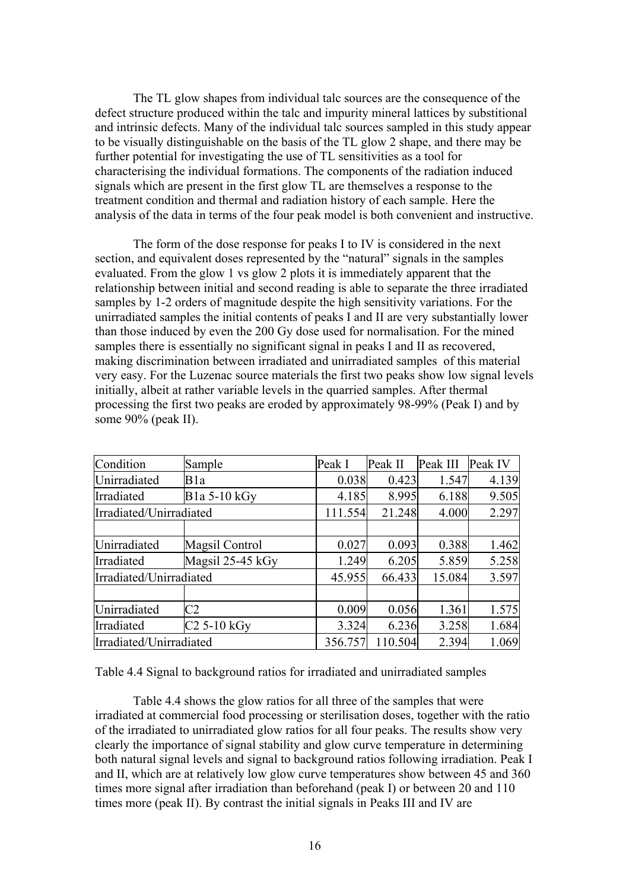The TL glow shapes from individual talc sources are the consequence of the defect structure produced within the talc and impurity mineral lattices by substitional and intrinsic defects. Many of the individual talc sources sampled in this study appear to be visually distinguishable on the basis of the TL glow 2 shape, and there may be further potential for investigating the use of TL sensitivities as a tool for characterising the individual formations. The components of the radiation induced signals which are present in the first glow TL are themselves a response to the treatment condition and thermal and radiation history of each sample. Here the analysis of the data in terms of the four peak model is both convenient and instructive.

The form of the dose response for peaks I to IV is considered in the next section, and equivalent doses represented by the "natural" signals in the samples evaluated. From the glow 1 vs glow 2 plots it is immediately apparent that the relationship between initial and second reading is able to separate the three irradiated samples by 1-2 orders of magnitude despite the high sensitivity variations. For the unirradiated samples the initial contents of peaks I and II are very substantially lower than those induced by even the 200 Gy dose used for normalisation. For the mined samples there is essentially no significant signal in peaks I and II as recovered, making discrimination between irradiated and unirradiated samples of this material very easy. For the Luzenac source materials the first two peaks show low signal levels initially, albeit at rather variable levels in the quarried samples. After thermal processing the first two peaks are eroded by approximately 98-99% (Peak I) and by some 90% (peak II).

| Condition | Sample | Peak I | Peak II | Peak III | Peak IV |
|---|---|---|---|---|---|
| Unirradiated | B1a | 0.038 | 0.423 | 1.547 | 4.139 |
| Irradiated | B1a 5-10 kGy | 4.185 | 8.995 | 6.188 | 9.505 |
| Irradiated/Unirradiated | | 111.554 | 21.248 | 4.000 | 2.297 |
| | | | | | |
| Unirradiated | Magsil Control | 0.027 | 0.093 | 0.388 | 1.462 |
| Irradiated | Magsil 25-45 kGy | 1.249 | 6.205 | 5.859 | 5.258 |
| Irradiated/Unirradiated | | 45.955 | 66.433 | 15.084 | 3.597 |
| | | | | | |
| Unirradiated | C2 | 0.009 | 0.056 | 1.361 | 1.575 |
| Irradiated | C2 5-10 kGy | 3.324 | 6.236 | 3.258 | 1.684 |
| Irradiated/Unirradiated | | 356.757 | 110.504 | 2.394 | 1.069 |

Table 4.4 Signal to background ratios for irradiated and unirradiated samples

Table 4.4 shows the glow ratios for all three of the samples that were irradiated at commercial food processing or sterilisation doses, together with the ratio of the irradiated to unirradiated glow ratios for all four peaks. The results show very clearly the importance of signal stability and glow curve temperature in determining both natural signal levels and signal to background ratios following irradiation. Peak I and II, which are at relatively low glow curve temperatures show between 45 and 360 times more signal after irradiation than beforehand (peak I) or between 20 and 110 times more (peak II). By contrast the initial signals in Peaks III and IV are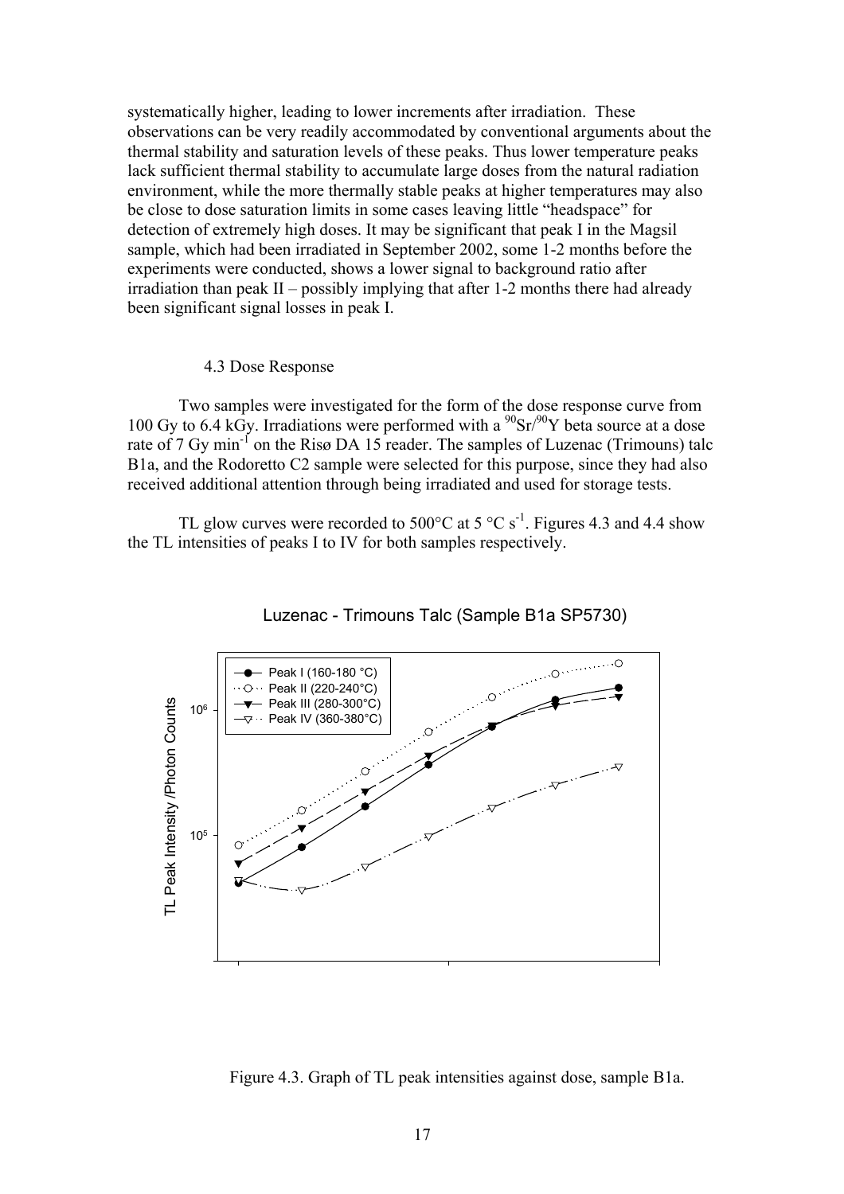systematically higher, leading to lower increments after irradiation. These observations can be very readily accommodated by conventional arguments about the thermal stability and saturation levels of these peaks. Thus lower temperature peaks lack sufficient thermal stability to accumulate large doses from the natural radiation environment, while the more thermally stable peaks at higher temperatures may also be close to dose saturation limits in some cases leaving little "headspace" for detection of extremely high doses. It may be significant that peak I in the Magsil sample, which had been irradiated in September 2002, some 1-2 months before the experiments were conducted, shows a lower signal to background ratio after irradiation than peak II – possibly implying that after 1-2 months there had already been significant signal losses in peak I.

### 4.3 Dose Response

Two samples were investigated for the form of the dose response curve from 100 Gy to 6.4 kGy. Irradiations were performed with a $^{90}Sr/^{90}Y$ beta source at a dose rate of 7 Gy min$^{-1}$ on the Risø DA 15 reader. The samples of Luzenac (Trimouns) talc B1a, and the Rodoretto C2 sample were selected for this purpose, since they had also received additional attention through being irradiated and used for storage tests.

TL glow curves were recorded to 500°C at 5 °C s$^{-1}$. Figures 4.3 and 4.4 show the TL intensities of peaks I to IV for both samples respectively.

Luzenac - Trimouns Talc (Sample B1a SP5730)

TL Peak Intensity /Photon Counts

$10^6$

$10^5$

Peak I (160-180 °C)

Peak II (220-240°C)

Peak III (280-300°C)

Peak IV (360-380°C)

Figure 4.3. Graph of TL peak intensities against dose, sample B1a.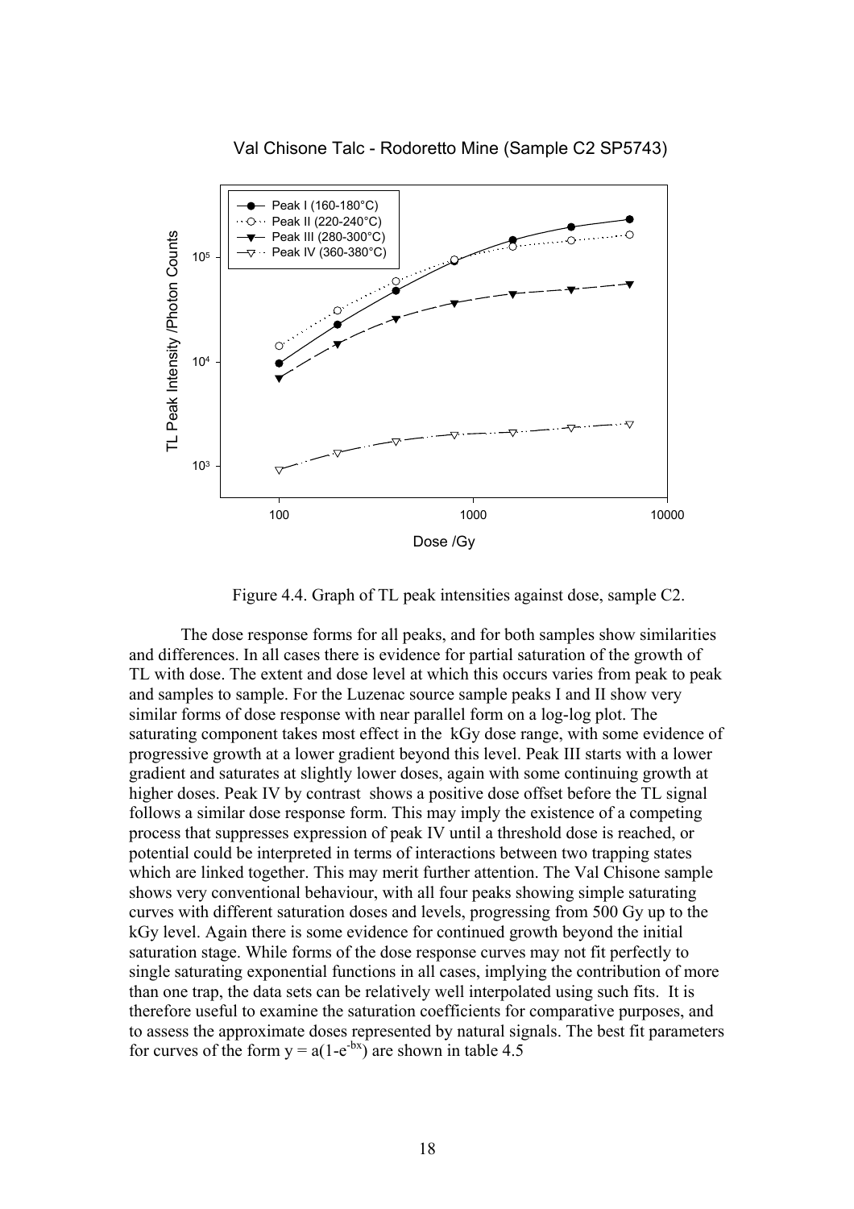Val Chisone Talc - Rodoretto Mine (Sample C2 SP5743)

Peak I (160-180°C)
Peak II (220-240°C)
Peak III (280-300°C)
Peak IV (360-380°C)

TL Peak Intensity /Photon Counts

$10^5$
$10^4$
$10^3$

100
1000
10000

Dose /Gy

Figure 4.4. Graph of TL peak intensities against dose, sample C2.

The dose response forms for all peaks, and for both samples show similarities and differences. In all cases there is evidence for partial saturation of the growth of TL with dose. The extent and dose level at which this occurs varies from peak to peak and samples to sample. For the Luzenac source sample peaks I and II show very similar forms of dose response with near parallel form on a log-log plot. The saturating component takes most effect in the kGy dose range, with some evidence of progressive growth at a lower gradient beyond this level. Peak III starts with a lower gradient and saturates at slightly lower doses, again with some continuing growth at higher doses. Peak IV by contrast shows a positive dose offset before the TL signal follows a similar dose response form. This may imply the existence of a competing process that suppresses expression of peak IV until a threshold dose is reached, or potential could be interpreted in terms of interactions between two trapping states which are linked together. This may merit further attention. The Val Chisone sample shows very conventional behaviour, with all four peaks showing simple saturating curves with different saturation doses and levels, progressing from 500 Gy up to the kGy level. Again there is some evidence for continued growth beyond the initial saturation stage. While forms of the dose response curves may not fit perfectly to single saturating exponential functions in all cases, implying the contribution of more than one trap, the data sets can be relatively well interpolated using such fits. It is therefore useful to examine the saturation coefficients for comparative purposes, and to assess the approximate doses represented by natural signals. The best fit parameters for curves of the form $y = a(1-e^{-bx})$ are shown in table 4.5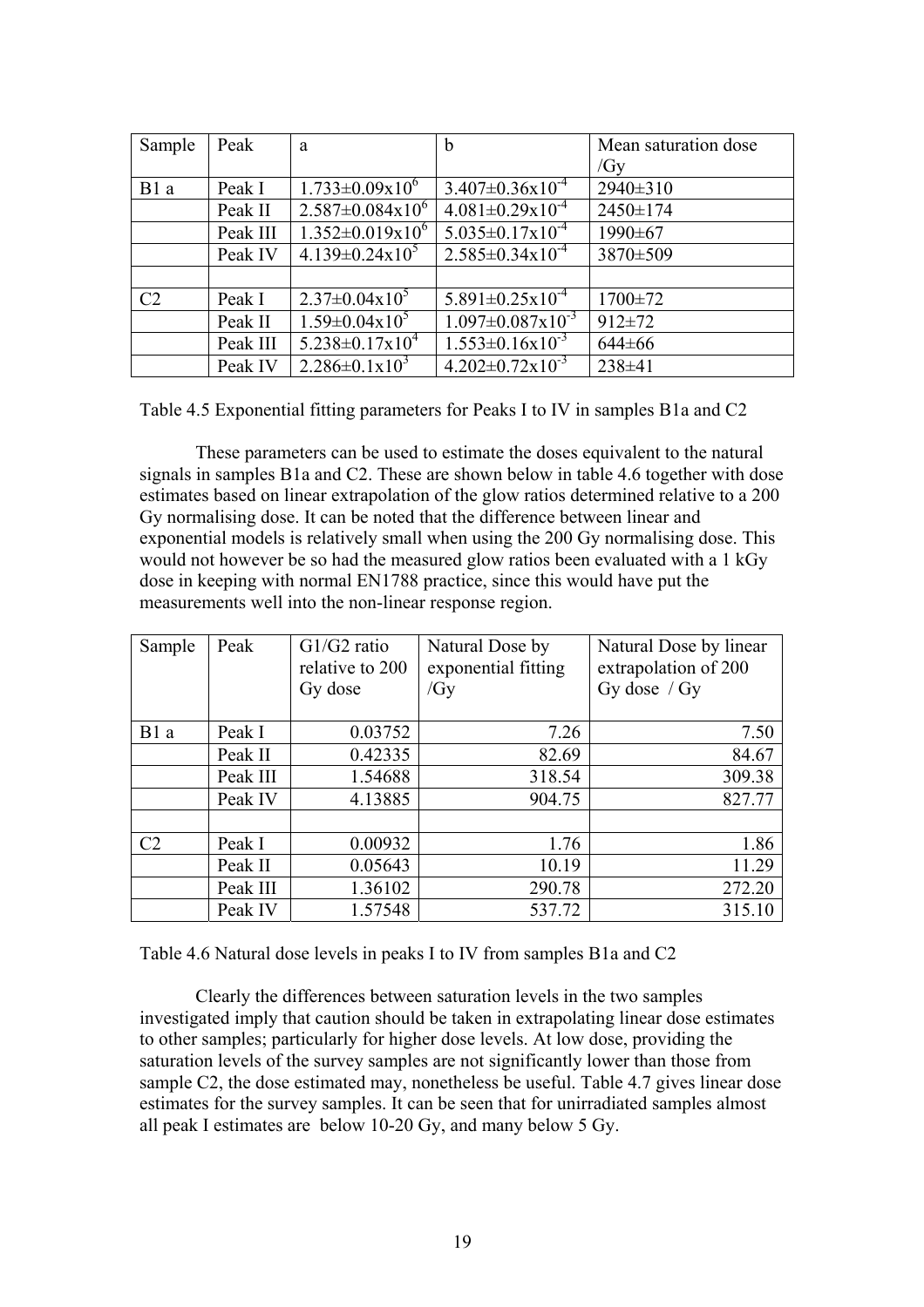| Sample | Peak | a | b | Mean saturation dose /Gy |
|---|---|---|---|---|
| B1 a | Peak I | $1.733{\pm}0.09x10^{6}$ | $3.407{\pm}0.36x10^{-4}$ | 2940±310 |
| | Peak II | $2.587{\pm}0.084x10^{6}$ | $4.081{\pm}0.29x10^{-4}$ | 2450±174 |
| | Peak III | $1.352{\pm}0.019x10^{6}$ | $5.035{\pm}0.17x10^{-4}$ | 1990±67 |
| | Peak IV | $4.139{\pm}0.24x10^{5}$ | $2.585{\pm}0.34x10^{-4}$ | 3870±509 |
| | | | | |
| C2 | Peak I | $2.37{\pm}0.04x10^{5}$ | $5.891{\pm}0.25x10^{-4}$ | 1700±72 |
| | Peak II | $1.59{\pm}0.04x10^{5}$ | $1.097{\pm}0.087x10^{-3}$ | 912±72 |
| | Peak III | $5.238{\pm}0.17x10^{4}$ | $1.553{\pm}0.16x10^{-3}$ | 644±66 |
| | Peak IV | $2.286{\pm}0.1x10^{3}$ | $4.202{\pm}0.72x10^{-3}$ | 238±41 |

Table 4.5 Exponential fitting parameters for Peaks I to IV in samples B1a and C2

These parameters can be used to estimate the doses equivalent to the natural signals in samples B1a and C2. These are shown below in table 4.6 together with dose estimates based on linear extrapolation of the glow ratios determined relative to a 200 Gy normalising dose. It can be noted that the difference between linear and exponential models is relatively small when using the 200 Gy normalising dose. This would not however be so had the measured glow ratios been evaluated with a 1 kGy dose in keeping with normal EN1788 practice, since this would have put the measurements well into the non-linear response region.

| Sample | Peak | G1/G2 ratio relative to 200 Gy dose | Natural Dose by exponential fitting /Gy | Natural Dose by linear extrapolation of 200 Gy dose / Gy |
|---|---|---|---|---|
| B1 a | Peak I | 0.03752 | 7.26 | 7.50 |
| | Peak II | 0.42335 | 82.69 | 84.67 |
| | Peak III | 1.54688 | 318.54 | 309.38 |
| | Peak IV | 4.13885 | 904.75 | 827.77 |
| | | | | |
| C2 | Peak I | 0.00932 | 1.76 | 1.86 |
| | Peak II | 0.05643 | 10.19 | 11.29 |
| | Peak III | 1.36102 | 290.78 | 272.20 |
| | Peak IV | 1.57548 | 537.72 | 315.10 |

Table 4.6 Natural dose levels in peaks I to IV from samples B1a and C2

Clearly the differences between saturation levels in the two samples investigated imply that caution should be taken in extrapolating linear dose estimates to other samples; particularly for higher dose levels. At low dose, providing the saturation levels of the survey samples are not significantly lower than those from sample C2, the dose estimated may, nonetheless be useful. Table 4.7 gives linear dose estimates for the survey samples. It can be seen that for unirradiated samples almost all peak I estimates are below 10-20 Gy, and many below 5 Gy.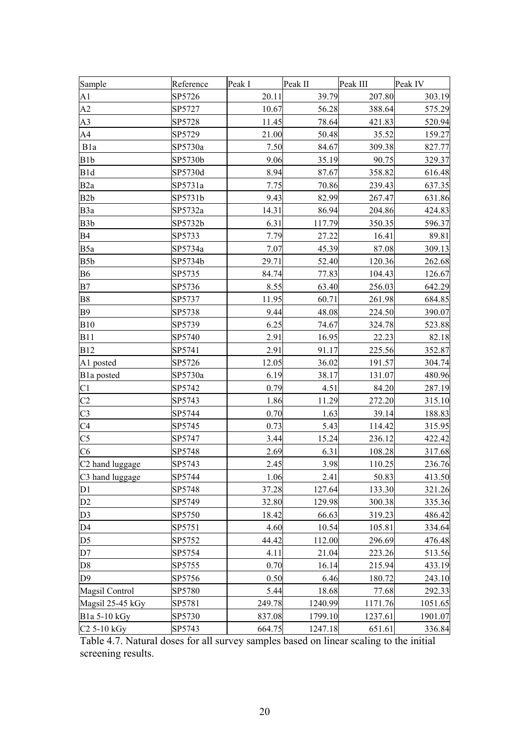| Sample | Reference | Peak I | Peak II | Peak III | Peak IV |
|---|---|---|---|---|---|
| A1 | SP5726 | 20.11 | 39.79 | 207.80 | 303.19 |
| A2 | SP5727 | 10.67 | 56.28 | 388.64 | 575.29 |
| A3 | SP5728 | 11.45 | 78.64 | 421.83 | 520.94 |
| A4 | SP5729 | 21.00 | 50.48 | 35.52 | 159.27 |
| B1a | SP5730a | 7.50 | 84.67 | 309.38 | 827.77 |
| B1b | SP5730b | 9.06 | 35.19 | 90.75 | 329.37 |
| B1d | SP5730d | 8.94 | 87.67 | 358.82 | 616.48 |
| B2a | SP5731a | 7.75 | 70.86 | 239.43 | 637.35 |
| B2b | SP5731b | 9.43 | 82.99 | 267.47 | 631.86 |
| B3a | SP5732a | 14.31 | 86.94 | 204.86 | 424.83 |
| B3b | SP5732b | 6.31 | 117.79 | 350.35 | 596.37 |
| B4 | SP5733 | 7.79 | 27.22 | 16.41 | 89.81 |
| B5a | SP5734a | 7.07 | 45.39 | 87.08 | 309.13 |
| B5b | SP5734b | 29.71 | 52.40 | 120.36 | 262.68 |
| B6 | SP5735 | 84.74 | 77.83 | 104.43 | 126.67 |
| B7 | SP5736 | 8.55 | 63.40 | 256.03 | 642.29 |
| B8 | SP5737 | 11.95 | 60.71 | 261.98 | 684.85 |
| B9 | SP5738 | 9.44 | 48.08 | 224.50 | 390.07 |
| B10 | SP5739 | 6.25 | 74.67 | 324.78 | 523.88 |
| B11 | SP5740 | 2.91 | 16.95 | 22.23 | 82.18 |
| B12 | SP5741 | 2.91 | 91.17 | 225.56 | 352.87 |
| A1 posted | SP5726 | 12.05 | 36.02 | 191.57 | 304.74 |
| B1a posted | SP5730a | 6.19 | 38.17 | 131.07 | 480.96 |
| C1 | SP5742 | 0.79 | 4.51 | 84.20 | 287.19 |
| C2 | SP5743 | 1.86 | 11.29 | 272.20 | 315.10 |
| C3 | SP5744 | 0.70 | 1.63 | 39.14 | 188.83 |
| C4 | SP5745 | 0.73 | 5.43 | 114.42 | 315.95 |
| C5 | SP5747 | 3.44 | 15.24 | 236.12 | 422.42 |
| C6 | SP5748 | 2.69 | 6.31 | 108.28 | 317.68 |
| C2 hand luggage | SP5743 | 2.45 | 3.98 | 110.25 | 236.76 |
| C3 hand luggage | SP5744 | 1.06 | 2.41 | 50.83 | 413.50 |
| D1 | SP5748 | 37.28 | 127.64 | 133.30 | 321.26 |
| D2 | SP5749 | 32.80 | 129.98 | 300.38 | 335.36 |
| D3 | SP5750 | 18.42 | 66.63 | 319.23 | 486.42 |
| D4 | SP5751 | 4.60 | 10.54 | 105.81 | 334.64 |
| D5 | SP5752 | 44.42 | 112.00 | 296.69 | 476.48 |
| D7 | SP5754 | 4.11 | 21.04 | 223.26 | 513.56 |
| D8 | SP5755 | 0.70 | 16.14 | 215.94 | 433.19 |
| D9 | SP5756 | 0.50 | 6.46 | 180.72 | 243.10 |
| Magsil Control | SP5780 | 5.44 | 18.68 | 77.68 | 292.33 |
| Magsil 25-45 kGy | SP5781 | 249.78 | 1240.99 | 1171.76 | 1051.65 |
| B1a 5-10 kGy | SP5730 | 837.08 | 1799.10 | 1237.61 | 1901.07 |
| C2 5-10 kGy | SP5743 | 664.75 | 1247.18 | 651.61 | 336.84 |

Table 4.7. Natural doses for all survey samples based on linear scaling to the initial screening results.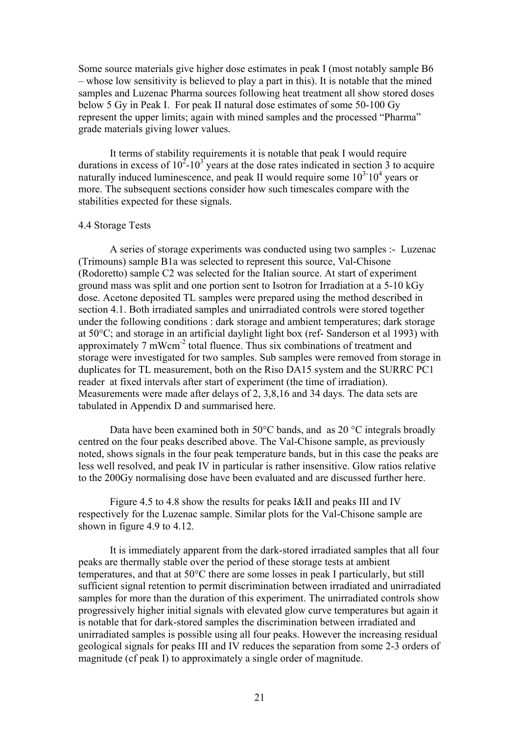Some source materials give higher dose estimates in peak I (most notably sample B6 – whose low sensitivity is believed to play a part in this). It is notable that the mined samples and Luzenac Pharma sources following heat treatment all show stored doses below 5 Gy in Peak I. For peak II natural dose estimates of some 50-100 Gy represent the upper limits; again with mined samples and the processed "Pharma" grade materials giving lower values.

It terms of stability requirements it is notable that peak I would require durations in excess of $10^2$-$10^3$ years at the dose rates indicated in section 3 to acquire naturally induced luminescence, and peak II would require some $10^3$-$10^4$ years or more. The subsequent sections consider how such timescales compare with the stabilities expected for these signals.

### 4.4 Storage Tests

A series of storage experiments was conducted using two samples :- Luzenac (Trimouns) sample B1a was selected to represent this source, Val-Chisone (Rodoretto) sample C2 was selected for the Italian source. At start of experiment ground mass was split and one portion sent to Isotron for Irradiation at a 5-10 kGy dose. Acetone deposited TL samples were prepared using the method described in section 4.1. Both irradiated samples and unirradiated controls were stored together under the following conditions : dark storage and ambient temperatures; dark storage at 50°C; and storage in an artificial daylight light box (ref- Sanderson et al 1993) with approximately 7 mWcm$^{-2}$ total fluence. Thus six combinations of treatment and storage were investigated for two samples. Sub samples were removed from storage in duplicates for TL measurement, both on the Riso DA15 system and the SURRC PC1 reader at fixed intervals after start of experiment (the time of irradiation). Measurements were made after delays of 2, 3,8,16 and 34 days. The data sets are tabulated in Appendix D and summarised here.

Data have been examined both in 50°C bands, and as 20 °C integrals broadly centred on the four peaks described above. The Val-Chisone sample, as previously noted, shows signals in the four peak temperature bands, but in this case the peaks are less well resolved, and peak IV in particular is rather insensitive. Glow ratios relative to the 200Gy normalising dose have been evaluated and are discussed further here.

Figure 4.5 to 4.8 show the results for peaks I&II and peaks III and IV respectively for the Luzenac sample. Similar plots for the Val-Chisone sample are shown in figure 4.9 to 4.12.

It is immediately apparent from the dark-stored irradiated samples that all four peaks are thermally stable over the period of these storage tests at ambient temperatures, and that at 50°C there are some losses in peak I particularly, but still sufficient signal retention to permit discrimination between irradiated and unirradiated samples for more than the duration of this experiment. The unirradiated controls show progressively higher initial signals with elevated glow curve temperatures but again it is notable that for dark-stored samples the discrimination between irradiated and unirradiated samples is possible using all four peaks. However the increasing residual geological signals for peaks III and IV reduces the separation from some 2-3 orders of magnitude (cf peak I) to approximately a single order of magnitude.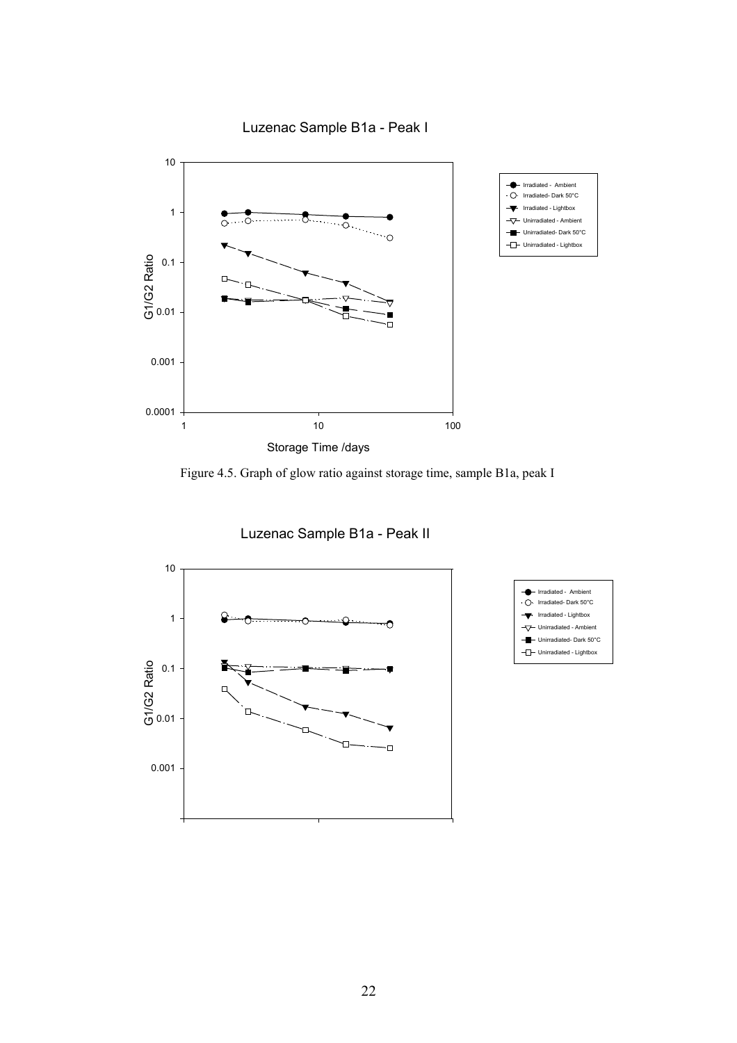Luzenac Sample B1a - Peak I

10
1
0.1
0.01
0.001
0.0001

G1/G2 Ratio

1
10
100

Storage Time /days

Irradiated - Ambient
Irradiated- Dark 50°C
Irradiated - Lightbox
Unirradiated - Ambient
Unirradiated- Dark 50°C
Unirradiated - Lightbox

Figure 4.5. Graph of glow ratio against storage time, sample B1a, peak I

Luzenac Sample B1a - Peak II

10
1
0.1
0.01
0.001

G1/G2 Ratio

Irradiated - Ambient
Irradiated- Dark 50°C
Irradiated - Lightbox
Unirradiated - Ambient
Unirradiated- Dark 50°C
Unirradiated - Lightbox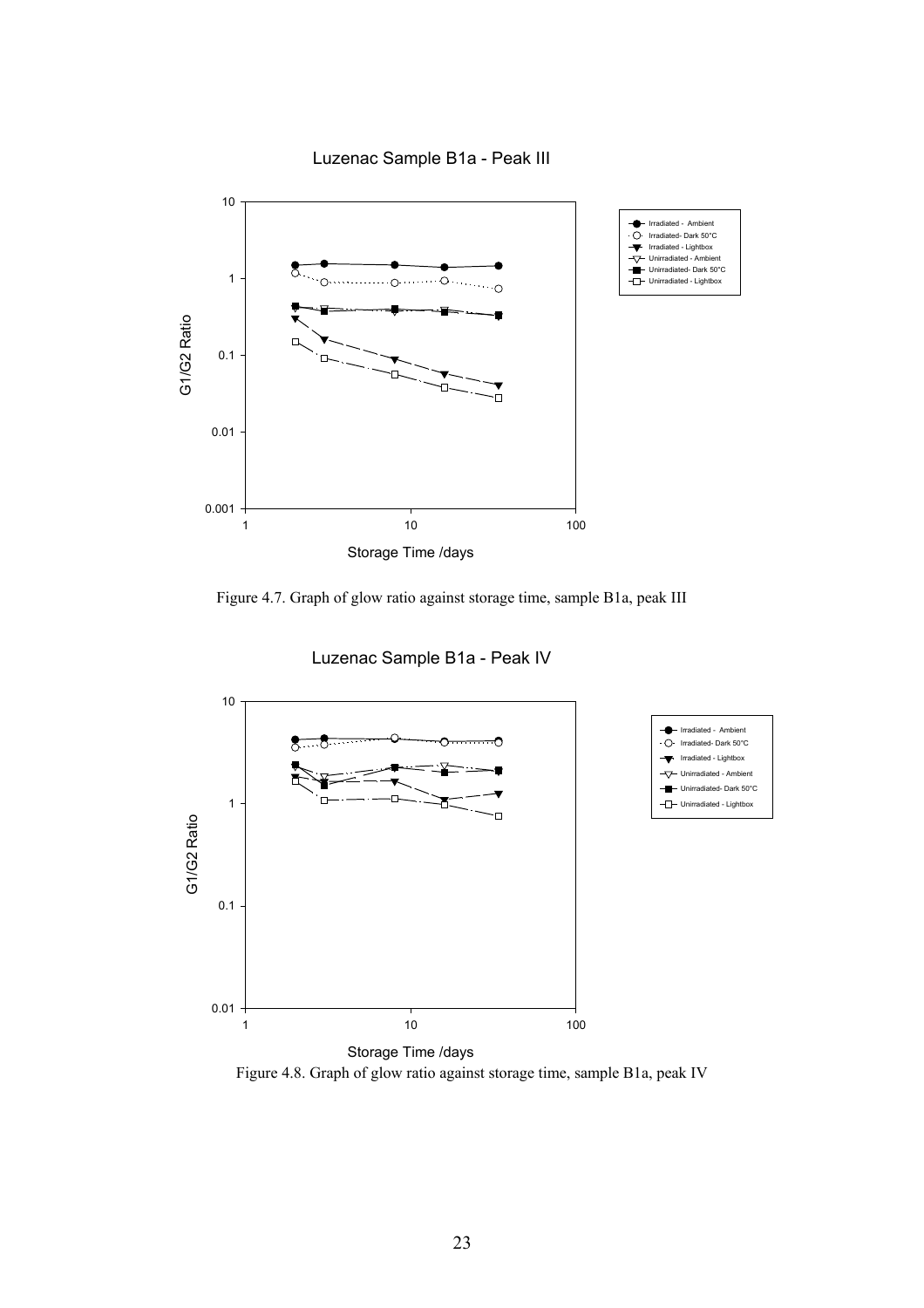Luzenac Sample B1a - Peak III

G1/G2 Ratio

10

1

0.1

0.01

0.001

1

10

100

Storage Time /days

Irradiated - Ambient
Irradiated- Dark 50°C
Irradiated - Lightbox
Unirradiated - Ambient
Unirradiated- Dark 50°C
Unirradiated - Lightbox

Figure 4.7. Graph of glow ratio against storage time, sample B1a, peak III

Luzenac Sample B1a - Peak IV

G1/G2 Ratio

10

1

0.1

0.01

1

10

100

Storage Time /days

Irradiated - Ambient
Irradiated- Dark 50°C
Irradiated - Lightbox
Unirradiated - Ambient
Unirradiated- Dark 50°C
Unirradiated - Lightbox

Figure 4.8. Graph of glow ratio against storage time, sample B1a, peak IV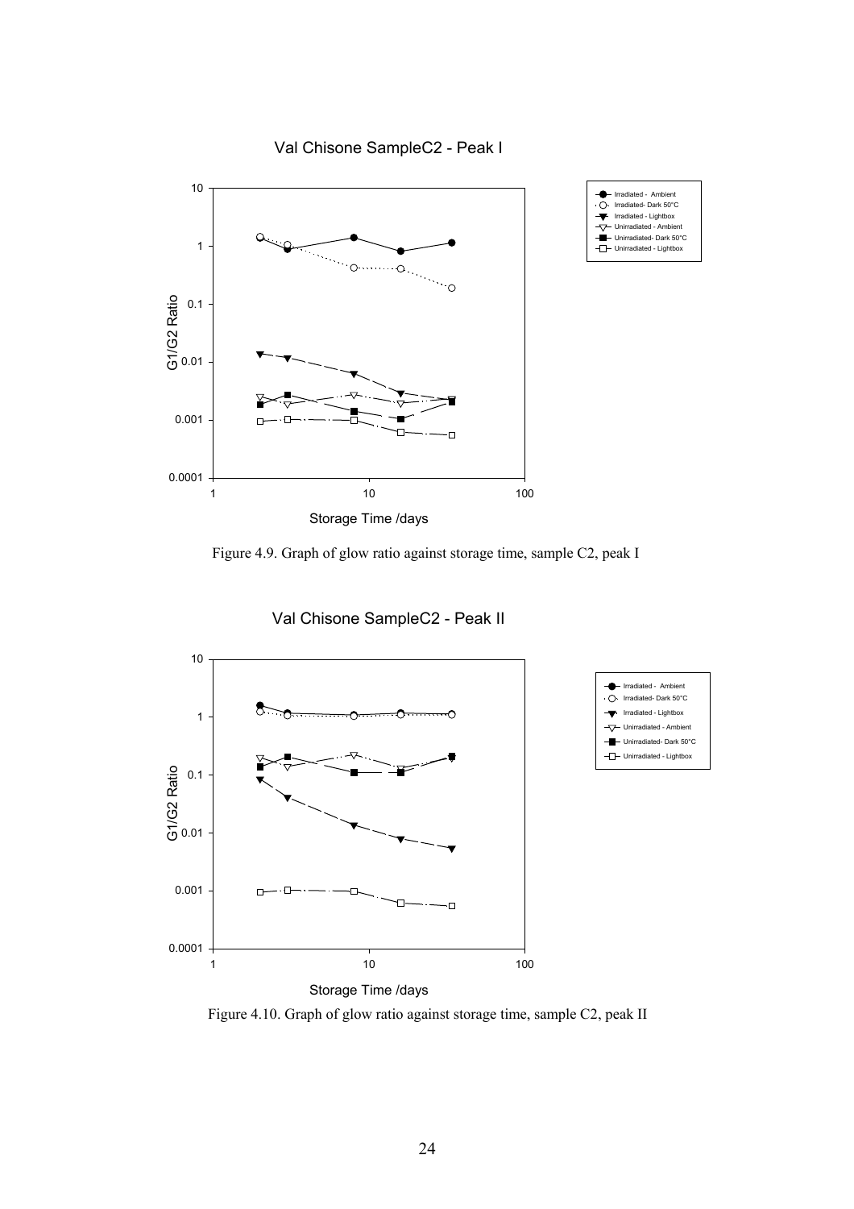Val Chisone SampleC2 - Peak I

10
1
0.1
0.01
0.001
0.0001

G1/G2 Ratio

1
10
100

Storage Time /days

Irradiated - Ambient
Irradiated- Dark 50°C
Irradiated - Lightbox
Unirradiated - Ambient
Unirradiated- Dark 50°C
Unirradiated - Lightbox

Figure 4.9. Graph of glow ratio against storage time, sample C2, peak I

Val Chisone SampleC2 - Peak II

10
1
0.1
0.01
0.001
0.0001

G1/G2 Ratio

1
10
100

Storage Time /days

Irradiated - Ambient
Irradiated- Dark 50°C
Irradiated - Lightbox
Unirradiated - Ambient
Unirradiated- Dark 50°C
Unirradiated - Lightbox

Figure 4.10. Graph of glow ratio against storage time, sample C2, peak II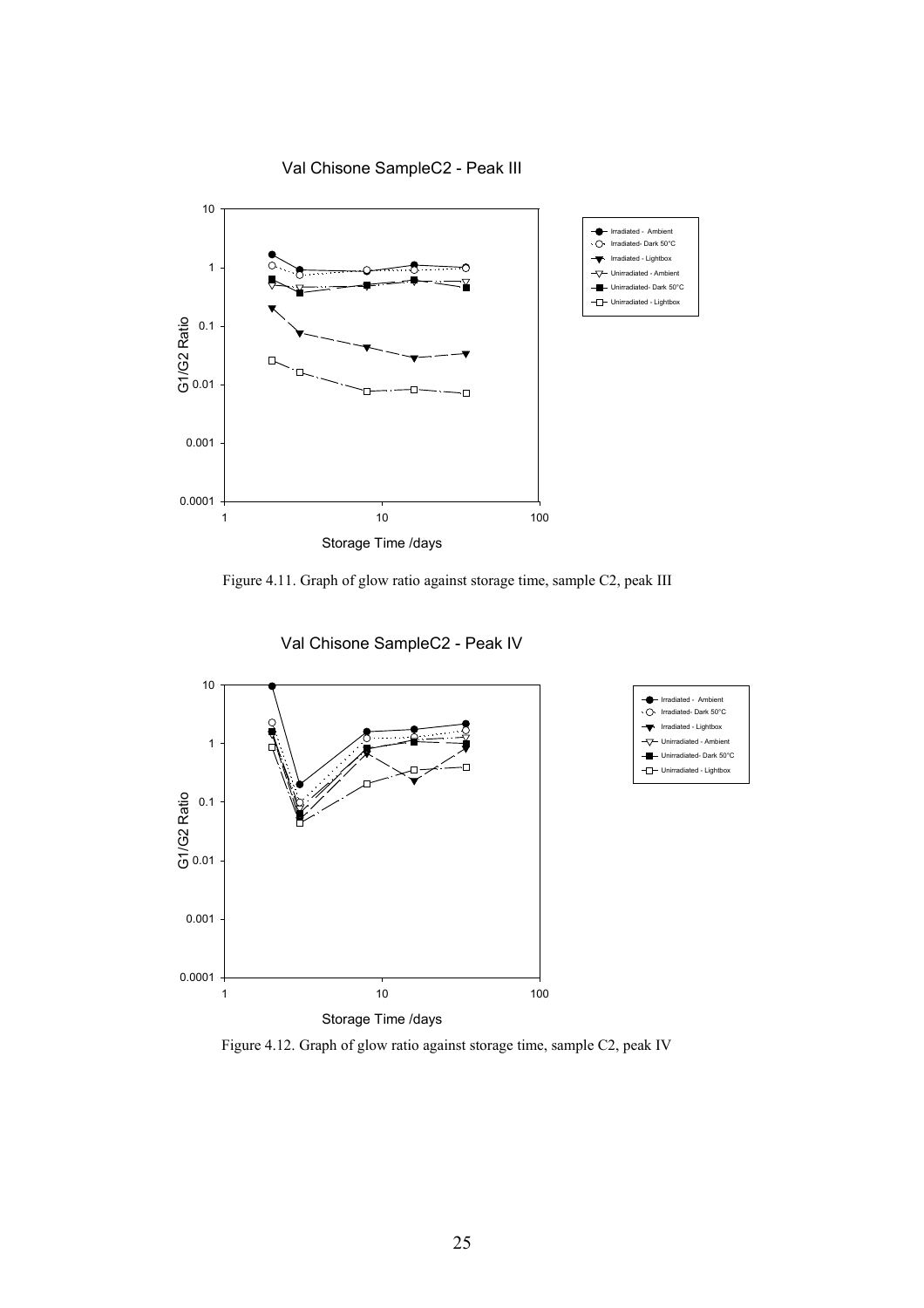Figure 4.11. Graph of glow ratio against storage time, sample C2, peak III

Figure 4.12. Graph of glow ratio against storage time, sample C2, peak IV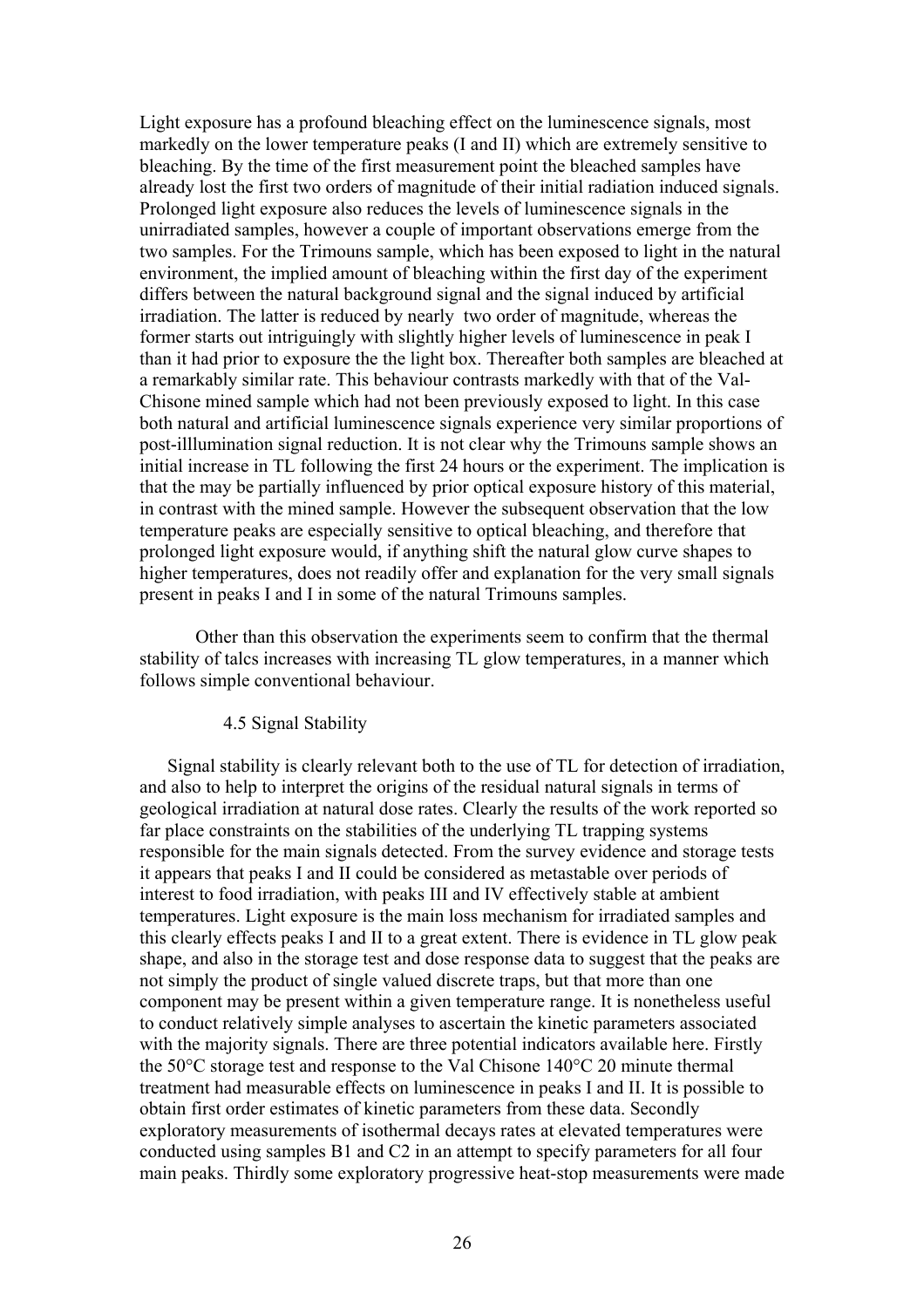Light exposure has a profound bleaching effect on the luminescence signals, most markedly on the lower temperature peaks (I and II) which are extremely sensitive to bleaching. By the time of the first measurement point the bleached samples have already lost the first two orders of magnitude of their initial radiation induced signals. Prolonged light exposure also reduces the levels of luminescence signals in the unirradiated samples, however a couple of important observations emerge from the two samples. For the Trimouns sample, which has been exposed to light in the natural environment, the implied amount of bleaching within the first day of the experiment differs between the natural background signal and the signal induced by artificial irradiation. The latter is reduced by nearly two order of magnitude, whereas the former starts out intriguingly with slightly higher levels of luminescence in peak I than it had prior to exposure the the light box. Thereafter both samples are bleached at a remarkably similar rate. This behaviour contrasts markedly with that of the Val-Chisone mined sample which had not been previously exposed to light. In this case both natural and artificial luminescence signals experience very similar proportions of post-illlumination signal reduction. It is not clear why the Trimouns sample shows an initial increase in TL following the first 24 hours or the experiment. The implication is that the may be partially influenced by prior optical exposure history of this material, in contrast with the mined sample. However the subsequent observation that the low temperature peaks are especially sensitive to optical bleaching, and therefore that prolonged light exposure would, if anything shift the natural glow curve shapes to higher temperatures, does not readily offer and explanation for the very small signals present in peaks I and I in some of the natural Trimouns samples.

Other than this observation the experiments seem to confirm that the thermal stability of talcs increases with increasing TL glow temperatures, in a manner which follows simple conventional behaviour.

### 4.5 Signal Stability

Signal stability is clearly relevant both to the use of TL for detection of irradiation, and also to help to interpret the origins of the residual natural signals in terms of geological irradiation at natural dose rates. Clearly the results of the work reported so far place constraints on the stabilities of the underlying TL trapping systems responsible for the main signals detected. From the survey evidence and storage tests it appears that peaks I and II could be considered as metastable over periods of interest to food irradiation, with peaks III and IV effectively stable at ambient temperatures. Light exposure is the main loss mechanism for irradiated samples and this clearly effects peaks I and II to a great extent. There is evidence in TL glow peak shape, and also in the storage test and dose response data to suggest that the peaks are not simply the product of single valued discrete traps, but that more than one component may be present within a given temperature range. It is nonetheless useful to conduct relatively simple analyses to ascertain the kinetic parameters associated with the majority signals. There are three potential indicators available here. Firstly the 50°C storage test and response to the Val Chisone 140°C 20 minute thermal treatment had measurable effects on luminescence in peaks I and II. It is possible to obtain first order estimates of kinetic parameters from these data. Secondly exploratory measurements of isothermal decays rates at elevated temperatures were conducted using samples B1 and C2 in an attempt to specify parameters for all four main peaks. Thirdly some exploratory progressive heat-stop measurements were made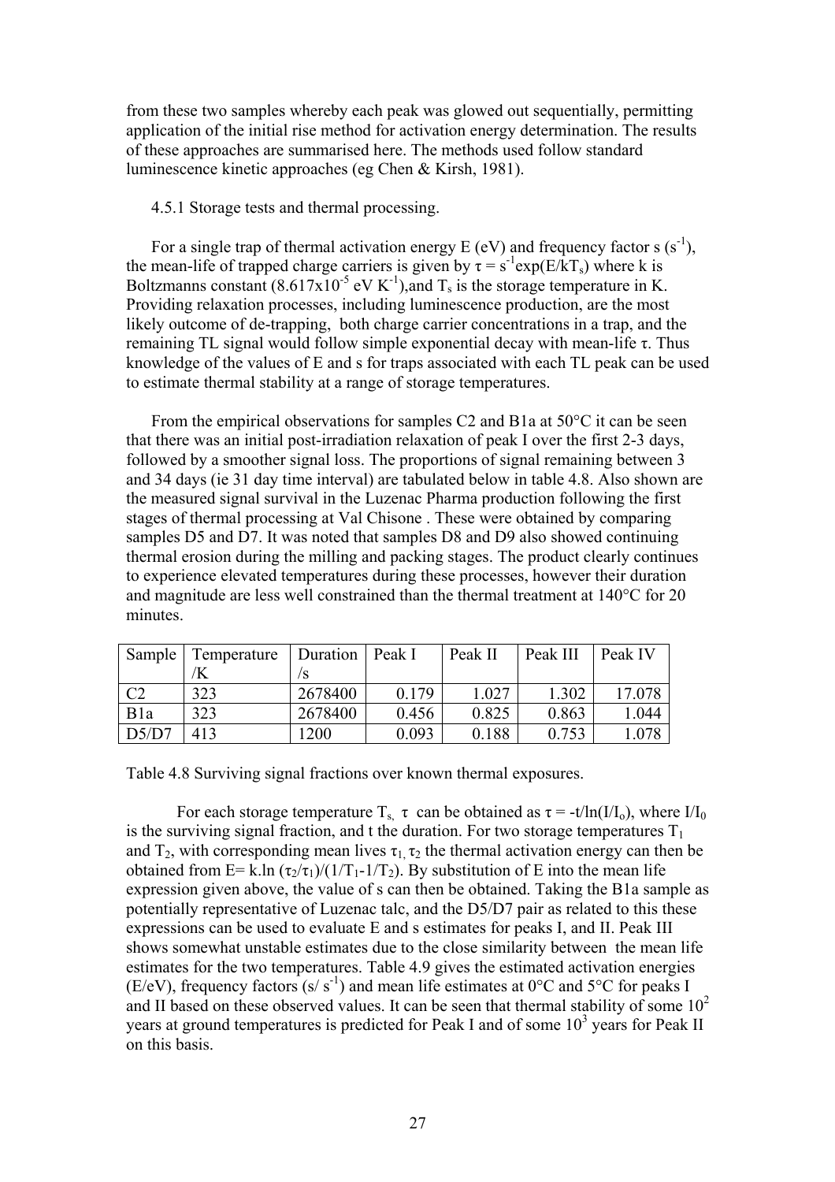from these two samples whereby each peak was glowed out sequentially, permitting application of the initial rise method for activation energy determination. The results of these approaches are summarised here. The methods used follow standard luminescence kinetic approaches (eg Chen & Kirsh, 1981).

### 4.5.1 Storage tests and thermal processing.

For a single trap of thermal activation energy E (eV) and frequency factor s ($s^{-1}$), the mean-life of trapped charge carriers is given by $\tau = s^{-1}\exp(E/kT_s)$ where k is Boltzmanns constant ($8.617 \times 10^{-5}$ eV $K^{-1}$),and $T_s$ is the storage temperature in K. Providing relaxation processes, including luminescence production, are the most likely outcome of de-trapping, both charge carrier concentrations in a trap, and the remaining TL signal would follow simple exponential decay with mean-life $\tau$. Thus knowledge of the values of E and s for traps associated with each TL peak can be used to estimate thermal stability at a range of storage temperatures.

From the empirical observations for samples C2 and B1a at 50°C it can be seen that there was an initial post-irradiation relaxation of peak I over the first 2-3 days, followed by a smoother signal loss. The proportions of signal remaining between 3 and 34 days (ie 31 day time interval) are tabulated below in table 4.8. Also shown are the measured signal survival in the Luzenac Pharma production following the first stages of thermal processing at Val Chisone . These were obtained by comparing samples D5 and D7. It was noted that samples D8 and D9 also showed continuing thermal erosion during the milling and packing stages. The product clearly continues to experience elevated temperatures during these processes, however their duration and magnitude are less well constrained than the thermal treatment at 140°C for 20 minutes.

| Sample | Temperature /K | Duration /s | Peak I | Peak II | Peak III | Peak IV |
|---|---|---|---|---|---|---|
| C2 | 323 | 2678400 | 0.179 | 1.027 | 1.302 | 17.078 |
| B1a | 323 | 2678400 | 0.456 | 0.825 | 0.863 | 1.044 |
| D5/D7 | 413 | 1200 | 0.093 | 0.188 | 0.753 | 1.078 |

Table 4.8 Surviving signal fractions over known thermal exposures.

For each storage temperature $T_s$, $\tau$ can be obtained as $\tau = -t/\ln(I/I_o)$, where $I/I_0$ is the surviving signal fraction, and t the duration. For two storage temperatures $T_1$ and $T_2$, with corresponding mean lives $\tau_1$, $\tau_2$ the thermal activation energy can then be obtained from $E = k.\ln(\tau_2/\tau_1)/(1/T_1 - 1/T_2)$. By substitution of E into the mean life expression given above, the value of s can then be obtained. Taking the B1a sample as potentially representative of Luzenac talc, and the D5/D7 pair as related to this these expressions can be used to evaluate E and s estimates for peaks I, and II. Peak III shows somewhat unstable estimates due to the close similarity between the mean life estimates for the two temperatures. Table 4.9 gives the estimated activation energies (E/eV), frequency factors (s/ $s^{-1}$) and mean life estimates at 0°C and 5°C for peaks I and II based on these observed values. It can be seen that thermal stability of some $10^2$ years at ground temperatures is predicted for Peak I and of some $10^3$ years for Peak II on this basis.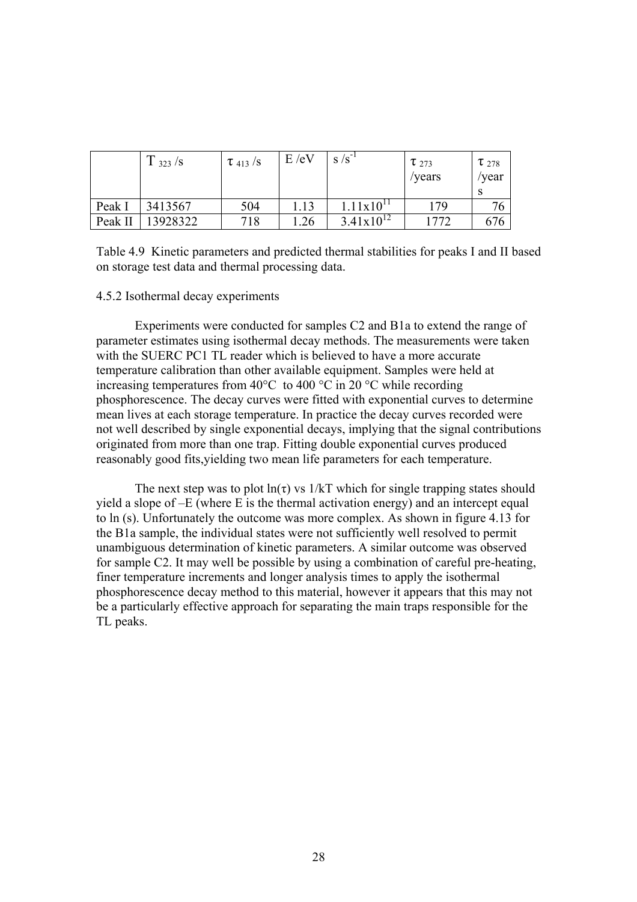| | $T_{323}$ /s | $\tau_{413}$ /s | E /eV | s /$s^{-1}$ | $\tau_{273}$ /years | $\tau_{278}$ /years |
|---|---|---|---|---|---|---|
| Peak I | 3413567 | 504 | 1.13 | $1.11 \times 10^{11}$ | 179 | 76 |
| Peak II | 13928322 | 718 | 1.26 | $3.41 \times 10^{12}$ | 1772 | 676 |

Table 4.9 Kinetic parameters and predicted thermal stabilities for peaks I and II based on storage test data and thermal processing data.

### 4.5.2 Isothermal decay experiments

Experiments were conducted for samples C2 and B1a to extend the range of parameter estimates using isothermal decay methods. The measurements were taken with the SUERC PC1 TL reader which is believed to have a more accurate temperature calibration than other available equipment. Samples were held at increasing temperatures from 40°C to 400 °C in 20 °C while recording phosphorescence. The decay curves were fitted with exponential curves to determine mean lives at each storage temperature. In practice the decay curves recorded were not well described by single exponential decays, implying that the signal contributions originated from more than one trap. Fitting double exponential curves produced reasonably good fits,yielding two mean life parameters for each temperature.

The next step was to plot ln($\tau$) vs 1/kT which for single trapping states should yield a slope of –E (where E is the thermal activation energy) and an intercept equal to ln (s). Unfortunately the outcome was more complex. As shown in figure 4.13 for the B1a sample, the individual states were not sufficiently well resolved to permit unambiguous determination of kinetic parameters. A similar outcome was observed for sample C2. It may well be possible by using a combination of careful pre-heating, finer temperature increments and longer analysis times to apply the isothermal phosphorescence decay method to this material, however it appears that this may not be a particularly effective approach for separating the main traps responsible for the TL peaks.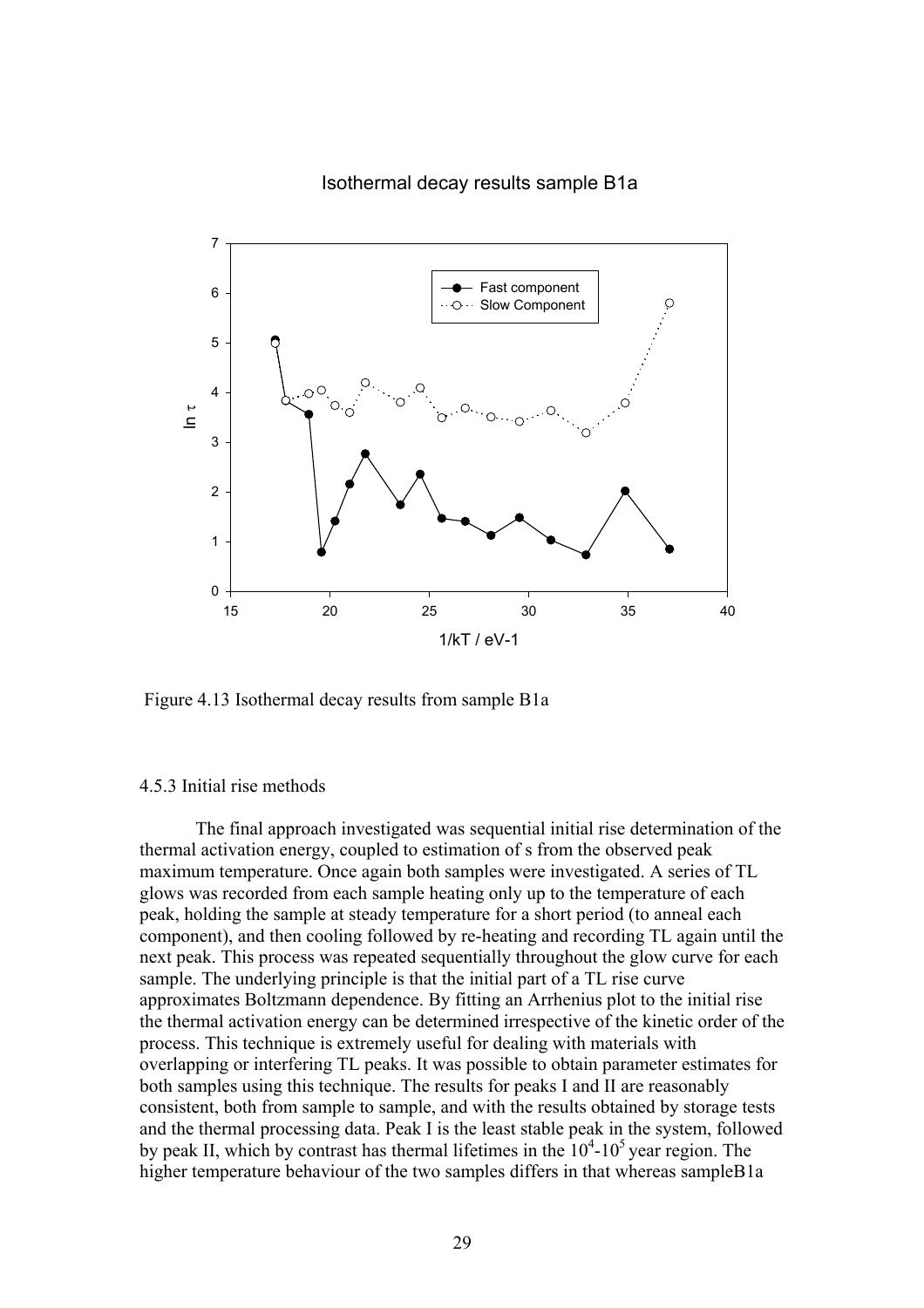Isothermal decay results sample B1a

7
6
5
4
3
2
1
0

ln τ

15 20 25 30 35 40

1/kT / eV-1

Fast component
Slow Component

Figure 4.13 Isothermal decay results from sample B1a

### 4.5.3 Initial rise methods

The final approach investigated was sequential initial rise determination of the thermal activation energy, coupled to estimation of s from the observed peak maximum temperature. Once again both samples were investigated. A series of TL glows was recorded from each sample heating only up to the temperature of each peak, holding the sample at steady temperature for a short period (to anneal each component), and then cooling followed by re-heating and recording TL again until the next peak. This process was repeated sequentially throughout the glow curve for each sample. The underlying principle is that the initial part of a TL rise curve approximates Boltzmann dependence. By fitting an Arrhenius plot to the initial rise the thermal activation energy can be determined irrespective of the kinetic order of the process. This technique is extremely useful for dealing with materials with overlapping or interfering TL peaks. It was possible to obtain parameter estimates for both samples using this technique. The results for peaks I and II are reasonably consistent, both from sample to sample, and with the results obtained by storage tests and the thermal processing data. Peak I is the least stable peak in the system, followed by peak II, which by contrast has thermal lifetimes in the $10^4$-$10^5$ year region. The higher temperature behaviour of the two samples differs in that whereas sampleB1a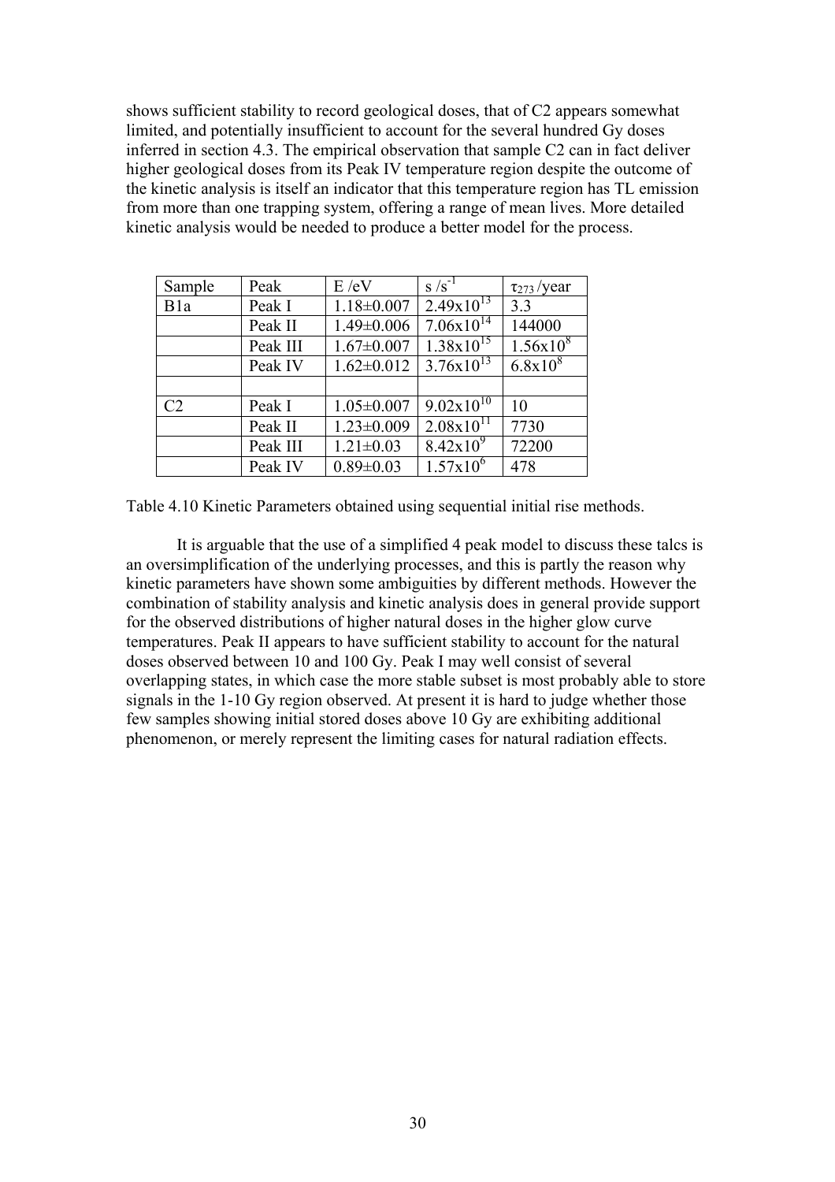shows sufficient stability to record geological doses, that of C2 appears somewhat limited, and potentially insufficient to account for the several hundred Gy doses inferred in section 4.3. The empirical observation that sample C2 can in fact deliver higher geological doses from its Peak IV temperature region despite the outcome of the kinetic analysis is itself an indicator that this temperature region has TL emission from more than one trapping system, offering a range of mean lives. More detailed kinetic analysis would be needed to produce a better model for the process.

| Sample | Peak | E /eV | s /$s^{-1}$ | $\tau_{273}$ /year |
|---|---|---|---|---|
| B1a | Peak I | 1.18±0.007 | $2.49 \times 10^{13}$ | 3.3 |
| | Peak II | 1.49±0.006 | $7.06 \times 10^{14}$ | 144000 |
| | Peak III | 1.67±0.007 | $1.38 \times 10^{15}$ | $1.56 \times 10^{8}$ |
| | Peak IV | 1.62±0.012 | $3.76 \times 10^{13}$ | $6.8 \times 10^{8}$ |
| | | | | |
| C2 | Peak I | 1.05±0.007 | $9.02 \times 10^{10}$ | 10 |
| | Peak II | 1.23±0.009 | $2.08 \times 10^{11}$ | 7730 |
| | Peak III | 1.21±0.03 | $8.42 \times 10^{9}$ | 72200 |
| | Peak IV | 0.89±0.03 | $1.57 \times 10^{6}$ | 478 |

Table 4.10 Kinetic Parameters obtained using sequential initial rise methods.

It is arguable that the use of a simplified 4 peak model to discuss these talcs is an oversimplification of the underlying processes, and this is partly the reason why kinetic parameters have shown some ambiguities by different methods. However the combination of stability analysis and kinetic analysis does in general provide support for the observed distributions of higher natural doses in the higher glow curve temperatures. Peak II appears to have sufficient stability to account for the natural doses observed between 10 and 100 Gy. Peak I may well consist of several overlapping states, in which case the more stable subset is most probably able to store signals in the 1-10 Gy region observed. At present it is hard to judge whether those few samples showing initial stored doses above 10 Gy are exhibiting additional phenomenon, or merely represent the limiting cases for natural radiation effects.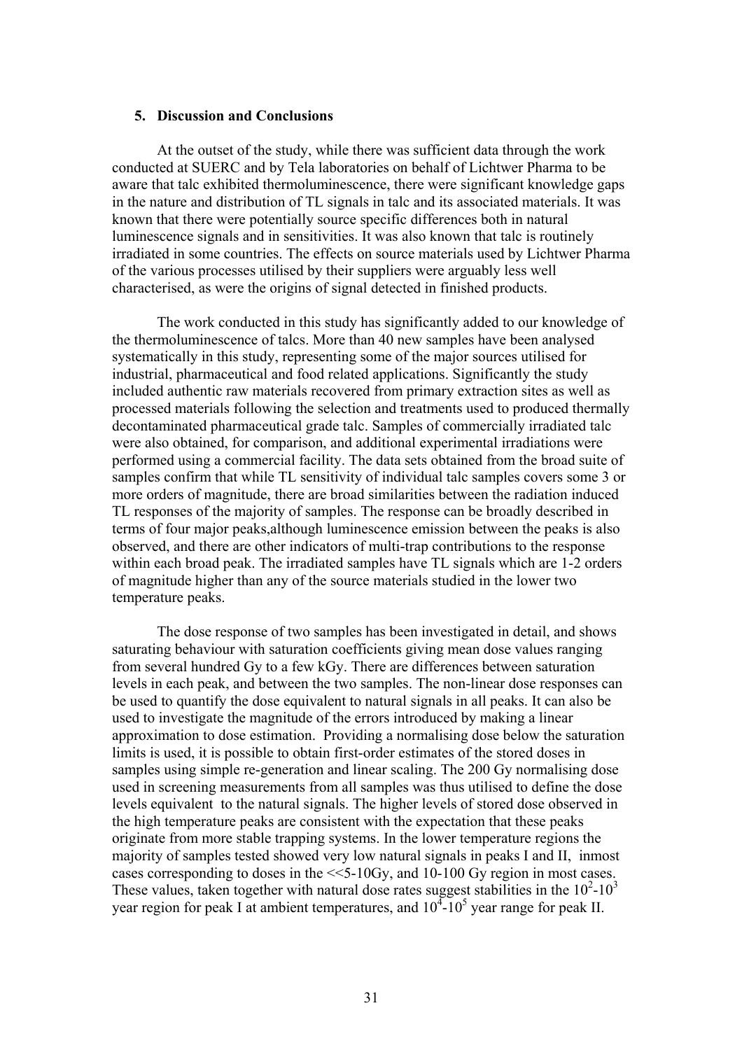## 5. Discussion and Conclusions

At the outset of the study, while there was sufficient data through the work conducted at SUERC and by Tela laboratories on behalf of Lichtwer Pharma to be aware that talc exhibited thermoluminescence, there were significant knowledge gaps in the nature and distribution of TL signals in talc and its associated materials. It was known that there were potentially source specific differences both in natural luminescence signals and in sensitivities. It was also known that talc is routinely irradiated in some countries. The effects on source materials used by Lichtwer Pharma of the various processes utilised by their suppliers were arguably less well characterised, as were the origins of signal detected in finished products.

The work conducted in this study has significantly added to our knowledge of the thermoluminescence of talcs. More than 40 new samples have been analysed systematically in this study, representing some of the major sources utilised for industrial, pharmaceutical and food related applications. Significantly the study included authentic raw materials recovered from primary extraction sites as well as processed materials following the selection and treatments used to produced thermally decontaminated pharmaceutical grade talc. Samples of commercially irradiated talc were also obtained, for comparison, and additional experimental irradiations were performed using a commercial facility. The data sets obtained from the broad suite of samples confirm that while TL sensitivity of individual talc samples covers some 3 or more orders of magnitude, there are broad similarities between the radiation induced TL responses of the majority of samples. The response can be broadly described in terms of four major peaks,although luminescence emission between the peaks is also observed, and there are other indicators of multi-trap contributions to the response within each broad peak. The irradiated samples have TL signals which are 1-2 orders of magnitude higher than any of the source materials studied in the lower two temperature peaks.

The dose response of two samples has been investigated in detail, and shows saturating behaviour with saturation coefficients giving mean dose values ranging from several hundred Gy to a few kGy. There are differences between saturation levels in each peak, and between the two samples. The non-linear dose responses can be used to quantify the dose equivalent to natural signals in all peaks. It can also be used to investigate the magnitude of the errors introduced by making a linear approximation to dose estimation. Providing a normalising dose below the saturation limits is used, it is possible to obtain first-order estimates of the stored doses in samples using simple re-generation and linear scaling. The 200 Gy normalising dose used in screening measurements from all samples was thus utilised to define the dose levels equivalent to the natural signals. The higher levels of stored dose observed in the high temperature peaks are consistent with the expectation that these peaks originate from more stable trapping systems. In the lower temperature regions the majority of samples tested showed very low natural signals in peaks I and II, inmost cases corresponding to doses in the <<5-10Gy, and 10-100 Gy region in most cases. These values, taken together with natural dose rates suggest stabilities in the $10^2$-$10^3$ year region for peak I at ambient temperatures, and $10^4$-$10^5$ year range for peak II.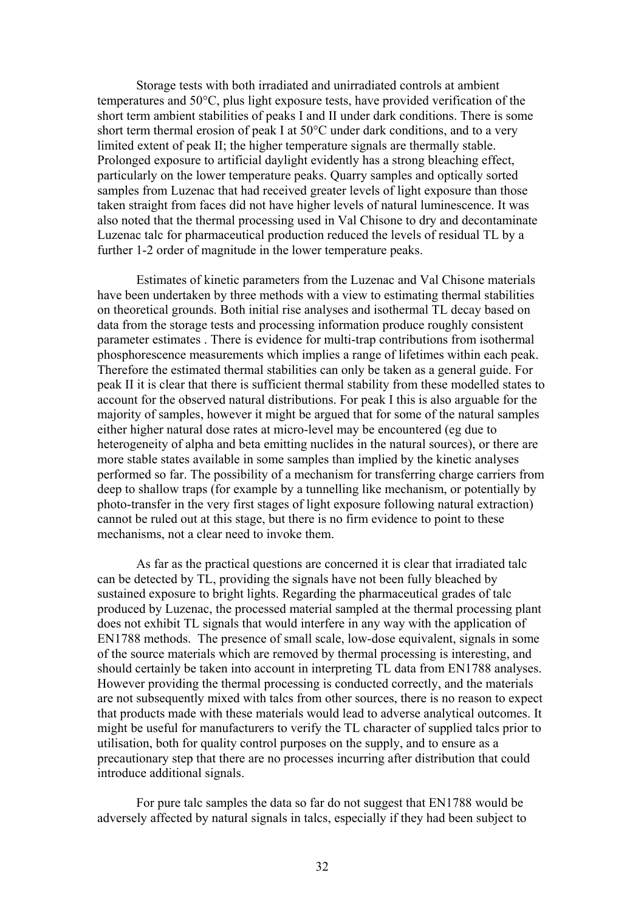Storage tests with both irradiated and unirradiated controls at ambient temperatures and 50°C, plus light exposure tests, have provided verification of the short term ambient stabilities of peaks I and II under dark conditions. There is some short term thermal erosion of peak I at 50°C under dark conditions, and to a very limited extent of peak II; the higher temperature signals are thermally stable. Prolonged exposure to artificial daylight evidently has a strong bleaching effect, particularly on the lower temperature peaks. Quarry samples and optically sorted samples from Luzenac that had received greater levels of light exposure than those taken straight from faces did not have higher levels of natural luminescence. It was also noted that the thermal processing used in Val Chisone to dry and decontaminate Luzenac talc for pharmaceutical production reduced the levels of residual TL by a further 1-2 order of magnitude in the lower temperature peaks.

Estimates of kinetic parameters from the Luzenac and Val Chisone materials have been undertaken by three methods with a view to estimating thermal stabilities on theoretical grounds. Both initial rise analyses and isothermal TL decay based on data from the storage tests and processing information produce roughly consistent parameter estimates . There is evidence for multi-trap contributions from isothermal phosphorescence measurements which implies a range of lifetimes within each peak. Therefore the estimated thermal stabilities can only be taken as a general guide. For peak II it is clear that there is sufficient thermal stability from these modelled states to account for the observed natural distributions. For peak I this is also arguable for the majority of samples, however it might be argued that for some of the natural samples either higher natural dose rates at micro-level may be encountered (eg due to heterogeneity of alpha and beta emitting nuclides in the natural sources), or there are more stable states available in some samples than implied by the kinetic analyses performed so far. The possibility of a mechanism for transferring charge carriers from deep to shallow traps (for example by a tunnelling like mechanism, or potentially by photo-transfer in the very first stages of light exposure following natural extraction) cannot be ruled out at this stage, but there is no firm evidence to point to these mechanisms, not a clear need to invoke them.

As far as the practical questions are concerned it is clear that irradiated talc can be detected by TL, providing the signals have not been fully bleached by sustained exposure to bright lights. Regarding the pharmaceutical grades of talc produced by Luzenac, the processed material sampled at the thermal processing plant does not exhibit TL signals that would interfere in any way with the application of EN1788 methods. The presence of small scale, low-dose equivalent, signals in some of the source materials which are removed by thermal processing is interesting, and should certainly be taken into account in interpreting TL data from EN1788 analyses. However providing the thermal processing is conducted correctly, and the materials are not subsequently mixed with talcs from other sources, there is no reason to expect that products made with these materials would lead to adverse analytical outcomes. It might be useful for manufacturers to verify the TL character of supplied talcs prior to utilisation, both for quality control purposes on the supply, and to ensure as a precautionary step that there are no processes incurring after distribution that could introduce additional signals.

For pure talc samples the data so far do not suggest that EN1788 would be adversely affected by natural signals in talcs, especially if they had been subject to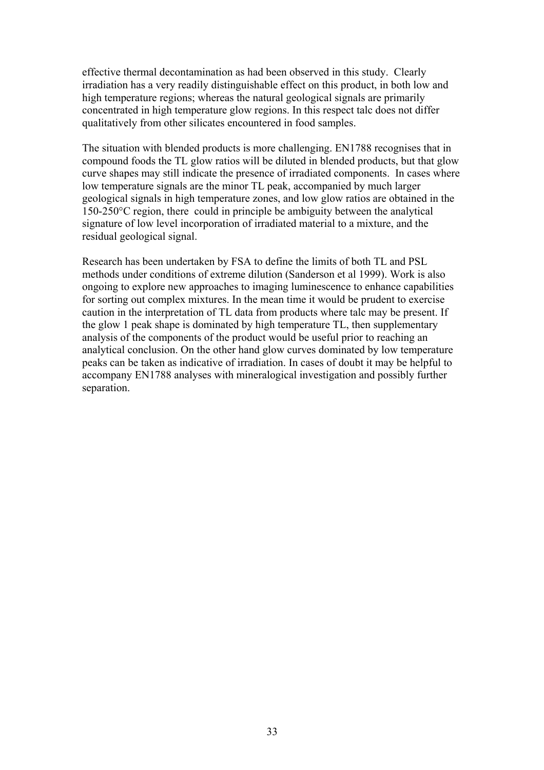effective thermal decontamination as had been observed in this study. Clearly irradiation has a very readily distinguishable effect on this product, in both low and high temperature regions; whereas the natural geological signals are primarily concentrated in high temperature glow regions. In this respect talc does not differ qualitatively from other silicates encountered in food samples.

The situation with blended products is more challenging. EN1788 recognises that in compound foods the TL glow ratios will be diluted in blended products, but that glow curve shapes may still indicate the presence of irradiated components. In cases where low temperature signals are the minor TL peak, accompanied by much larger geological signals in high temperature zones, and low glow ratios are obtained in the 150-250°C region, there could in principle be ambiguity between the analytical signature of low level incorporation of irradiated material to a mixture, and the residual geological signal.

Research has been undertaken by FSA to define the limits of both TL and PSL methods under conditions of extreme dilution (Sanderson et al 1999). Work is also ongoing to explore new approaches to imaging luminescence to enhance capabilities for sorting out complex mixtures. In the mean time it would be prudent to exercise caution in the interpretation of TL data from products where talc may be present. If the glow 1 peak shape is dominated by high temperature TL, then supplementary analysis of the components of the product would be useful prior to reaching an analytical conclusion. On the other hand glow curves dominated by low temperature peaks can be taken as indicative of irradiation. In cases of doubt it may be helpful to accompany EN1788 analyses with mineralogical investigation and possibly further separation.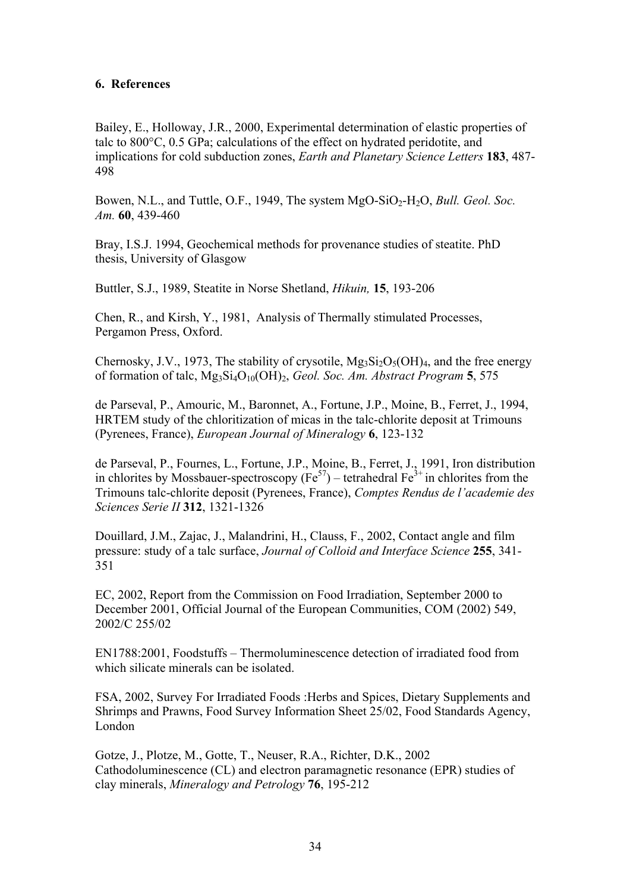## 6. References

Bailey, E., Holloway, J.R., 2000, Experimental determination of elastic properties of talc to 800°C, 0.5 GPa; calculations of the effect on hydrated peridotite, and implications for cold subduction zones, *Earth and Planetary Science Letters* **183**, 487-498

Bowen, N.L., and Tuttle, O.F., 1949, The system $MgO$-$SiO_2$-$H_2O$, *Bull. Geol. Soc. Am.* **60**, 439-460

Bray, I.S.J. 1994, Geochemical methods for provenance studies of steatite. PhD thesis, University of Glasgow

Buttler, S.J., 1989, Steatite in Norse Shetland, *Hikuin,* **15**, 193-206

Chen, R., and Kirsh, Y., 1981, Analysis of Thermally stimulated Processes, Pergamon Press, Oxford.

Chernosky, J.V., 1973, The stability of crysotile, $Mg_3Si_2O_5(OH)_4$, and the free energy of formation of talc, $Mg_3Si_4O_{10}(OH)_2$, *Geol. Soc. Am. Abstract Program* **5**, 575

de Parseval, P., Amouric, M., Baronnet, A., Fortune, J.P., Moine, B., Ferret, J., 1994, HRTEM study of the chloritization of micas in the talc-chlorite deposit at Trimouns (Pyrenees, France), *European Journal of Mineralogy* **6**, 123-132

de Parseval, P., Fournes, L., Fortune, J.P., Moine, B., Ferret, J., 1991, Iron distribution in chlorites by Mossbauer-spectroscopy ($Fe^{57}$) – tetrahedral $Fe^{3+}$ in chlorites from the Trimouns talc-chlorite deposit (Pyrenees, France), *Comptes Rendus de l'academie des Sciences Serie II* **312**, 1321-1326

Douillard, J.M., Zajac, J., Malandrini, H., Clauss, F., 2002, Contact angle and film pressure: study of a talc surface, *Journal of Colloid and Interface Science* **255**, 341-351

EC, 2002, Report from the Commission on Food Irradiation, September 2000 to December 2001, Official Journal of the European Communities, COM (2002) 549, 2002/C 255/02

EN1788:2001, Foodstuffs – Thermoluminescence detection of irradiated food from which silicate minerals can be isolated.

FSA, 2002, Survey For Irradiated Foods :Herbs and Spices, Dietary Supplements and Shrimps and Prawns, Food Survey Information Sheet 25/02, Food Standards Agency, London

Gotze, J., Plotze, M., Gotte, T., Neuser, R.A., Richter, D.K., 2002 Cathodoluminescence (CL) and electron paramagnetic resonance (EPR) studies of clay minerals, *Mineralogy and Petrology* **76**, 195-212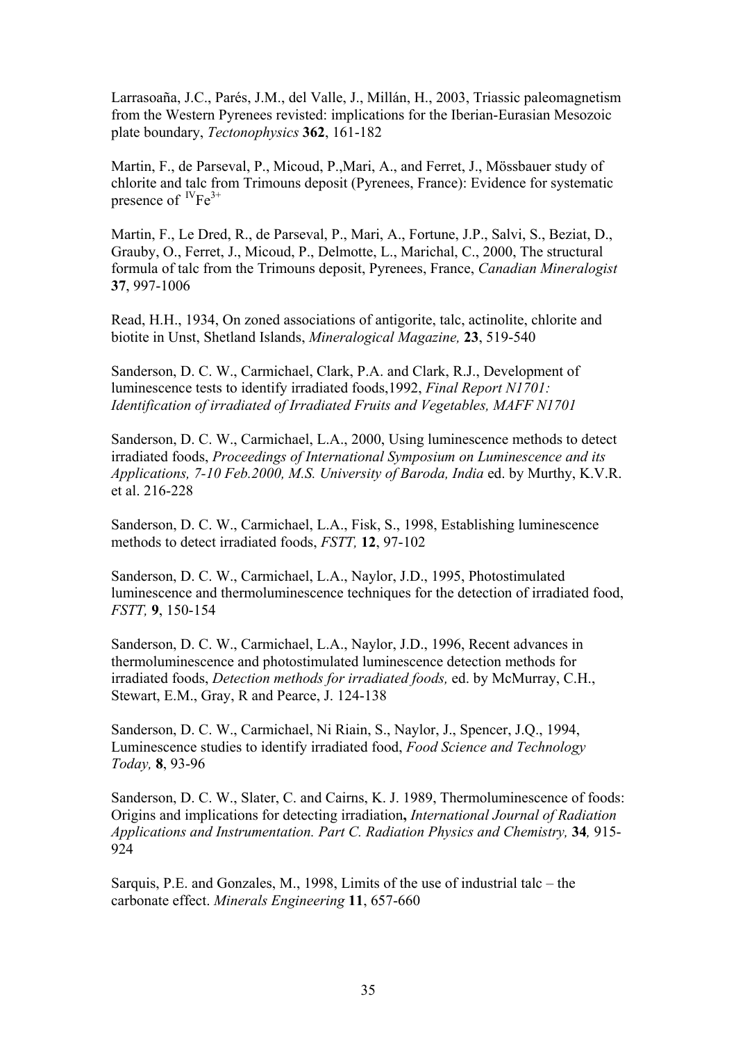Larrasoaña, J.C., Parés, J.M., del Valle, J., Millán, H., 2003, Triassic paleomagnetism from the Western Pyrenees revisted: implications for the Iberian-Eurasian Mesozoic plate boundary, *Tectonophysics* **362**, 161-182

Martin, F., de Parseval, P., Micoud, P.,Mari, A., and Ferret, J., Mössbauer study of chlorite and talc from Trimouns deposit (Pyrenees, France): Evidence for systematic presence of $^{IV}Fe^{3+}$

Martin, F., Le Dred, R., de Parseval, P., Mari, A., Fortune, J.P., Salvi, S., Beziat, D., Grauby, O., Ferret, J., Micoud, P., Delmotte, L., Marichal, C., 2000, The structural formula of talc from the Trimouns deposit, Pyrenees, France, *Canadian Mineralogist* **37**, 997-1006

Read, H.H., 1934, On zoned associations of antigorite, talc, actinolite, chlorite and biotite in Unst, Shetland Islands, *Mineralogical Magazine,* **23**, 519-540

Sanderson, D. C. W., Carmichael, Clark, P.A. and Clark, R.J., Development of luminescence tests to identify irradiated foods,1992, *Final Report N1701: Identification of irradiated of Irradiated Fruits and Vegetables, MAFF N1701*

Sanderson, D. C. W., Carmichael, L.A., 2000, Using luminescence methods to detect irradiated foods, *Proceedings of International Symposium on Luminescence and its Applications, 7-10 Feb.2000, M.S. University of Baroda, India* ed. by Murthy, K.V.R. et al. 216-228

Sanderson, D. C. W., Carmichael, L.A., Fisk, S., 1998, Establishing luminescence methods to detect irradiated foods, *FSTT,* **12**, 97-102

Sanderson, D. C. W., Carmichael, L.A., Naylor, J.D., 1995, Photostimulated luminescence and thermoluminescence techniques for the detection of irradiated food, *FSTT,* **9**, 150-154

Sanderson, D. C. W., Carmichael, L.A., Naylor, J.D., 1996, Recent advances in thermoluminescence and photostimulated luminescence detection methods for irradiated foods, *Detection methods for irradiated foods,* ed. by McMurray, C.H., Stewart, E.M., Gray, R and Pearce, J. 124-138

Sanderson, D. C. W., Carmichael, Ni Riain, S., Naylor, J., Spencer, J.Q., 1994, Luminescence studies to identify irradiated food, *Food Science and Technology Today,* **8**, 93-96

Sanderson, D. C. W., Slater, C. and Cairns, K. J. 1989, Thermoluminescence of foods: Origins and implications for detecting irradiation**,** *International Journal of Radiation Applications and Instrumentation. Part C. Radiation Physics and Chemistry,* **34***,* 915-924

Sarquis, P.E. and Gonzales, M., 1998, Limits of the use of industrial talc – the carbonate effect. *Minerals Engineering* **11**, 657-660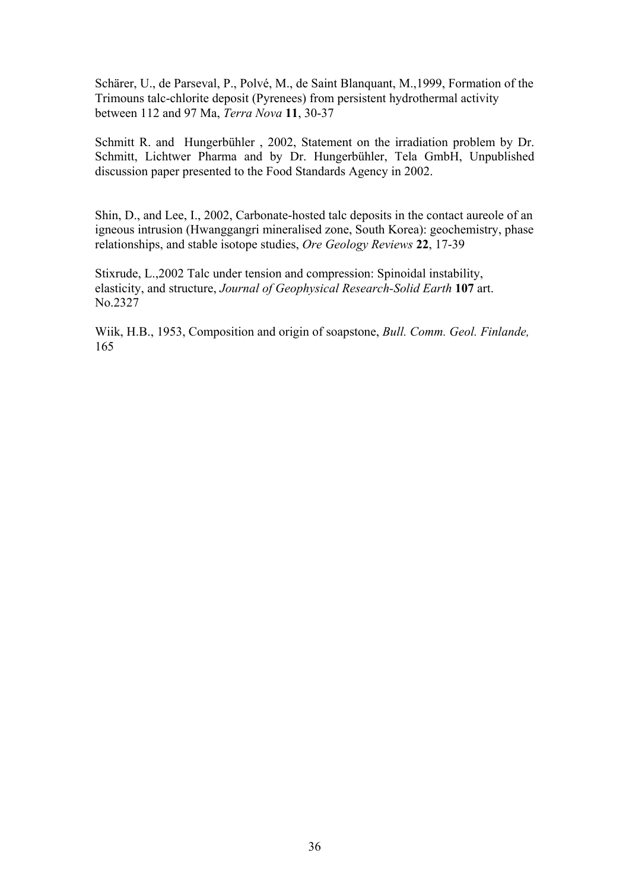Schärer, U., de Parseval, P., Polvé, M., de Saint Blanquant, M.,1999, Formation of the Trimouns talc-chlorite deposit (Pyrenees) from persistent hydrothermal activity between 112 and 97 Ma, *Terra Nova* **11**, 30-37

Schmitt R. and Hungerbühler , 2002, Statement on the irradiation problem by Dr. Schmitt, Lichtwer Pharma and by Dr. Hungerbühler, Tela GmbH, Unpublished discussion paper presented to the Food Standards Agency in 2002.

Shin, D., and Lee, I., 2002, Carbonate-hosted talc deposits in the contact aureole of an igneous intrusion (Hwanggangri mineralised zone, South Korea): geochemistry, phase relationships, and stable isotope studies, *Ore Geology Reviews* **22**, 17-39

Stixrude, L.,2002 Talc under tension and compression: Spinoidal instability, elasticity, and structure, *Journal of Geophysical Research-Solid Earth* **107** art. No.2327

Wiik, H.B., 1953, Composition and origin of soapstone, *Bull. Comm. Geol. Finlande,* 165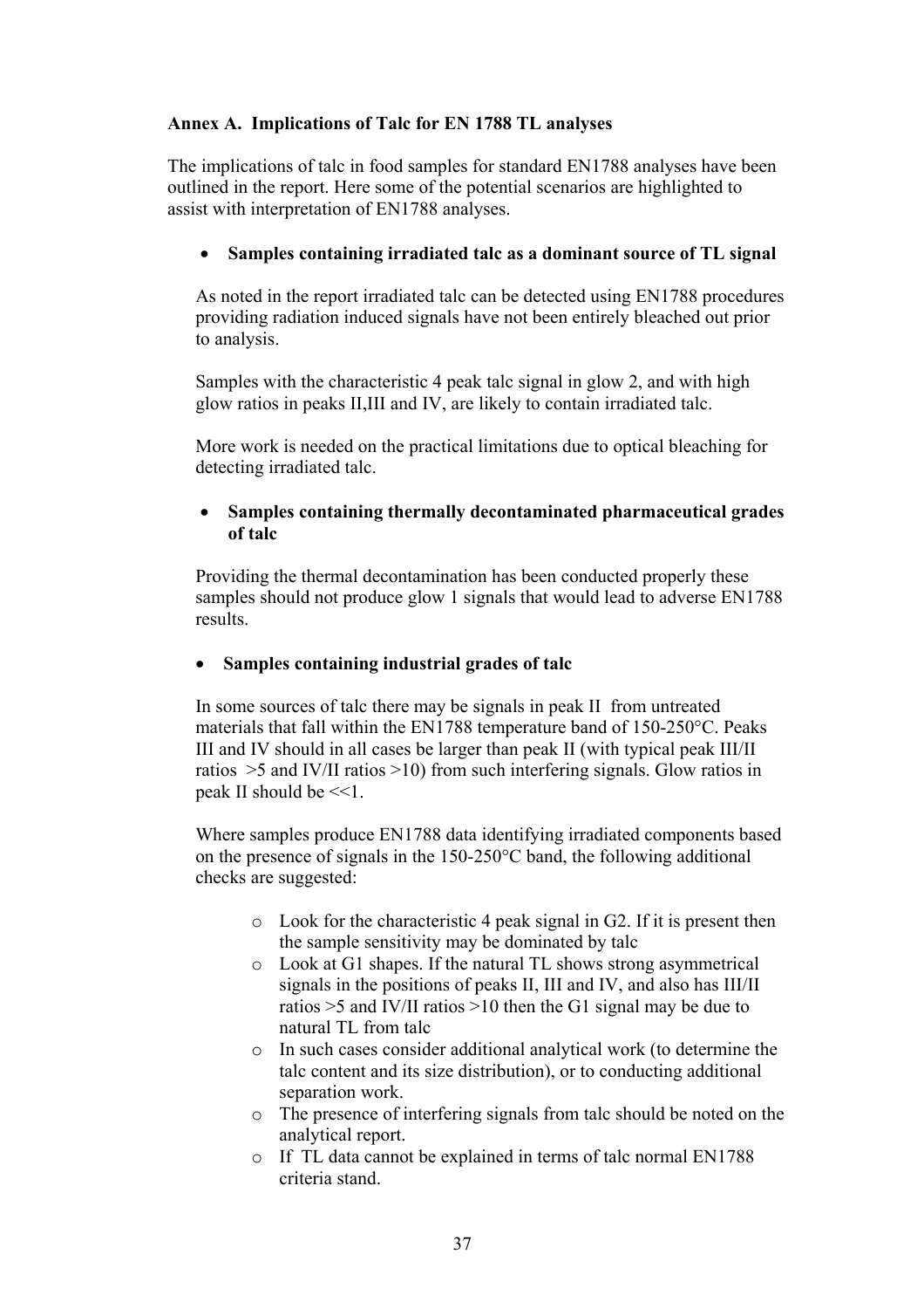## Annex A. Implications of Talc for EN 1788 TL analyses

The implications of talc in food samples for standard EN1788 analyses have been outlined in the report. Here some of the potential scenarios are highlighted to assist with interpretation of EN1788 analyses.

- **Samples containing irradiated talc as a dominant source of TL signal**

  As noted in the report irradiated talc can be detected using EN1788 procedures providing radiation induced signals have not been entirely bleached out prior to analysis.

  Samples with the characteristic 4 peak talc signal in glow 2, and with high glow ratios in peaks II,III and IV, are likely to contain irradiated talc.

  More work is needed on the practical limitations due to optical bleaching for detecting irradiated talc.

- **Samples containing thermally decontaminated pharmaceutical grades of talc**

  Providing the thermal decontamination has been conducted properly these samples should not produce glow 1 signals that would lead to adverse EN1788 results.

- **Samples containing industrial grades of talc**

  In some sources of talc there may be signals in peak II from untreated materials that fall within the EN1788 temperature band of 150-250°C. Peaks III and IV should in all cases be larger than peak II (with typical peak III/II ratios >5 and IV/II ratios >10) from such interfering signals. Glow ratios in peak II should be <<1.

  Where samples produce EN1788 data identifying irradiated components based on the presence of signals in the 150-250°C band, the following additional checks are suggested:

  - Look for the characteristic 4 peak signal in G2. If it is present then the sample sensitivity may be dominated by talc
  - Look at G1 shapes. If the natural TL shows strong asymmetrical signals in the positions of peaks II, III and IV, and also has III/II ratios >5 and IV/II ratios >10 then the G1 signal may be due to natural TL from talc
  - In such cases consider additional analytical work (to determine the talc content and its size distribution), or to conducting additional separation work.
  - The presence of interfering signals from talc should be noted on the analytical report.
  - If TL data cannot be explained in terms of talc normal EN1788 criteria stand.